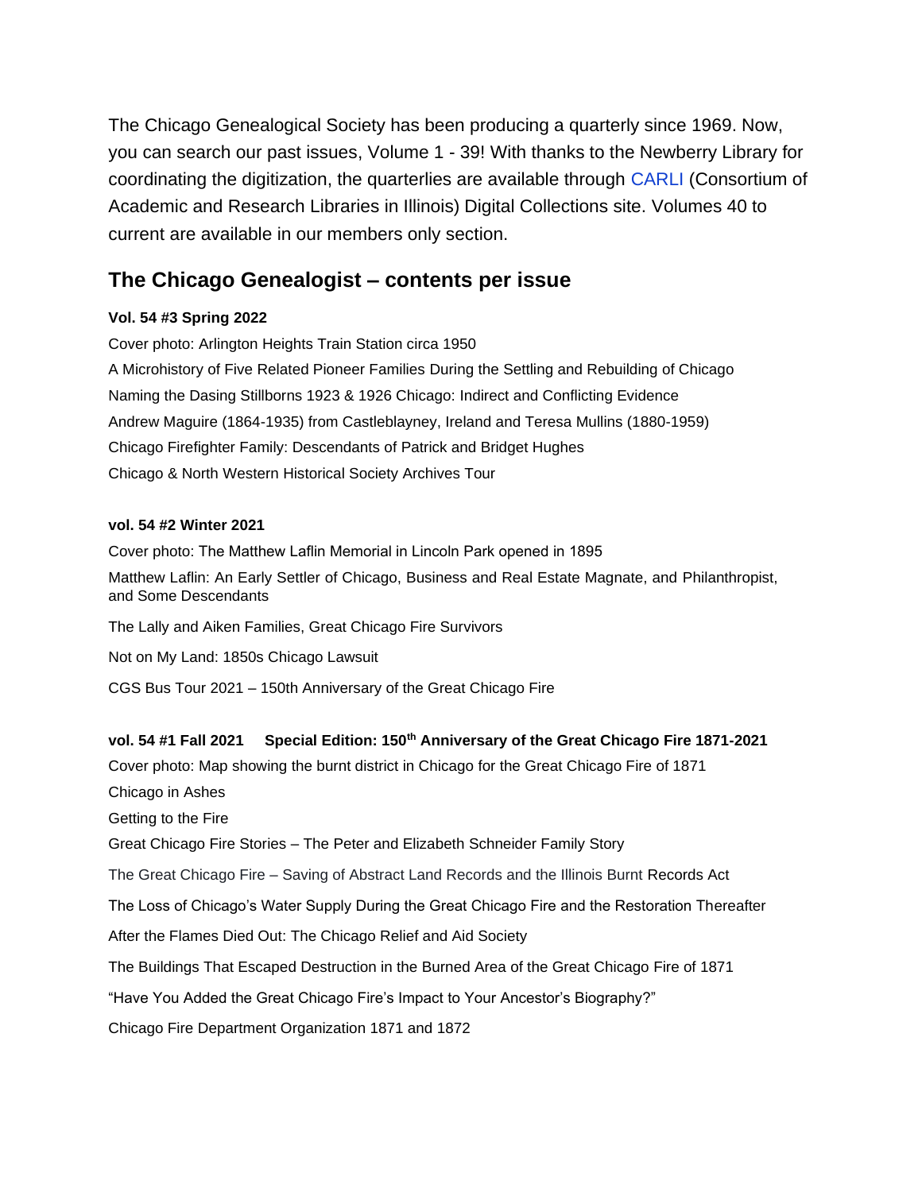The Chicago Genealogical Society has been producing a quarterly since 1969. Now, you can search our past issues, Volume 1 - 39! With thanks to the Newberry Library for coordinating the digitization, the quarterlies are available through CARLI (Consortium of Academic and Research Libraries in Illinois) Digital Collections site. Volumes 40 to current are available in our members only section.

## The Chicago Genealogist – contents per issue

**Vol. 54 #3 Spring 2022**

Cover photo: Arlington Heights Train Station circa 1950

A Microhistory of Five Related Pioneer Families During the Settling and Rebuilding of Chicago

Naming the Dasing Stillborns 1923 & 1926 Chicago: Indirect and Conflicting Evidence

Andrew Maguire (1864-1935) from Castleblayney, Ireland and Teresa Mullins (1880-1959)

Chicago Firefighter Family: Descendants of Patrick and Bridget Hughes

Chicago & North Western Historical Society Archives Tour

**vol. 54 #2 Winter 2021**

Cover photo: The Matthew Laflin Memorial in Lincoln Park opened in 1895

Matthew Laflin: An Early Settler of Chicago, Business and Real Estate Magnate, and Philanthropist, and Some Descendants

The Lally and Aiken Families, Great Chicago Fire Survivors

Not on My Land: 1850s Chicago Lawsuit

CGS Bus Tour 2021 – 150th Anniversary of the Great Chicago Fire

**vol. 54 #1 Fall 2021 Special Edition: 150th Anniversary of the Great Chicago Fire 1871-2021**

Cover photo: Map showing the burnt district in Chicago for the Great Chicago Fire of 1871

Chicago in Ashes

Getting to the Fire

Great Chicago Fire Stories – The Peter and Elizabeth Schneider Family Story

The Great Chicago Fire – Saving of Abstract Land Records and the Illinois Burnt Records Act

The Loss of Chicago's Water Supply During the Great Chicago Fire and the Restoration Thereafter

After the Flames Died Out: The Chicago Relief and Aid Society

The Buildings That Escaped Destruction in the Burned Area of the Great Chicago Fire of 1871

"Have You Added the Great Chicago Fire's Impact to Your Ancestor's Biography?"

Chicago Fire Department Organization 1871 and 1872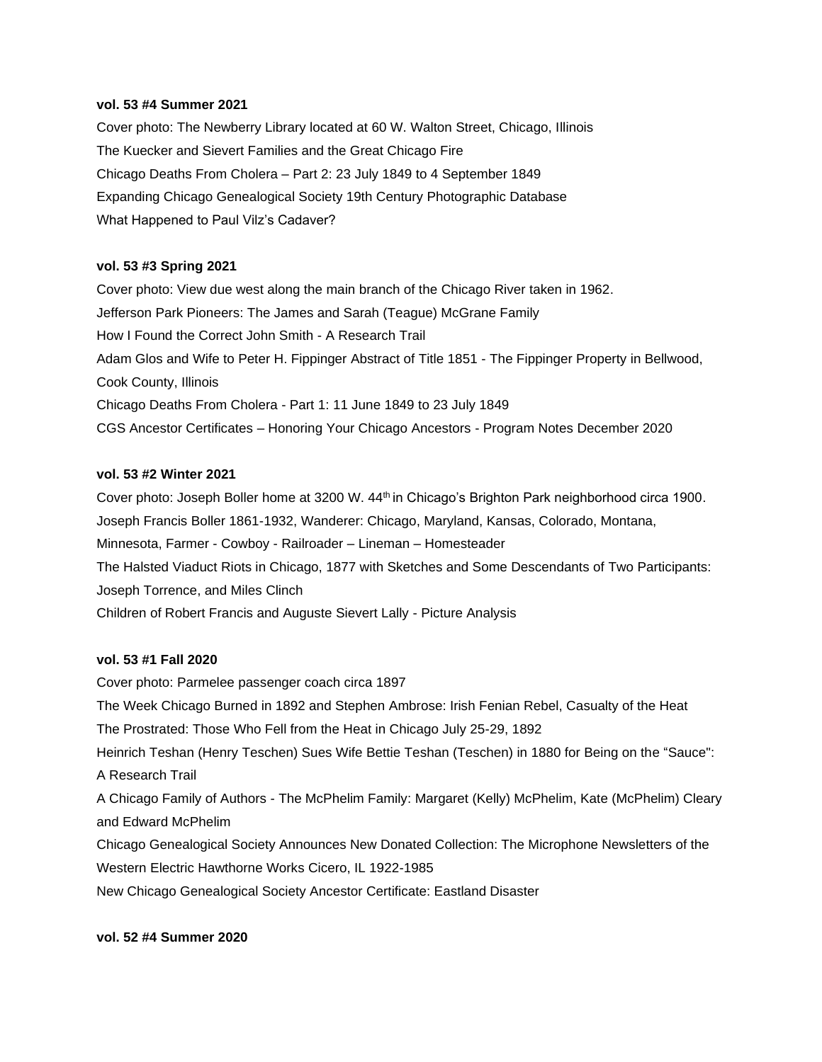**vol. 53 #4 Summer 2021**

Cover photo: The Newberry Library located at 60 W. Walton Street, Chicago, Illinois

The Kuecker and Sievert Families and the Great Chicago Fire

Chicago Deaths From Cholera – Part 2: 23 July 1849 to 4 September 1849

Expanding Chicago Genealogical Society 19th Century Photographic Database

What Happened to Paul Vilz's Cadaver?

**vol. 53 #3 Spring 2021**

Cover photo: View due west along the main branch of the Chicago River taken in 1962.

Jefferson Park Pioneers: The James and Sarah (Teague) McGrane Family

How I Found the Correct John Smith - A Research Trail

Adam Glos and Wife to Peter H. Fippinger Abstract of Title 1851 - The Fippinger Property in Bellwood, Cook County, Illinois

Chicago Deaths From Cholera - Part 1: 11 June 1849 to 23 July 1849

CGS Ancestor Certificates – Honoring Your Chicago Ancestors - Program Notes December 2020

**vol. 53 #2 Winter 2021**

Cover photo: Joseph Boller home at 3200 W. 44th in Chicago's Brighton Park neighborhood circa 1900.

Joseph Francis Boller 1861-1932, Wanderer: Chicago, Maryland, Kansas, Colorado, Montana, Minnesota, Farmer - Cowboy - Railroader – Lineman – Homesteader

The Halsted Viaduct Riots in Chicago, 1877 with Sketches and Some Descendants of Two Participants: Joseph Torrence, and Miles Clinch

Children of Robert Francis and Auguste Sievert Lally - Picture Analysis

**vol. 53 #1 Fall 2020**

Cover photo: Parmelee passenger coach circa 1897

The Week Chicago Burned in 1892 and Stephen Ambrose: Irish Fenian Rebel, Casualty of the Heat

The Prostrated: Those Who Fell from the Heat in Chicago July 25-29, 1892

Heinrich Teshan (Henry Teschen) Sues Wife Bettie Teshan (Teschen) in 1880 for Being on the "Sauce": A Research Trail

A Chicago Family of Authors - The McPhelim Family: Margaret (Kelly) McPhelim, Kate (McPhelim) Cleary and Edward McPhelim

Chicago Genealogical Society Announces New Donated Collection: The Microphone Newsletters of the Western Electric Hawthorne Works Cicero, IL 1922-1985

New Chicago Genealogical Society Ancestor Certificate: Eastland Disaster

**vol. 52 #4 Summer 2020**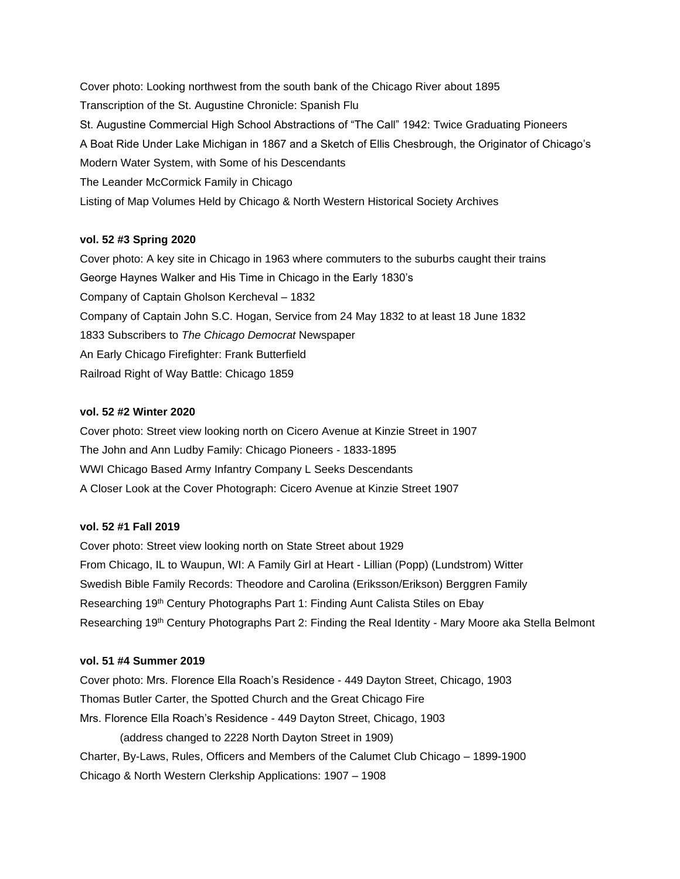Cover photo: Looking northwest from the south bank of the Chicago River about 1895

Transcription of the St. Augustine Chronicle: Spanish Flu

St. Augustine Commercial High School Abstractions of "The Call" 1942: Twice Graduating Pioneers

A Boat Ride Under Lake Michigan in 1867 and a Sketch of Ellis Chesbrough, the Originator of Chicago's Modern Water System, with Some of his Descendants

The Leander McCormick Family in Chicago

Listing of Map Volumes Held by Chicago & North Western Historical Society Archives

**vol. 52 #3 Spring 2020**

Cover photo: A key site in Chicago in 1963 where commuters to the suburbs caught their trains

George Haynes Walker and His Time in Chicago in the Early 1830's

Company of Captain Gholson Kercheval – 1832

Company of Captain John S.C. Hogan, Service from 24 May 1832 to at least 18 June 1832

1833 Subscribers to *The Chicago Democrat* Newspaper

An Early Chicago Firefighter: Frank Butterfield

Railroad Right of Way Battle: Chicago 1859

**vol. 52 #2 Winter 2020**

Cover photo: Street view looking north on Cicero Avenue at Kinzie Street in 1907

The John and Ann Ludby Family: Chicago Pioneers - 1833-1895

WWI Chicago Based Army Infantry Company L Seeks Descendants

A Closer Look at the Cover Photograph: Cicero Avenue at Kinzie Street 1907

**vol. 52 #1 Fall 2019**

Cover photo: Street view looking north on State Street about 1929

From Chicago, IL to Waupun, WI: A Family Girl at Heart - Lillian (Popp) (Lundstrom) Witter

Swedish Bible Family Records: Theodore and Carolina (Eriksson/Erikson) Berggren Family

Researching 19th Century Photographs Part 1: Finding Aunt Calista Stiles on Ebay

Researching 19th Century Photographs Part 2: Finding the Real Identity - Mary Moore aka Stella Belmont

**vol. 51 #4 Summer 2019**

Cover photo: Mrs. Florence Ella Roach's Residence - 449 Dayton Street, Chicago, 1903

Thomas Butler Carter, the Spotted Church and the Great Chicago Fire

Mrs. Florence Ella Roach's Residence - 449 Dayton Street, Chicago, 1903
(address changed to 2228 North Dayton Street in 1909)

Charter, By-Laws, Rules, Officers and Members of the Calumet Club Chicago – 1899-1900

Chicago & North Western Clerkship Applications: 1907 – 1908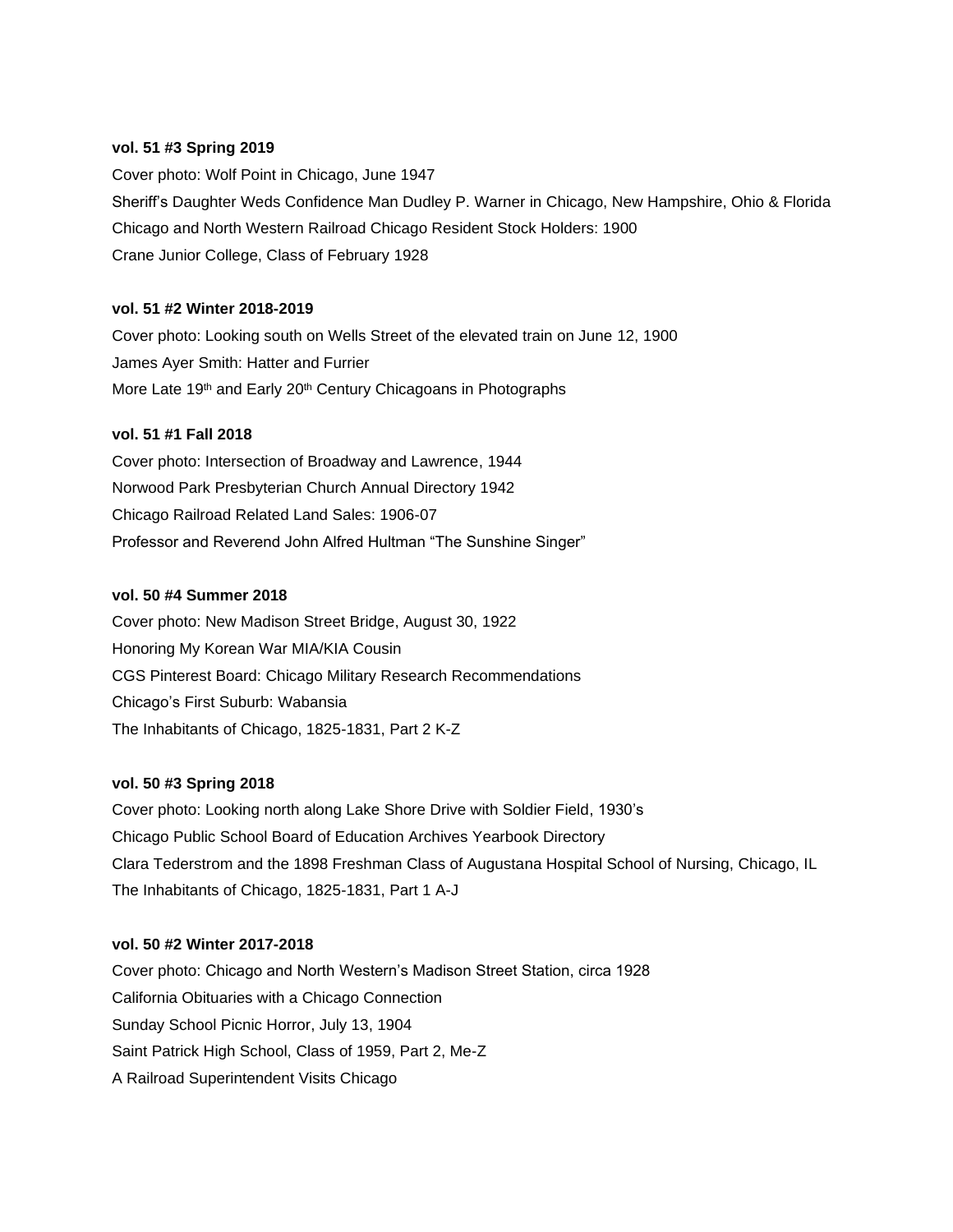**vol. 51 #3 Spring 2019**

Cover photo: Wolf Point in Chicago, June 1947

Sheriff's Daughter Weds Confidence Man Dudley P. Warner in Chicago, New Hampshire, Ohio & Florida

Chicago and North Western Railroad Chicago Resident Stock Holders: 1900

Crane Junior College, Class of February 1928

**vol. 51 #2 Winter 2018-2019**

Cover photo: Looking south on Wells Street of the elevated train on June 12, 1900

James Ayer Smith: Hatter and Furrier

More Late 19th and Early 20th Century Chicagoans in Photographs

**vol. 51 #1 Fall 2018**

Cover photo: Intersection of Broadway and Lawrence, 1944

Norwood Park Presbyterian Church Annual Directory 1942

Chicago Railroad Related Land Sales: 1906-07

Professor and Reverend John Alfred Hultman "The Sunshine Singer"

**vol. 50 #4 Summer 2018**

Cover photo: New Madison Street Bridge, August 30, 1922

Honoring My Korean War MIA/KIA Cousin

CGS Pinterest Board: Chicago Military Research Recommendations

Chicago's First Suburb: Wabansia

The Inhabitants of Chicago, 1825-1831, Part 2 K-Z

**vol. 50 #3 Spring 2018**

Cover photo: Looking north along Lake Shore Drive with Soldier Field, 1930's

Chicago Public School Board of Education Archives Yearbook Directory

Clara Tederstrom and the 1898 Freshman Class of Augustana Hospital School of Nursing, Chicago, IL

The Inhabitants of Chicago, 1825-1831, Part 1 A-J

**vol. 50 #2 Winter 2017-2018**

Cover photo: Chicago and North Western's Madison Street Station, circa 1928

California Obituaries with a Chicago Connection

Sunday School Picnic Horror, July 13, 1904

Saint Patrick High School, Class of 1959, Part 2, Me-Z

A Railroad Superintendent Visits Chicago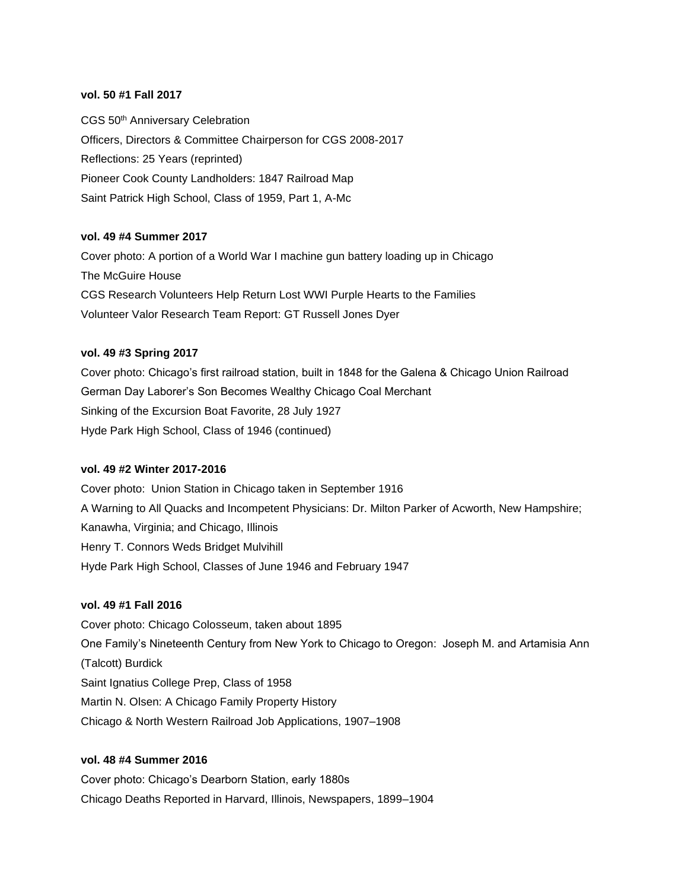**vol. 50 #1 Fall 2017**

CGS 50th Anniversary Celebration

Officers, Directors & Committee Chairperson for CGS 2008-2017

Reflections: 25 Years (reprinted)

Pioneer Cook County Landholders: 1847 Railroad Map

Saint Patrick High School, Class of 1959, Part 1, A-Mc

**vol. 49 #4 Summer 2017**

Cover photo: A portion of a World War I machine gun battery loading up in Chicago

The McGuire House

CGS Research Volunteers Help Return Lost WWI Purple Hearts to the Families

Volunteer Valor Research Team Report: GT Russell Jones Dyer

**vol. 49 #3 Spring 2017**

Cover photo: Chicago's first railroad station, built in 1848 for the Galena & Chicago Union Railroad

German Day Laborer's Son Becomes Wealthy Chicago Coal Merchant

Sinking of the Excursion Boat Favorite, 28 July 1927

Hyde Park High School, Class of 1946 (continued)

**vol. 49 #2 Winter 2017-2016**

Cover photo: Union Station in Chicago taken in September 1916

A Warning to All Quacks and Incompetent Physicians: Dr. Milton Parker of Acworth, New Hampshire; Kanawha, Virginia; and Chicago, Illinois

Henry T. Connors Weds Bridget Mulvihill

Hyde Park High School, Classes of June 1946 and February 1947

**vol. 49 #1 Fall 2016**

Cover photo: Chicago Colosseum, taken about 1895

One Family's Nineteenth Century from New York to Chicago to Oregon: Joseph M. and Artamisia Ann (Talcott) Burdick

Saint Ignatius College Prep, Class of 1958

Martin N. Olsen: A Chicago Family Property History

Chicago & North Western Railroad Job Applications, 1907–1908

**vol. 48 #4 Summer 2016**

Cover photo: Chicago's Dearborn Station, early 1880s

Chicago Deaths Reported in Harvard, Illinois, Newspapers, 1899–1904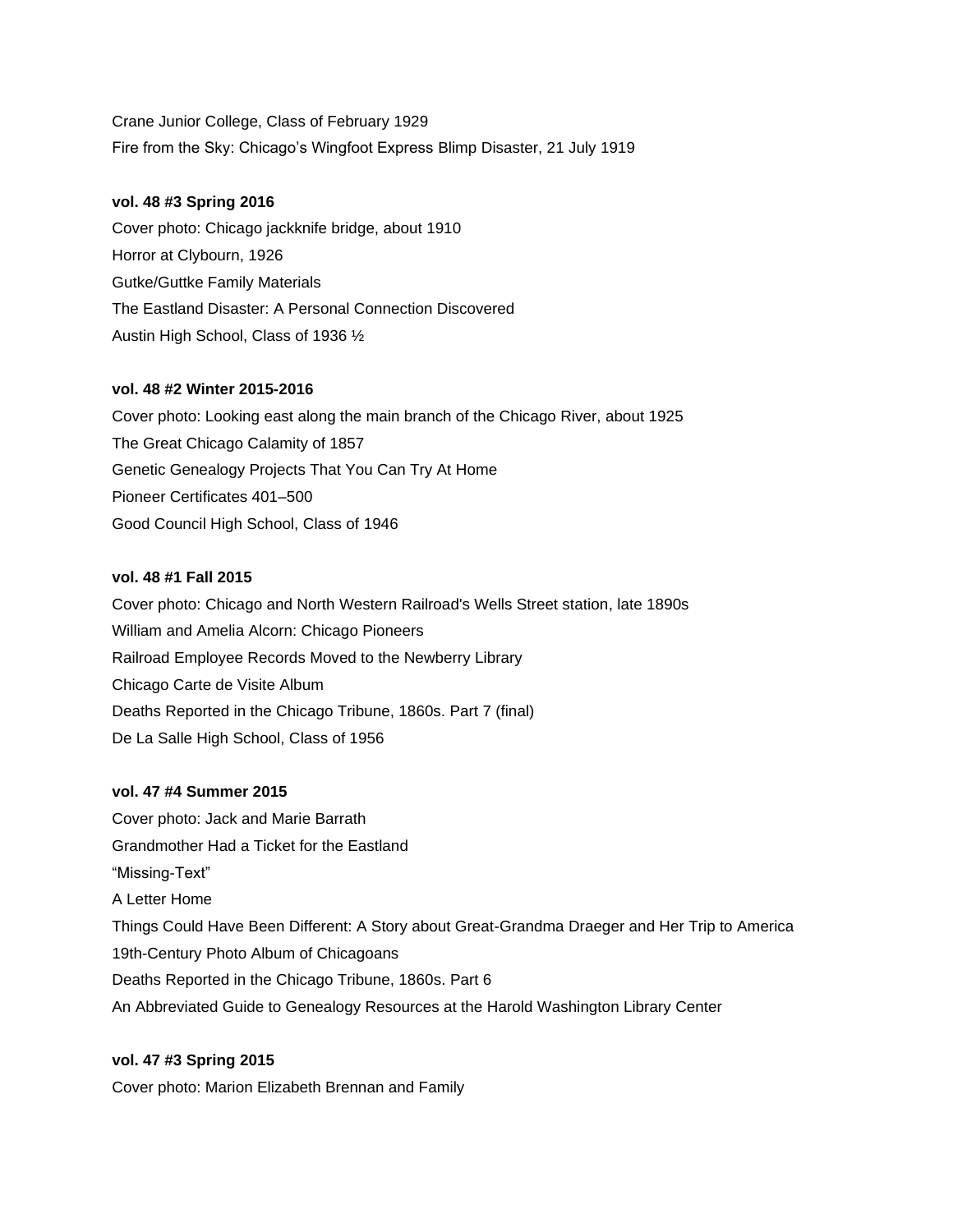Crane Junior College, Class of February 1929

Fire from the Sky: Chicago's Wingfoot Express Blimp Disaster, 21 July 1919

**vol. 48 #3 Spring 2016**

Cover photo: Chicago jackknife bridge, about 1910

Horror at Clybourn, 1926

Gutke/Guttke Family Materials

The Eastland Disaster: A Personal Connection Discovered

Austin High School, Class of 1936 ½

**vol. 48 #2 Winter 2015-2016**

Cover photo: Looking east along the main branch of the Chicago River, about 1925

The Great Chicago Calamity of 1857

Genetic Genealogy Projects That You Can Try At Home

Pioneer Certificates 401–500

Good Council High School, Class of 1946

**vol. 48 #1 Fall 2015**

Cover photo: Chicago and North Western Railroad's Wells Street station, late 1890s

William and Amelia Alcorn: Chicago Pioneers

Railroad Employee Records Moved to the Newberry Library

Chicago Carte de Visite Album

Deaths Reported in the Chicago Tribune, 1860s. Part 7 (final)

De La Salle High School, Class of 1956

**vol. 47 #4 Summer 2015**

Cover photo: Jack and Marie Barrath

Grandmother Had a Ticket for the Eastland

"Missing-Text"

A Letter Home

Things Could Have Been Different: A Story about Great-Grandma Draeger and Her Trip to America

19th-Century Photo Album of Chicagoans

Deaths Reported in the Chicago Tribune, 1860s. Part 6

An Abbreviated Guide to Genealogy Resources at the Harold Washington Library Center

**vol. 47 #3 Spring 2015**

Cover photo: Marion Elizabeth Brennan and Family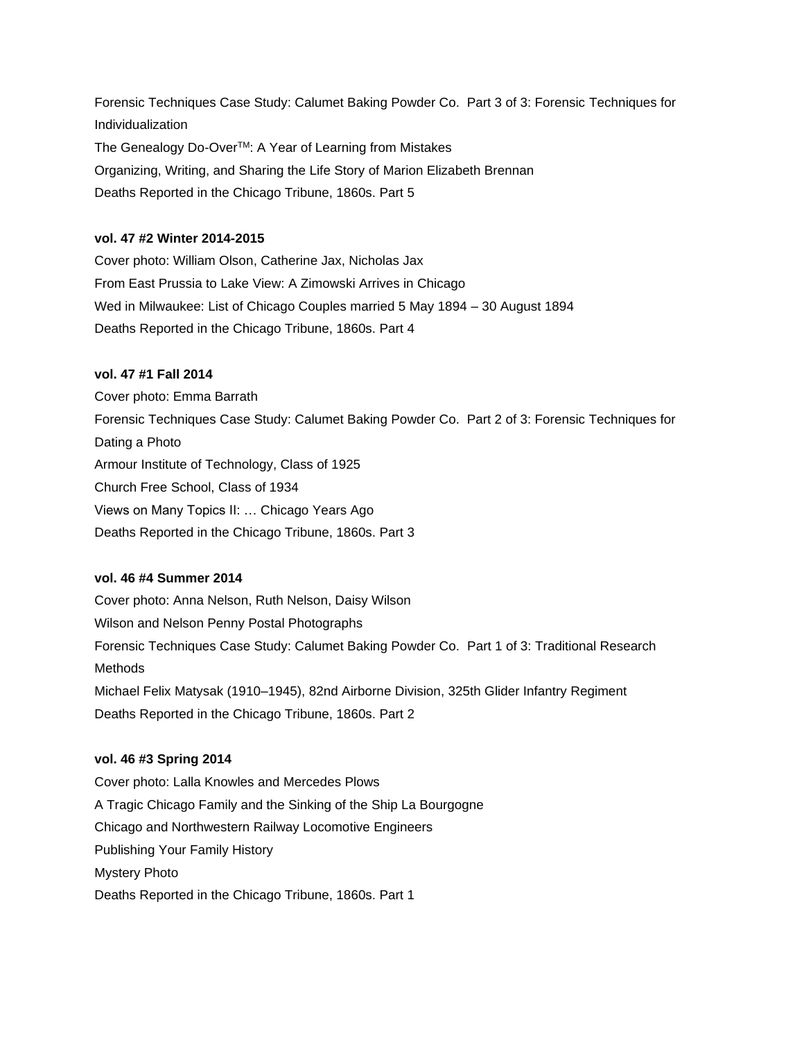Forensic Techniques Case Study: Calumet Baking Powder Co. Part 3 of 3: Forensic Techniques for Individualization

The Genealogy Do-Over™: A Year of Learning from Mistakes

Organizing, Writing, and Sharing the Life Story of Marion Elizabeth Brennan

Deaths Reported in the Chicago Tribune, 1860s. Part 5

**vol. 47 #2 Winter 2014-2015**

Cover photo: William Olson, Catherine Jax, Nicholas Jax

From East Prussia to Lake View: A Zimowski Arrives in Chicago

Wed in Milwaukee: List of Chicago Couples married 5 May 1894 – 30 August 1894

Deaths Reported in the Chicago Tribune, 1860s. Part 4

**vol. 47 #1 Fall 2014**

Cover photo: Emma Barrath

Forensic Techniques Case Study: Calumet Baking Powder Co. Part 2 of 3: Forensic Techniques for Dating a Photo

Armour Institute of Technology, Class of 1925

Church Free School, Class of 1934

Views on Many Topics II: … Chicago Years Ago

Deaths Reported in the Chicago Tribune, 1860s. Part 3

**vol. 46 #4 Summer 2014**

Cover photo: Anna Nelson, Ruth Nelson, Daisy Wilson

Wilson and Nelson Penny Postal Photographs

Forensic Techniques Case Study: Calumet Baking Powder Co. Part 1 of 3: Traditional Research Methods

Michael Felix Matysak (1910–1945), 82nd Airborne Division, 325th Glider Infantry Regiment

Deaths Reported in the Chicago Tribune, 1860s. Part 2

**vol. 46 #3 Spring 2014**

Cover photo: Lalla Knowles and Mercedes Plows

A Tragic Chicago Family and the Sinking of the Ship La Bourgogne

Chicago and Northwestern Railway Locomotive Engineers

Publishing Your Family History

Mystery Photo

Deaths Reported in the Chicago Tribune, 1860s. Part 1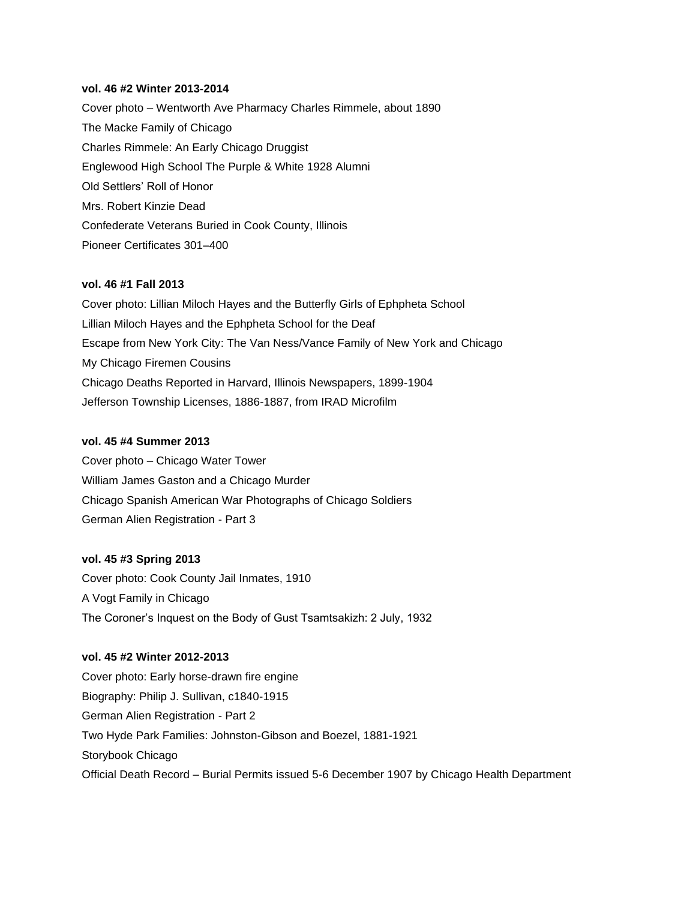**vol. 46 #2 Winter 2013-2014**

Cover photo – Wentworth Ave Pharmacy Charles Rimmele, about 1890

The Macke Family of Chicago

Charles Rimmele: An Early Chicago Druggist

Englewood High School The Purple & White 1928 Alumni

Old Settlers' Roll of Honor

Mrs. Robert Kinzie Dead

Confederate Veterans Buried in Cook County, Illinois

Pioneer Certificates 301–400

**vol. 46 #1 Fall 2013**

Cover photo: Lillian Miloch Hayes and the Butterfly Girls of Ephpheta School

Lillian Miloch Hayes and the Ephpheta School for the Deaf

Escape from New York City: The Van Ness/Vance Family of New York and Chicago

My Chicago Firemen Cousins

Chicago Deaths Reported in Harvard, Illinois Newspapers, 1899-1904

Jefferson Township Licenses, 1886-1887, from IRAD Microfilm

**vol. 45 #4 Summer 2013**

Cover photo – Chicago Water Tower

William James Gaston and a Chicago Murder

Chicago Spanish American War Photographs of Chicago Soldiers

German Alien Registration - Part 3

**vol. 45 #3 Spring 2013**

Cover photo: Cook County Jail Inmates, 1910

A Vogt Family in Chicago

The Coroner's Inquest on the Body of Gust Tsamtsakizh: 2 July, 1932

**vol. 45 #2 Winter 2012-2013**

Cover photo: Early horse-drawn fire engine

Biography: Philip J. Sullivan, c1840-1915

German Alien Registration - Part 2

Two Hyde Park Families: Johnston-Gibson and Boezel, 1881-1921

Storybook Chicago

Official Death Record – Burial Permits issued 5-6 December 1907 by Chicago Health Department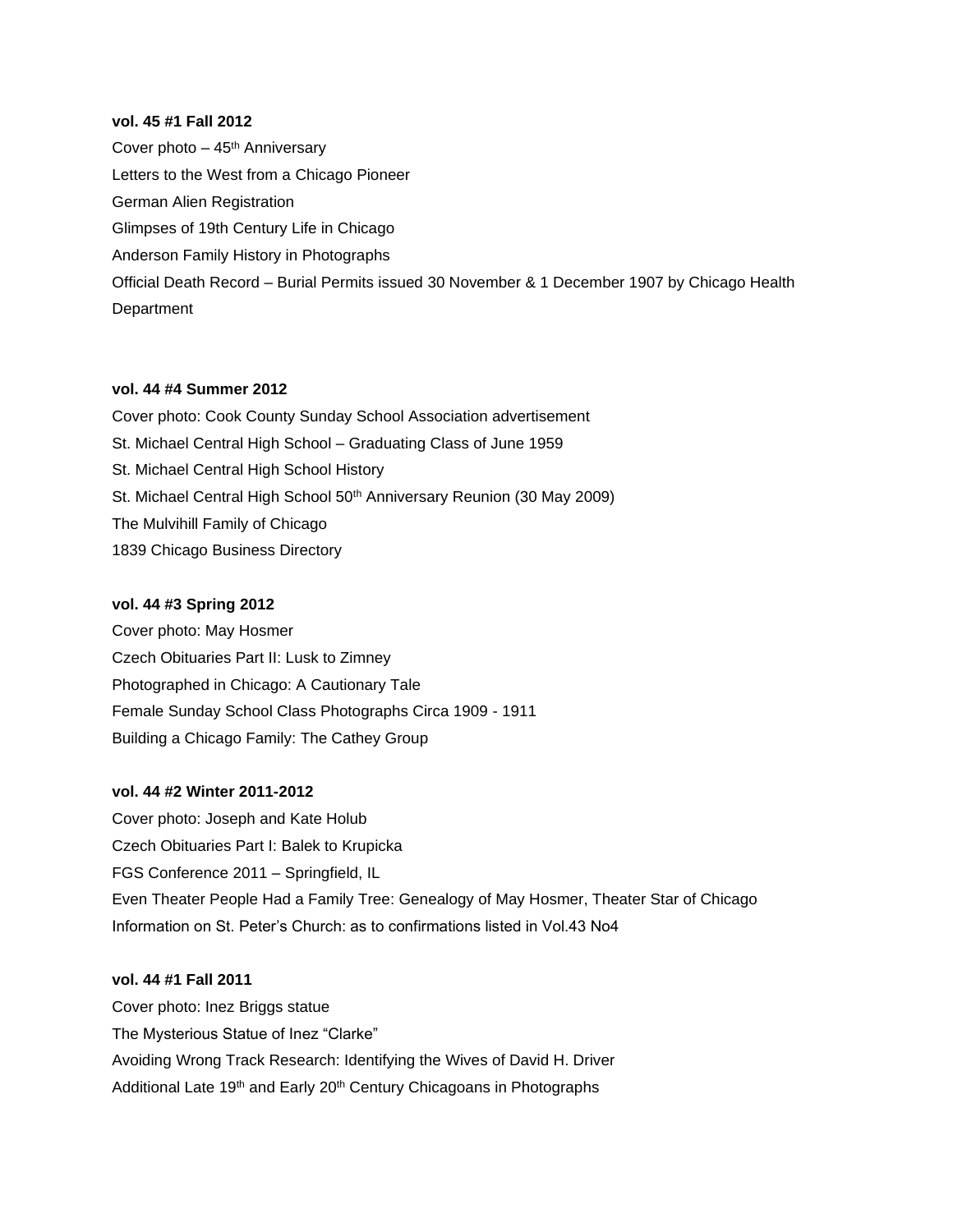**vol. 45 #1 Fall 2012**

Cover photo – 45th Anniversary

Letters to the West from a Chicago Pioneer

German Alien Registration

Glimpses of 19th Century Life in Chicago

Anderson Family History in Photographs

Official Death Record – Burial Permits issued 30 November & 1 December 1907 by Chicago Health Department

**vol. 44 #4 Summer 2012**

Cover photo: Cook County Sunday School Association advertisement

St. Michael Central High School – Graduating Class of June 1959

St. Michael Central High School History

St. Michael Central High School 50th Anniversary Reunion (30 May 2009)

The Mulvihill Family of Chicago

1839 Chicago Business Directory

**vol. 44 #3 Spring 2012**

Cover photo: May Hosmer

Czech Obituaries Part II: Lusk to Zimney

Photographed in Chicago: A Cautionary Tale

Female Sunday School Class Photographs Circa 1909 - 1911

Building a Chicago Family: The Cathey Group

**vol. 44 #2 Winter 2011-2012**

Cover photo: Joseph and Kate Holub

Czech Obituaries Part I: Balek to Krupicka

FGS Conference 2011 – Springfield, IL

Even Theater People Had a Family Tree: Genealogy of May Hosmer, Theater Star of Chicago

Information on St. Peter's Church: as to confirmations listed in Vol.43 No4

**vol. 44 #1 Fall 2011**

Cover photo: Inez Briggs statue

The Mysterious Statue of Inez "Clarke"

Avoiding Wrong Track Research: Identifying the Wives of David H. Driver

Additional Late 19th and Early 20th Century Chicagoans in Photographs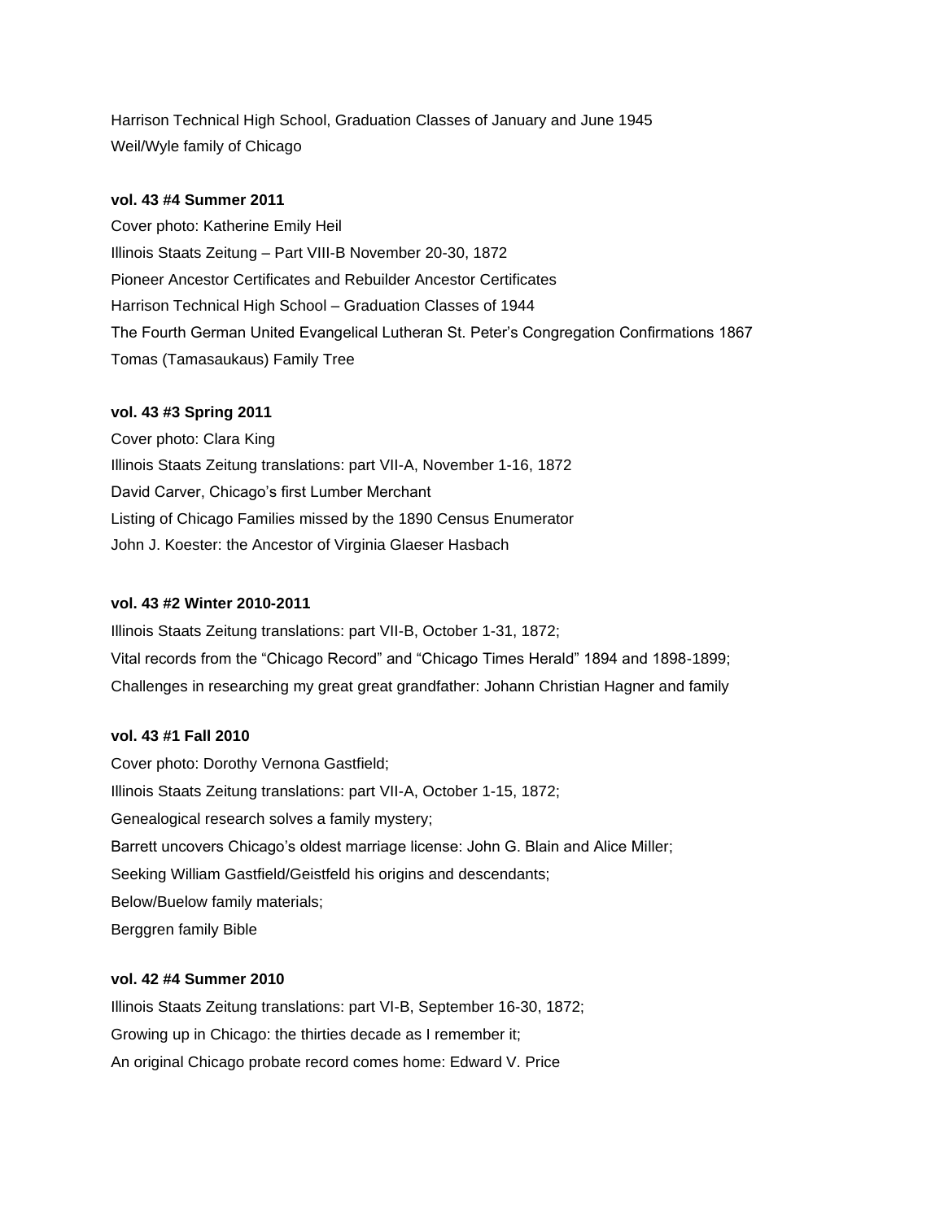Harrison Technical High School, Graduation Classes of January and June 1945
Weil/Wyle family of Chicago

**vol. 43 #4 Summer 2011**

Cover photo: Katherine Emily Heil
Illinois Staats Zeitung – Part VIII-B November 20-30, 1872
Pioneer Ancestor Certificates and Rebuilder Ancestor Certificates
Harrison Technical High School – Graduation Classes of 1944
The Fourth German United Evangelical Lutheran St. Peter's Congregation Confirmations 1867
Tomas (Tamasaukaus) Family Tree

**vol. 43 #3 Spring 2011**

Cover photo: Clara King
Illinois Staats Zeitung translations: part VII-A, November 1-16, 1872
David Carver, Chicago's first Lumber Merchant
Listing of Chicago Families missed by the 1890 Census Enumerator
John J. Koester: the Ancestor of Virginia Glaeser Hasbach

**vol. 43 #2 Winter 2010-2011**

Illinois Staats Zeitung translations: part VII-B, October 1-31, 1872;
Vital records from the "Chicago Record" and "Chicago Times Herald" 1894 and 1898-1899;
Challenges in researching my great great grandfather: Johann Christian Hagner and family

**vol. 43 #1 Fall 2010**

Cover photo: Dorothy Vernona Gastfield;
Illinois Staats Zeitung translations: part VII-A, October 1-15, 1872;
Genealogical research solves a family mystery;
Barrett uncovers Chicago's oldest marriage license: John G. Blain and Alice Miller;
Seeking William Gastfield/Geistfeld his origins and descendants;
Below/Buelow family materials;
Berggren family Bible

**vol. 42 #4 Summer 2010**

Illinois Staats Zeitung translations: part VI-B, September 16-30, 1872;
Growing up in Chicago: the thirties decade as I remember it;
An original Chicago probate record comes home: Edward V. Price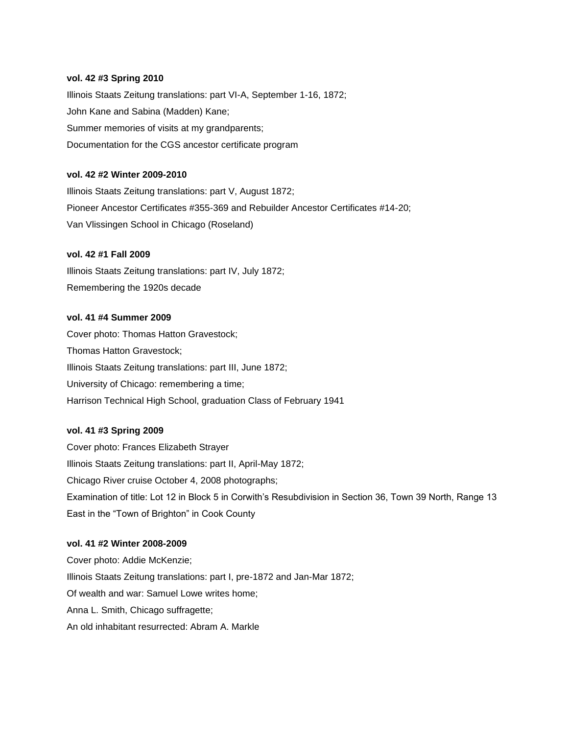**vol. 42 #3 Spring 2010**

Illinois Staats Zeitung translations: part VI-A, September 1-16, 1872;

John Kane and Sabina (Madden) Kane;

Summer memories of visits at my grandparents;

Documentation for the CGS ancestor certificate program

**vol. 42 #2 Winter 2009-2010**

Illinois Staats Zeitung translations: part V, August 1872;

Pioneer Ancestor Certificates #355-369 and Rebuilder Ancestor Certificates #14-20;

Van Vlissingen School in Chicago (Roseland)

**vol. 42 #1 Fall 2009**

Illinois Staats Zeitung translations: part IV, July 1872;

Remembering the 1920s decade

**vol. 41 #4 Summer 2009**

Cover photo: Thomas Hatton Gravestock;

Thomas Hatton Gravestock;

Illinois Staats Zeitung translations: part III, June 1872;

University of Chicago: remembering a time;

Harrison Technical High School, graduation Class of February 1941

**vol. 41 #3 Spring 2009**

Cover photo: Frances Elizabeth Strayer

Illinois Staats Zeitung translations: part II, April-May 1872;

Chicago River cruise October 4, 2008 photographs;

Examination of title: Lot 12 in Block 5 in Corwith's Resubdivision in Section 36, Town 39 North, Range 13 East in the "Town of Brighton" in Cook County

**vol. 41 #2 Winter 2008-2009**

Cover photo: Addie McKenzie;

Illinois Staats Zeitung translations: part I, pre-1872 and Jan-Mar 1872;

Of wealth and war: Samuel Lowe writes home;

Anna L. Smith, Chicago suffragette;

An old inhabitant resurrected: Abram A. Markle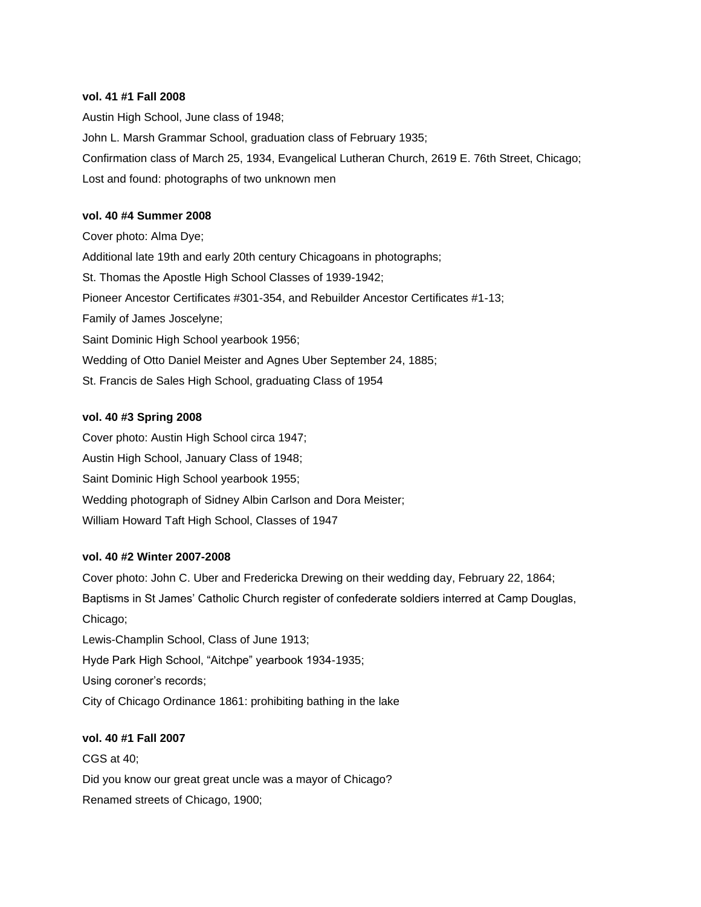**vol. 41 #1 Fall 2008**

Austin High School, June class of 1948;

John L. Marsh Grammar School, graduation class of February 1935;

Confirmation class of March 25, 1934, Evangelical Lutheran Church, 2619 E. 76th Street, Chicago;

Lost and found: photographs of two unknown men

**vol. 40 #4 Summer 2008**

Cover photo: Alma Dye;

Additional late 19th and early 20th century Chicagoans in photographs;

St. Thomas the Apostle High School Classes of 1939-1942;

Pioneer Ancestor Certificates #301-354, and Rebuilder Ancestor Certificates #1-13;

Family of James Joscelyne;

Saint Dominic High School yearbook 1956;

Wedding of Otto Daniel Meister and Agnes Uber September 24, 1885;

St. Francis de Sales High School, graduating Class of 1954

**vol. 40 #3 Spring 2008**

Cover photo: Austin High School circa 1947;

Austin High School, January Class of 1948;

Saint Dominic High School yearbook 1955;

Wedding photograph of Sidney Albin Carlson and Dora Meister;

William Howard Taft High School, Classes of 1947

**vol. 40 #2 Winter 2007-2008**

Cover photo: John C. Uber and Fredericka Drewing on their wedding day, February 22, 1864;

Baptisms in St James' Catholic Church register of confederate soldiers interred at Camp Douglas, Chicago;

Lewis-Champlin School, Class of June 1913;

Hyde Park High School, "Aitchpe" yearbook 1934-1935;

Using coroner's records;

City of Chicago Ordinance 1861: prohibiting bathing in the lake

**vol. 40 #1 Fall 2007**

CGS at 40;

Did you know our great great uncle was a mayor of Chicago?

Renamed streets of Chicago, 1900;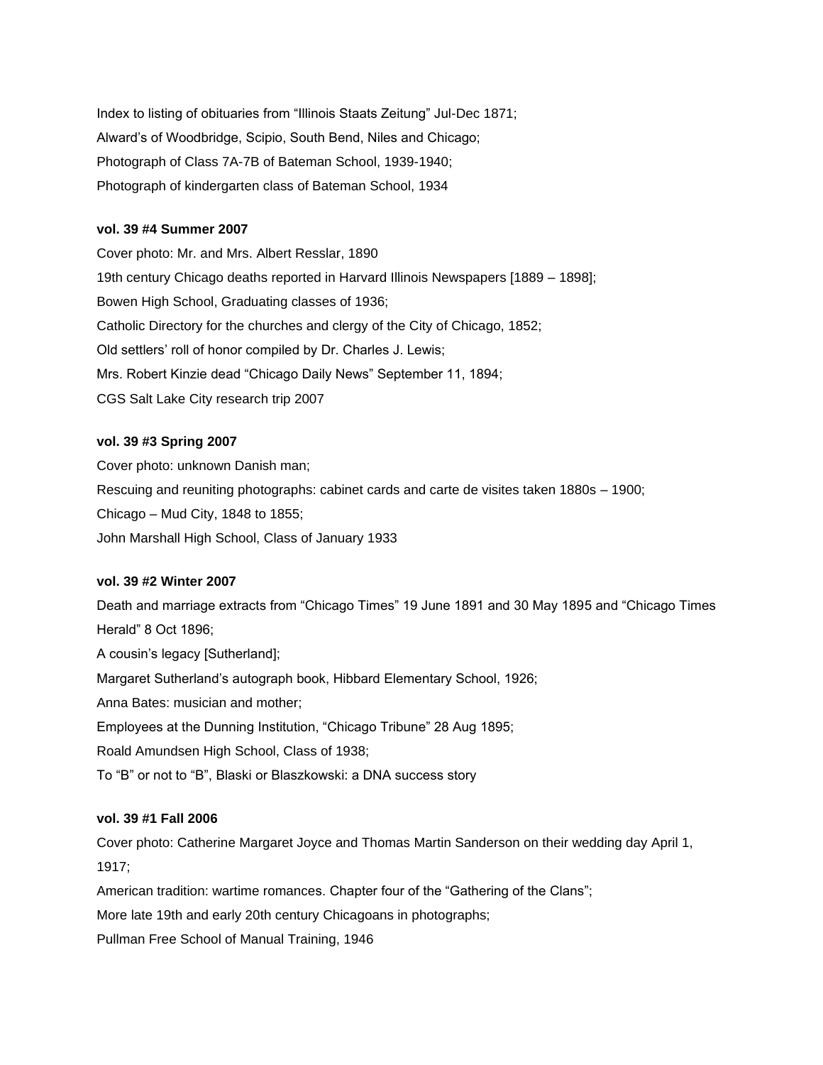Index to listing of obituaries from "Illinois Staats Zeitung" Jul-Dec 1871;

Alward's of Woodbridge, Scipio, South Bend, Niles and Chicago;

Photograph of Class 7A-7B of Bateman School, 1939-1940;

Photograph of kindergarten class of Bateman School, 1934

**vol. 39 #4 Summer 2007**

Cover photo: Mr. and Mrs. Albert Resslar, 1890

19th century Chicago deaths reported in Harvard Illinois Newspapers [1889 – 1898];

Bowen High School, Graduating classes of 1936;

Catholic Directory for the churches and clergy of the City of Chicago, 1852;

Old settlers' roll of honor compiled by Dr. Charles J. Lewis;

Mrs. Robert Kinzie dead "Chicago Daily News" September 11, 1894;

CGS Salt Lake City research trip 2007

**vol. 39 #3 Spring 2007**

Cover photo: unknown Danish man;

Rescuing and reuniting photographs: cabinet cards and carte de visites taken 1880s – 1900;

Chicago – Mud City, 1848 to 1855;

John Marshall High School, Class of January 1933

**vol. 39 #2 Winter 2007**

Death and marriage extracts from "Chicago Times" 19 June 1891 and 30 May 1895 and "Chicago Times Herald" 8 Oct 1896;

A cousin's legacy [Sutherland];

Margaret Sutherland's autograph book, Hibbard Elementary School, 1926;

Anna Bates: musician and mother;

Employees at the Dunning Institution, "Chicago Tribune" 28 Aug 1895;

Roald Amundsen High School, Class of 1938;

To "B" or not to "B", Blaski or Blaszkowski: a DNA success story

**vol. 39 #1 Fall 2006**

Cover photo: Catherine Margaret Joyce and Thomas Martin Sanderson on their wedding day April 1, 1917;

American tradition: wartime romances. Chapter four of the "Gathering of the Clans";

More late 19th and early 20th century Chicagoans in photographs;

Pullman Free School of Manual Training, 1946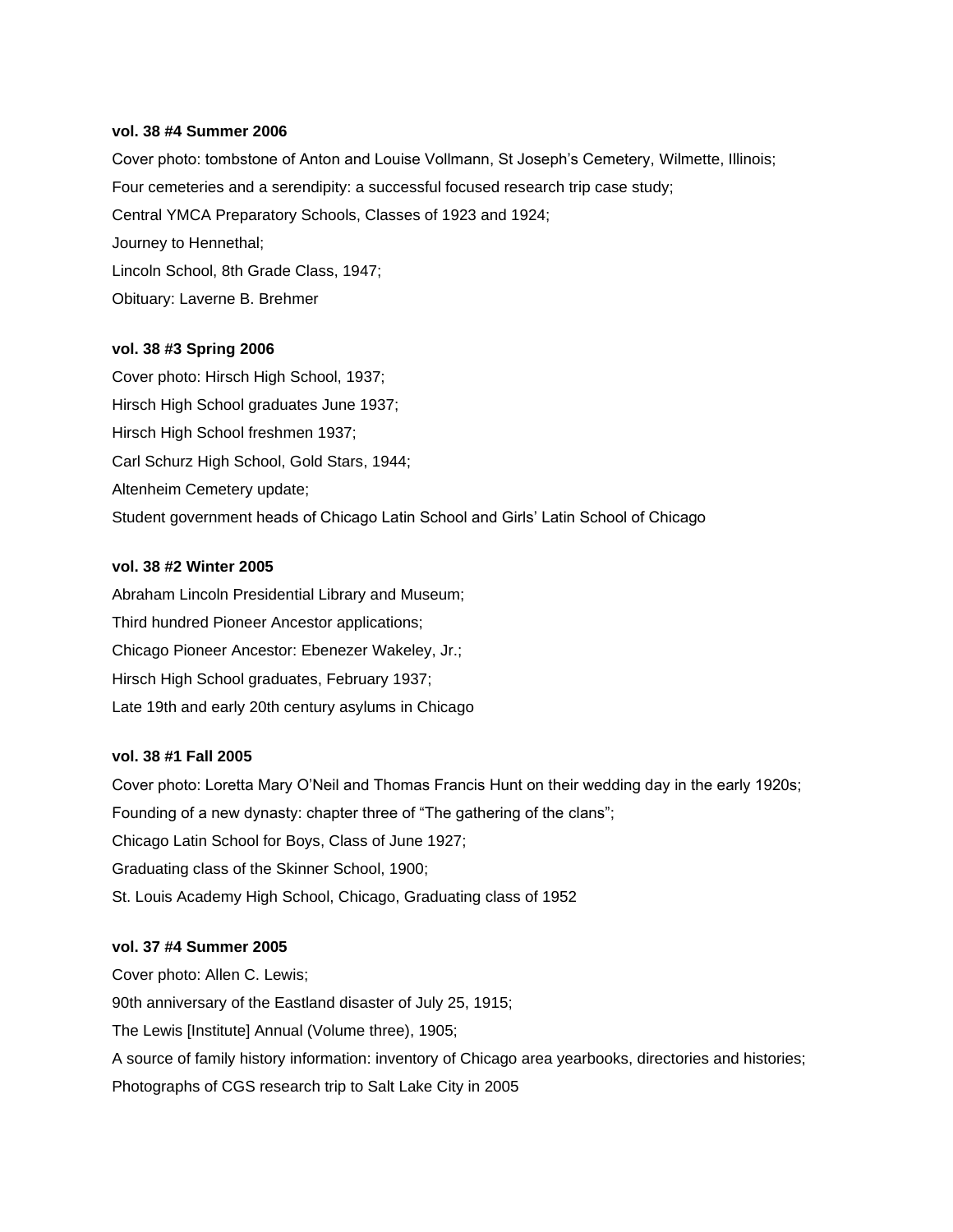**vol. 38 #4 Summer 2006**

Cover photo: tombstone of Anton and Louise Vollmann, St Joseph's Cemetery, Wilmette, Illinois;

Four cemeteries and a serendipity: a successful focused research trip case study;

Central YMCA Preparatory Schools, Classes of 1923 and 1924;

Journey to Hennethal;

Lincoln School, 8th Grade Class, 1947;

Obituary: Laverne B. Brehmer

**vol. 38 #3 Spring 2006**

Cover photo: Hirsch High School, 1937;

Hirsch High School graduates June 1937;

Hirsch High School freshmen 1937;

Carl Schurz High School, Gold Stars, 1944;

Altenheim Cemetery update;

Student government heads of Chicago Latin School and Girls' Latin School of Chicago

**vol. 38 #2 Winter 2005**

Abraham Lincoln Presidential Library and Museum;

Third hundred Pioneer Ancestor applications;

Chicago Pioneer Ancestor: Ebenezer Wakeley, Jr.;

Hirsch High School graduates, February 1937;

Late 19th and early 20th century asylums in Chicago

**vol. 38 #1 Fall 2005**

Cover photo: Loretta Mary O'Neil and Thomas Francis Hunt on their wedding day in the early 1920s;

Founding of a new dynasty: chapter three of "The gathering of the clans";

Chicago Latin School for Boys, Class of June 1927;

Graduating class of the Skinner School, 1900;

St. Louis Academy High School, Chicago, Graduating class of 1952

**vol. 37 #4 Summer 2005**

Cover photo: Allen C. Lewis;

90th anniversary of the Eastland disaster of July 25, 1915;

The Lewis [Institute] Annual (Volume three), 1905;

A source of family history information: inventory of Chicago area yearbooks, directories and histories;

Photographs of CGS research trip to Salt Lake City in 2005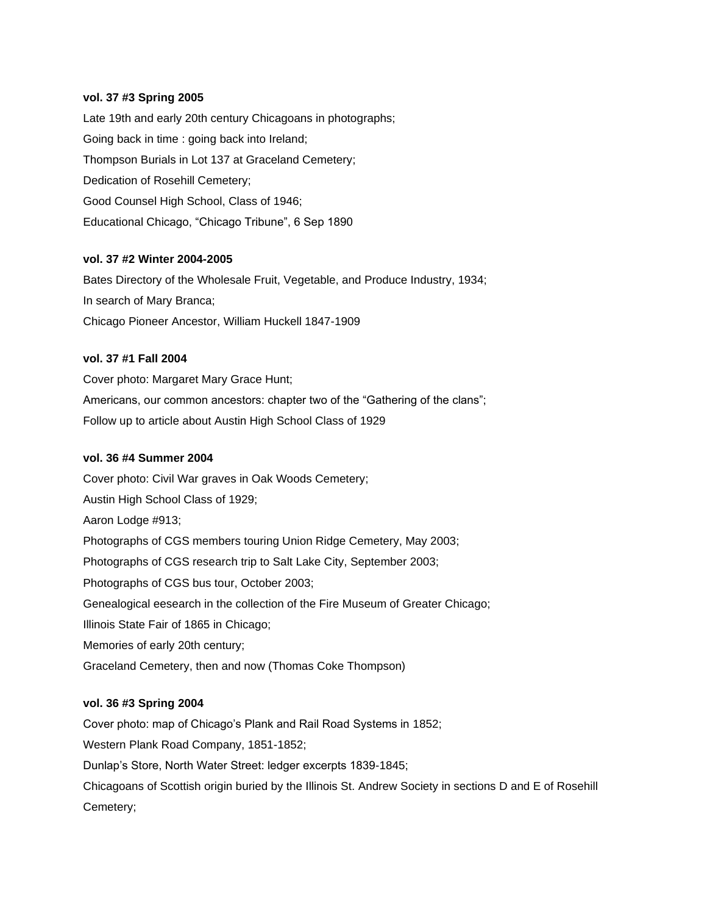**vol. 37 #3 Spring 2005**

Late 19th and early 20th century Chicagoans in photographs;

Going back in time : going back into Ireland;

Thompson Burials in Lot 137 at Graceland Cemetery;

Dedication of Rosehill Cemetery;

Good Counsel High School, Class of 1946;

Educational Chicago, "Chicago Tribune", 6 Sep 1890

**vol. 37 #2 Winter 2004-2005**

Bates Directory of the Wholesale Fruit, Vegetable, and Produce Industry, 1934;

In search of Mary Branca;

Chicago Pioneer Ancestor, William Huckell 1847-1909

**vol. 37 #1 Fall 2004**

Cover photo: Margaret Mary Grace Hunt;

Americans, our common ancestors: chapter two of the "Gathering of the clans";

Follow up to article about Austin High School Class of 1929

**vol. 36 #4 Summer 2004**

Cover photo: Civil War graves in Oak Woods Cemetery;

Austin High School Class of 1929;

Aaron Lodge #913;

Photographs of CGS members touring Union Ridge Cemetery, May 2003;

Photographs of CGS research trip to Salt Lake City, September 2003;

Photographs of CGS bus tour, October 2003;

Genealogical eesearch in the collection of the Fire Museum of Greater Chicago;

Illinois State Fair of 1865 in Chicago;

Memories of early 20th century;

Graceland Cemetery, then and now (Thomas Coke Thompson)

**vol. 36 #3 Spring 2004**

Cover photo: map of Chicago's Plank and Rail Road Systems in 1852;

Western Plank Road Company, 1851-1852;

Dunlap's Store, North Water Street: ledger excerpts 1839-1845;

Chicagoans of Scottish origin buried by the Illinois St. Andrew Society in sections D and E of Rosehill Cemetery;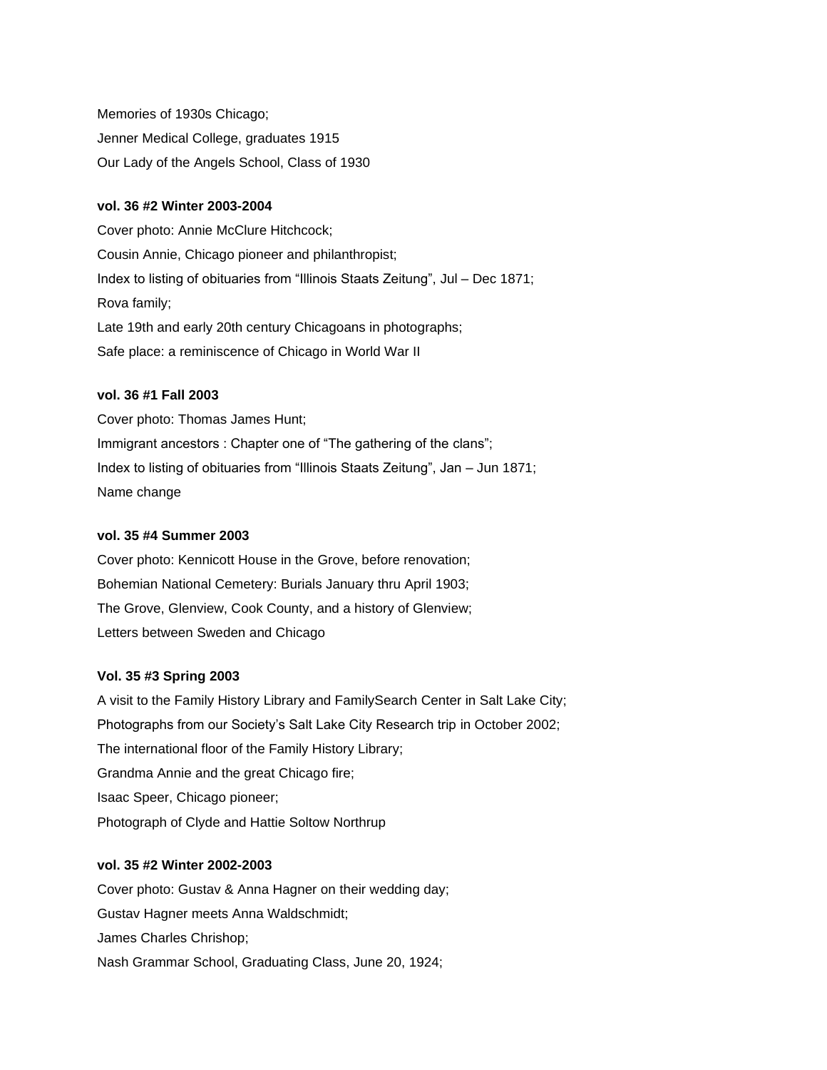Memories of 1930s Chicago;

Jenner Medical College, graduates 1915

Our Lady of the Angels School, Class of 1930

**vol. 36 #2 Winter 2003-2004**

Cover photo: Annie McClure Hitchcock;

Cousin Annie, Chicago pioneer and philanthropist;

Index to listing of obituaries from "Illinois Staats Zeitung", Jul – Dec 1871;

Rova family;

Late 19th and early 20th century Chicagoans in photographs;

Safe place: a reminiscence of Chicago in World War II

**vol. 36 #1 Fall 2003**

Cover photo: Thomas James Hunt;

Immigrant ancestors : Chapter one of "The gathering of the clans";

Index to listing of obituaries from "Illinois Staats Zeitung", Jan – Jun 1871;

Name change

**vol. 35 #4 Summer 2003**

Cover photo: Kennicott House in the Grove, before renovation;

Bohemian National Cemetery: Burials January thru April 1903;

The Grove, Glenview, Cook County, and a history of Glenview;

Letters between Sweden and Chicago

**Vol. 35 #3 Spring 2003**

A visit to the Family History Library and FamilySearch Center in Salt Lake City;

Photographs from our Society's Salt Lake City Research trip in October 2002;

The international floor of the Family History Library;

Grandma Annie and the great Chicago fire;

Isaac Speer, Chicago pioneer;

Photograph of Clyde and Hattie Soltow Northrup

**vol. 35 #2 Winter 2002-2003**

Cover photo: Gustav & Anna Hagner on their wedding day;

Gustav Hagner meets Anna Waldschmidt;

James Charles Chrishop;

Nash Grammar School, Graduating Class, June 20, 1924;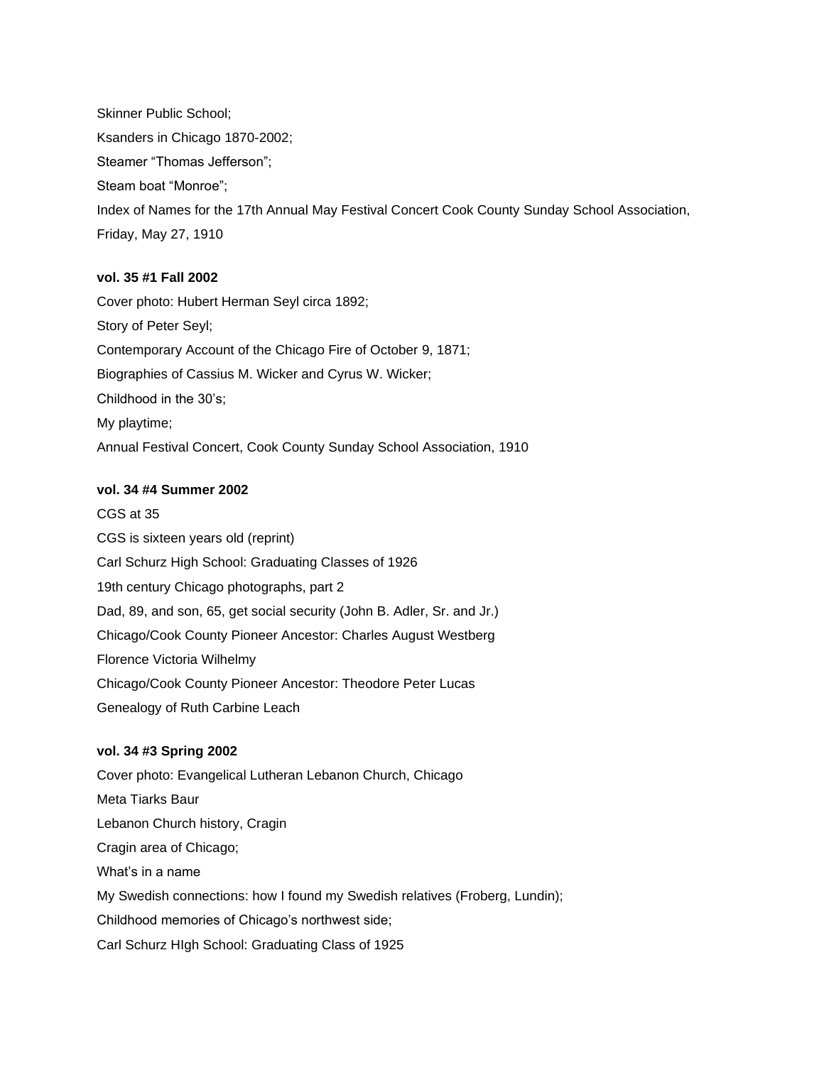Skinner Public School;

Ksanders in Chicago 1870-2002;

Steamer “Thomas Jefferson”;

Steam boat “Monroe”;

Index of Names for the 17th Annual May Festival Concert Cook County Sunday School Association, Friday, May 27, 1910

**vol. 35 #1 Fall 2002**

Cover photo: Hubert Herman Seyl circa 1892;

Story of Peter Seyl;

Contemporary Account of the Chicago Fire of October 9, 1871;

Biographies of Cassius M. Wicker and Cyrus W. Wicker;

Childhood in the 30’s;

My playtime;

Annual Festival Concert, Cook County Sunday School Association, 1910

**vol. 34 #4 Summer 2002**

CGS at 35

CGS is sixteen years old (reprint)

Carl Schurz High School: Graduating Classes of 1926

19th century Chicago photographs, part 2

Dad, 89, and son, 65, get social security (John B. Adler, Sr. and Jr.)

Chicago/Cook County Pioneer Ancestor: Charles August Westberg

Florence Victoria Wilhelmy

Chicago/Cook County Pioneer Ancestor: Theodore Peter Lucas

Genealogy of Ruth Carbine Leach

**vol. 34 #3 Spring 2002**

Cover photo: Evangelical Lutheran Lebanon Church, Chicago

Meta Tiarks Baur

Lebanon Church history, Cragin

Cragin area of Chicago;

What’s in a name

My Swedish connections: how I found my Swedish relatives (Froberg, Lundin);

Childhood memories of Chicago’s northwest side;

Carl Schurz HIgh School: Graduating Class of 1925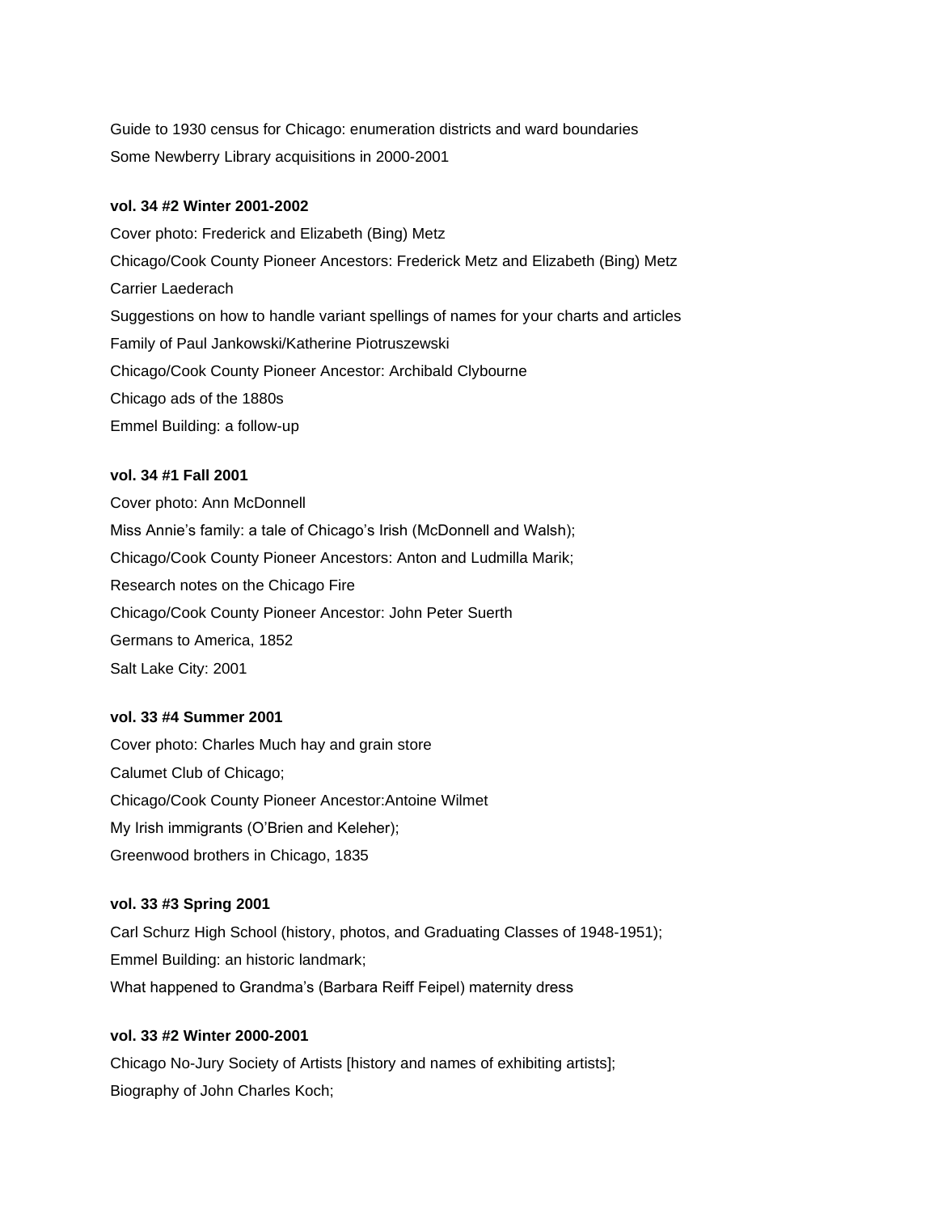Guide to 1930 census for Chicago: enumeration districts and ward boundaries

Some Newberry Library acquisitions in 2000-2001

**vol. 34 #2 Winter 2001-2002**

Cover photo: Frederick and Elizabeth (Bing) Metz

Chicago/Cook County Pioneer Ancestors: Frederick Metz and Elizabeth (Bing) Metz

Carrier Laederach

Suggestions on how to handle variant spellings of names for your charts and articles

Family of Paul Jankowski/Katherine Piotruszewski

Chicago/Cook County Pioneer Ancestor: Archibald Clybourne

Chicago ads of the 1880s

Emmel Building: a follow-up

**vol. 34 #1 Fall 2001**

Cover photo: Ann McDonnell

Miss Annie's family: a tale of Chicago's Irish (McDonnell and Walsh);

Chicago/Cook County Pioneer Ancestors: Anton and Ludmilla Marik;

Research notes on the Chicago Fire

Chicago/Cook County Pioneer Ancestor: John Peter Suerth

Germans to America, 1852

Salt Lake City: 2001

**vol. 33 #4 Summer 2001**

Cover photo: Charles Much hay and grain store

Calumet Club of Chicago;

Chicago/Cook County Pioneer Ancestor:Antoine Wilmet

My Irish immigrants (O'Brien and Keleher);

Greenwood brothers in Chicago, 1835

**vol. 33 #3 Spring 2001**

Carl Schurz High School (history, photos, and Graduating Classes of 1948-1951);

Emmel Building: an historic landmark;

What happened to Grandma's (Barbara Reiff Feipel) maternity dress

**vol. 33 #2 Winter 2000-2001**

Chicago No-Jury Society of Artists [history and names of exhibiting artists];

Biography of John Charles Koch;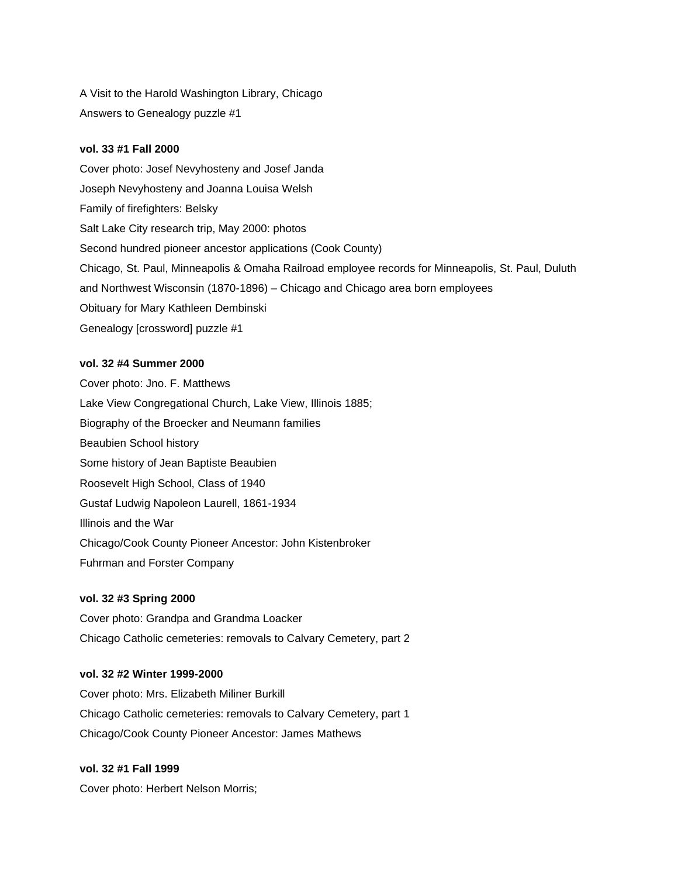A Visit to the Harold Washington Library, Chicago

Answers to Genealogy puzzle #1

**vol. 33 #1 Fall 2000**

Cover photo: Josef Nevyhosteny and Josef Janda

Joseph Nevyhosteny and Joanna Louisa Welsh

Family of firefighters: Belsky

Salt Lake City research trip, May 2000: photos

Second hundred pioneer ancestor applications (Cook County)

Chicago, St. Paul, Minneapolis & Omaha Railroad employee records for Minneapolis, St. Paul, Duluth and Northwest Wisconsin (1870-1896) – Chicago and Chicago area born employees

Obituary for Mary Kathleen Dembinski

Genealogy [crossword] puzzle #1

**vol. 32 #4 Summer 2000**

Cover photo: Jno. F. Matthews

Lake View Congregational Church, Lake View, Illinois 1885;

Biography of the Broecker and Neumann families

Beaubien School history

Some history of Jean Baptiste Beaubien

Roosevelt High School, Class of 1940

Gustaf Ludwig Napoleon Laurell, 1861-1934

Illinois and the War

Chicago/Cook County Pioneer Ancestor: John Kistenbroker

Fuhrman and Forster Company

**vol. 32 #3 Spring 2000**

Cover photo: Grandpa and Grandma Loacker

Chicago Catholic cemeteries: removals to Calvary Cemetery, part 2

**vol. 32 #2 Winter 1999-2000**

Cover photo: Mrs. Elizabeth Miliner Burkill

Chicago Catholic cemeteries: removals to Calvary Cemetery, part 1

Chicago/Cook County Pioneer Ancestor: James Mathews

**vol. 32 #1 Fall 1999**

Cover photo: Herbert Nelson Morris;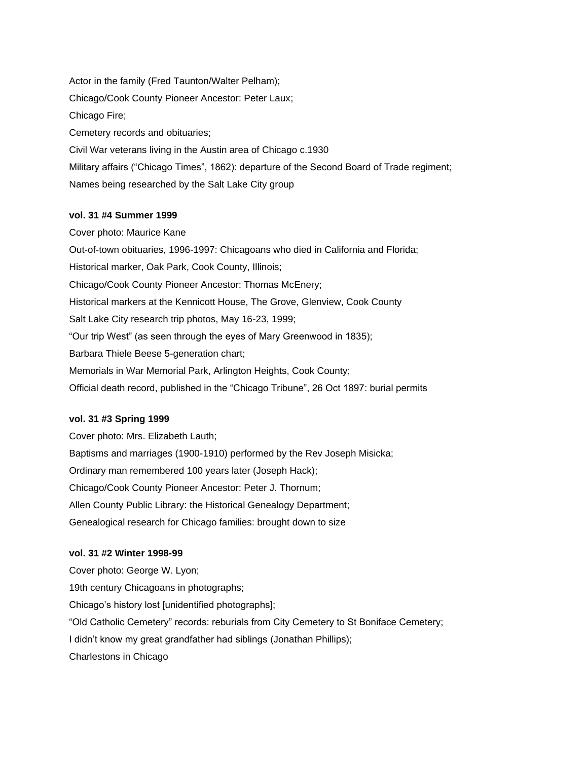Actor in the family (Fred Taunton/Walter Pelham);

Chicago/Cook County Pioneer Ancestor: Peter Laux;

Chicago Fire;

Cemetery records and obituaries;

Civil War veterans living in the Austin area of Chicago c.1930

Military affairs ("Chicago Times", 1862): departure of the Second Board of Trade regiment;

Names being researched by the Salt Lake City group

**vol. 31 #4 Summer 1999**

Cover photo: Maurice Kane

Out-of-town obituaries, 1996-1997: Chicagoans who died in California and Florida;

Historical marker, Oak Park, Cook County, Illinois;

Chicago/Cook County Pioneer Ancestor: Thomas McEnery;

Historical markers at the Kennicott House, The Grove, Glenview, Cook County

Salt Lake City research trip photos, May 16-23, 1999;

"Our trip West" (as seen through the eyes of Mary Greenwood in 1835);

Barbara Thiele Beese 5-generation chart;

Memorials in War Memorial Park, Arlington Heights, Cook County;

Official death record, published in the "Chicago Tribune", 26 Oct 1897: burial permits

**vol. 31 #3 Spring 1999**

Cover photo: Mrs. Elizabeth Lauth;

Baptisms and marriages (1900-1910) performed by the Rev Joseph Misicka;

Ordinary man remembered 100 years later (Joseph Hack);

Chicago/Cook County Pioneer Ancestor: Peter J. Thornum;

Allen County Public Library: the Historical Genealogy Department;

Genealogical research for Chicago families: brought down to size

**vol. 31 #2 Winter 1998-99**

Cover photo: George W. Lyon;

19th century Chicagoans in photographs;

Chicago's history lost [unidentified photographs];

"Old Catholic Cemetery" records: reburials from City Cemetery to St Boniface Cemetery;

I didn't know my great grandfather had siblings (Jonathan Phillips);

Charlestons in Chicago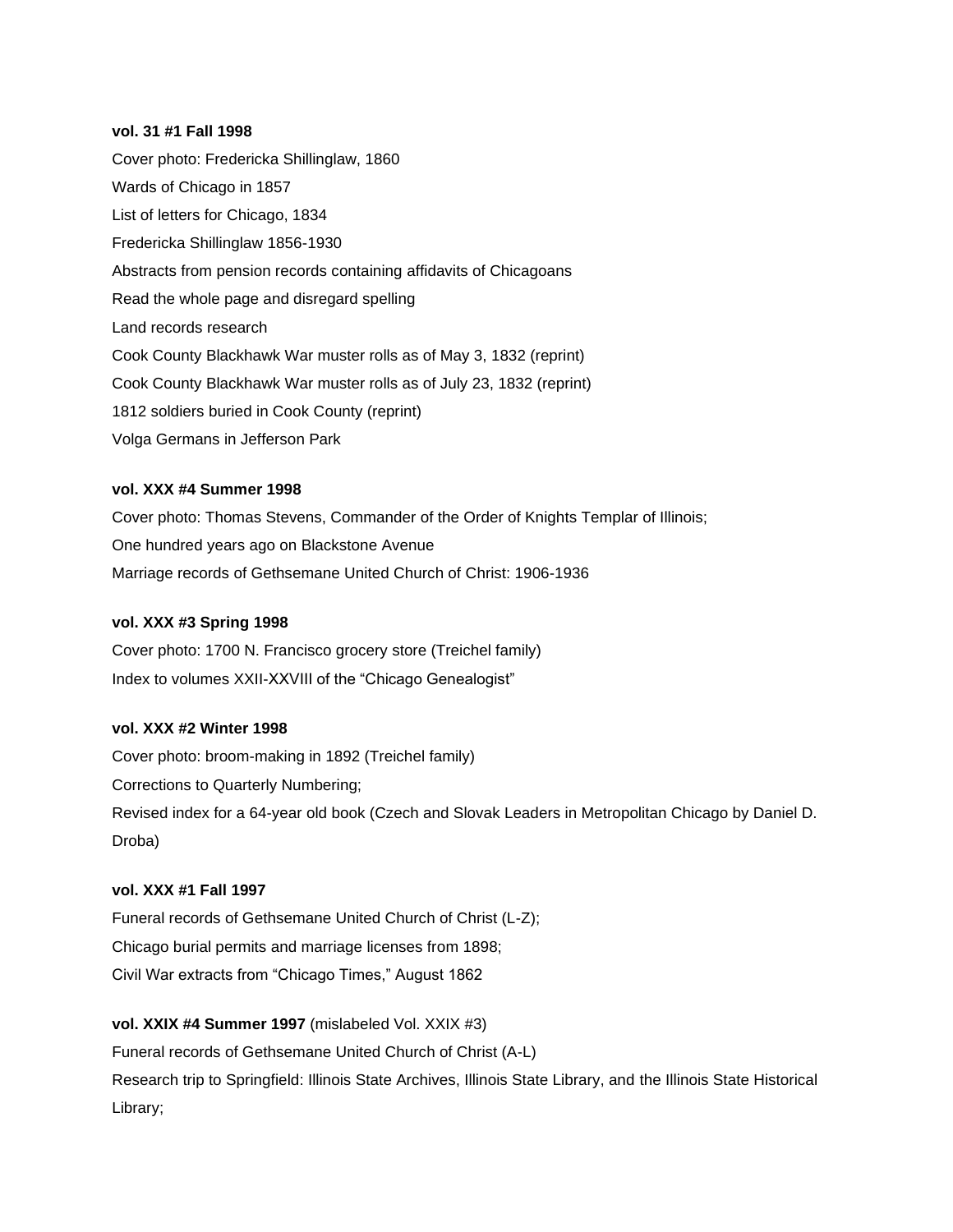**vol. 31 #1 Fall 1998**

Cover photo: Fredericka Shillinglaw, 1860

Wards of Chicago in 1857

List of letters for Chicago, 1834

Fredericka Shillinglaw 1856-1930

Abstracts from pension records containing affidavits of Chicagoans

Read the whole page and disregard spelling

Land records research

Cook County Blackhawk War muster rolls as of May 3, 1832 (reprint)

Cook County Blackhawk War muster rolls as of July 23, 1832 (reprint)

1812 soldiers buried in Cook County (reprint)

Volga Germans in Jefferson Park

**vol. XXX #4 Summer 1998**

Cover photo: Thomas Stevens, Commander of the Order of Knights Templar of Illinois;

One hundred years ago on Blackstone Avenue

Marriage records of Gethsemane United Church of Christ: 1906-1936

**vol. XXX #3 Spring 1998**

Cover photo: 1700 N. Francisco grocery store (Treichel family)

Index to volumes XXII-XXVIII of the "Chicago Genealogist"

**vol. XXX #2 Winter 1998**

Cover photo: broom-making in 1892 (Treichel family)

Corrections to Quarterly Numbering;

Revised index for a 64-year old book (Czech and Slovak Leaders in Metropolitan Chicago by Daniel D. Droba)

**vol. XXX #1 Fall 1997**

Funeral records of Gethsemane United Church of Christ (L-Z);

Chicago burial permits and marriage licenses from 1898;

Civil War extracts from "Chicago Times," August 1862

**vol. XXIX #4 Summer 1997** (mislabeled Vol. XXIX #3)

Funeral records of Gethsemane United Church of Christ (A-L)

Research trip to Springfield: Illinois State Archives, Illinois State Library, and the Illinois State Historical Library;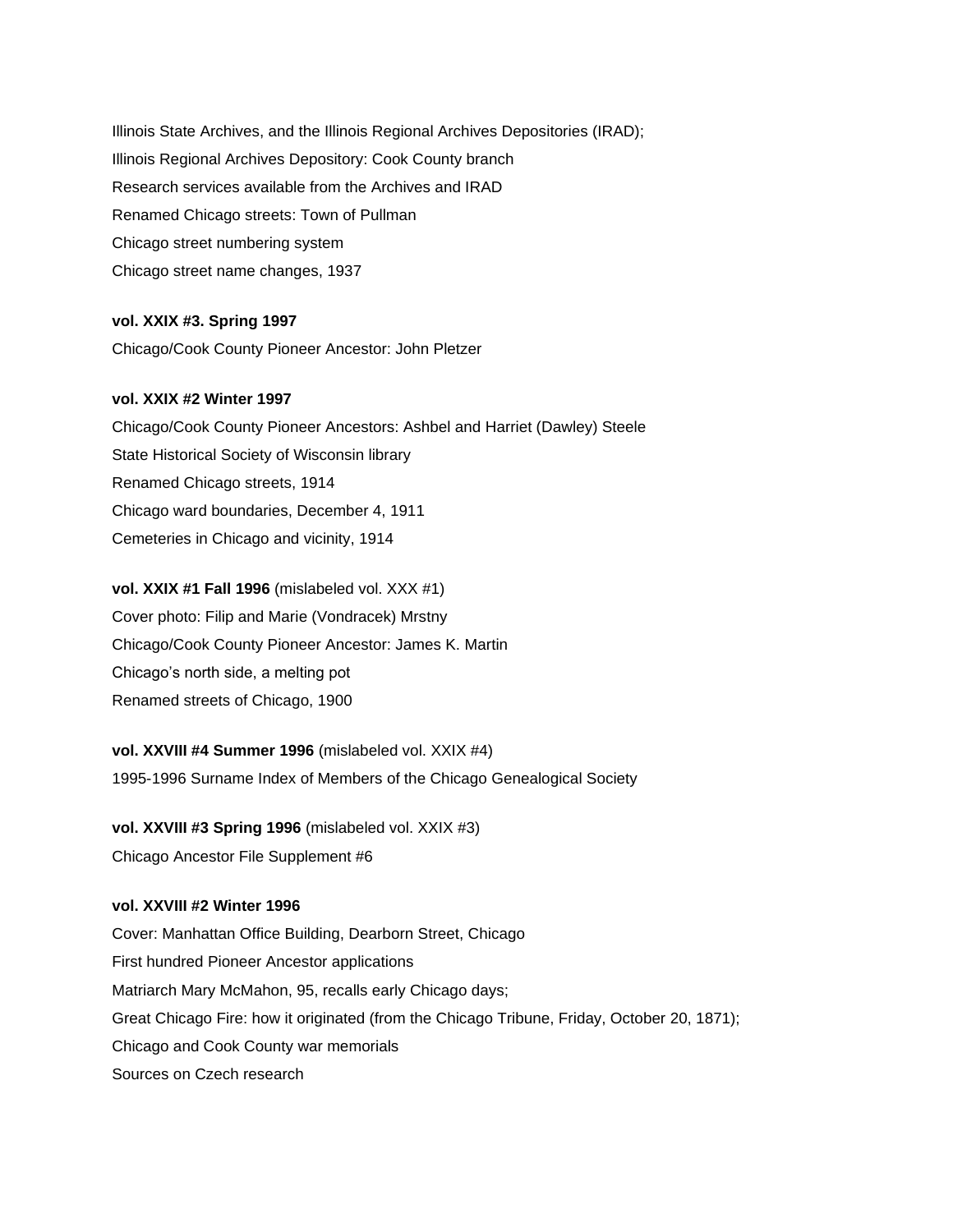Illinois State Archives, and the Illinois Regional Archives Depositories (IRAD);
Illinois Regional Archives Depository: Cook County branch
Research services available from the Archives and IRAD
Renamed Chicago streets: Town of Pullman
Chicago street numbering system
Chicago street name changes, 1937

**vol. XXIX #3. Spring 1997**
Chicago/Cook County Pioneer Ancestor: John Pletzer

**vol. XXIX #2 Winter 1997**
Chicago/Cook County Pioneer Ancestors: Ashbel and Harriet (Dawley) Steele
State Historical Society of Wisconsin library
Renamed Chicago streets, 1914
Chicago ward boundaries, December 4, 1911
Cemeteries in Chicago and vicinity, 1914

**vol. XXIX #1 Fall 1996** (mislabeled vol. XXX #1)
Cover photo: Filip and Marie (Vondracek) Mrstny
Chicago/Cook County Pioneer Ancestor: James K. Martin
Chicago's north side, a melting pot
Renamed streets of Chicago, 1900

**vol. XXVIII #4 Summer 1996** (mislabeled vol. XXIX #4)
1995-1996 Surname Index of Members of the Chicago Genealogical Society

**vol. XXVIII #3 Spring 1996** (mislabeled vol. XXIX #3)
Chicago Ancestor File Supplement #6

**vol. XXVIII #2 Winter 1996**
Cover: Manhattan Office Building, Dearborn Street, Chicago
First hundred Pioneer Ancestor applications
Matriarch Mary McMahon, 95, recalls early Chicago days;
Great Chicago Fire: how it originated (from the Chicago Tribune, Friday, October 20, 1871);
Chicago and Cook County war memorials
Sources on Czech research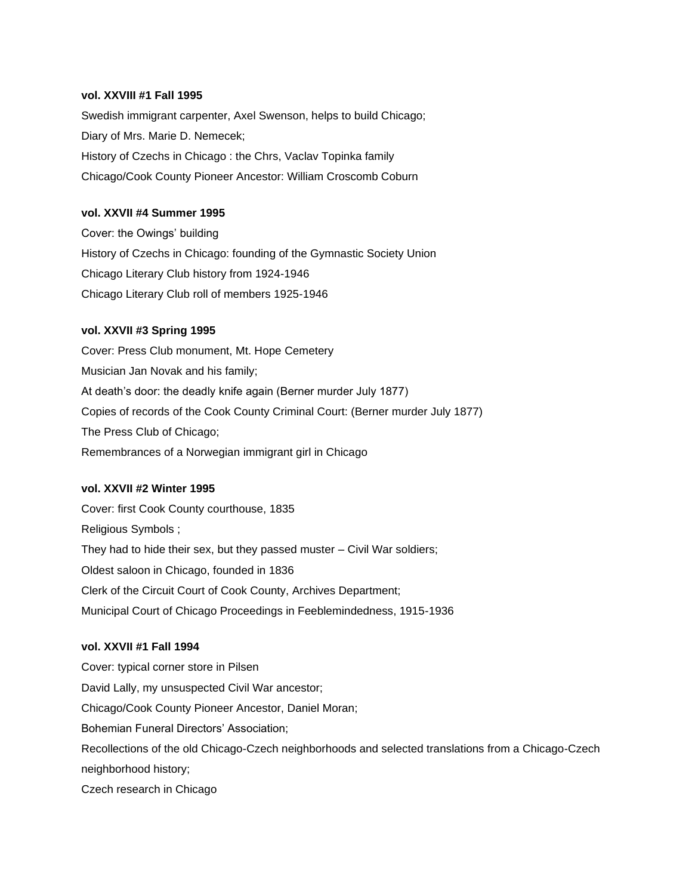**vol. XXVIII #1 Fall 1995**

Swedish immigrant carpenter, Axel Swenson, helps to build Chicago;

Diary of Mrs. Marie D. Nemecek;

History of Czechs in Chicago : the Chrs, Vaclav Topinka family

Chicago/Cook County Pioneer Ancestor: William Croscomb Coburn

**vol. XXVII #4 Summer 1995**

Cover: the Owings' building

History of Czechs in Chicago: founding of the Gymnastic Society Union

Chicago Literary Club history from 1924-1946

Chicago Literary Club roll of members 1925-1946

**vol. XXVII #3 Spring 1995**

Cover: Press Club monument, Mt. Hope Cemetery

Musician Jan Novak and his family;

At death's door: the deadly knife again (Berner murder July 1877)

Copies of records of the Cook County Criminal Court: (Berner murder July 1877)

The Press Club of Chicago;

Remembrances of a Norwegian immigrant girl in Chicago

**vol. XXVII #2 Winter 1995**

Cover: first Cook County courthouse, 1835

Religious Symbols ;

They had to hide their sex, but they passed muster – Civil War soldiers;

Oldest saloon in Chicago, founded in 1836

Clerk of the Circuit Court of Cook County, Archives Department;

Municipal Court of Chicago Proceedings in Feeblemindedness, 1915-1936

**vol. XXVII #1 Fall 1994**

Cover: typical corner store in Pilsen

David Lally, my unsuspected Civil War ancestor;

Chicago/Cook County Pioneer Ancestor, Daniel Moran;

Bohemian Funeral Directors' Association;

Recollections of the old Chicago-Czech neighborhoods and selected translations from a Chicago-Czech neighborhood history;

Czech research in Chicago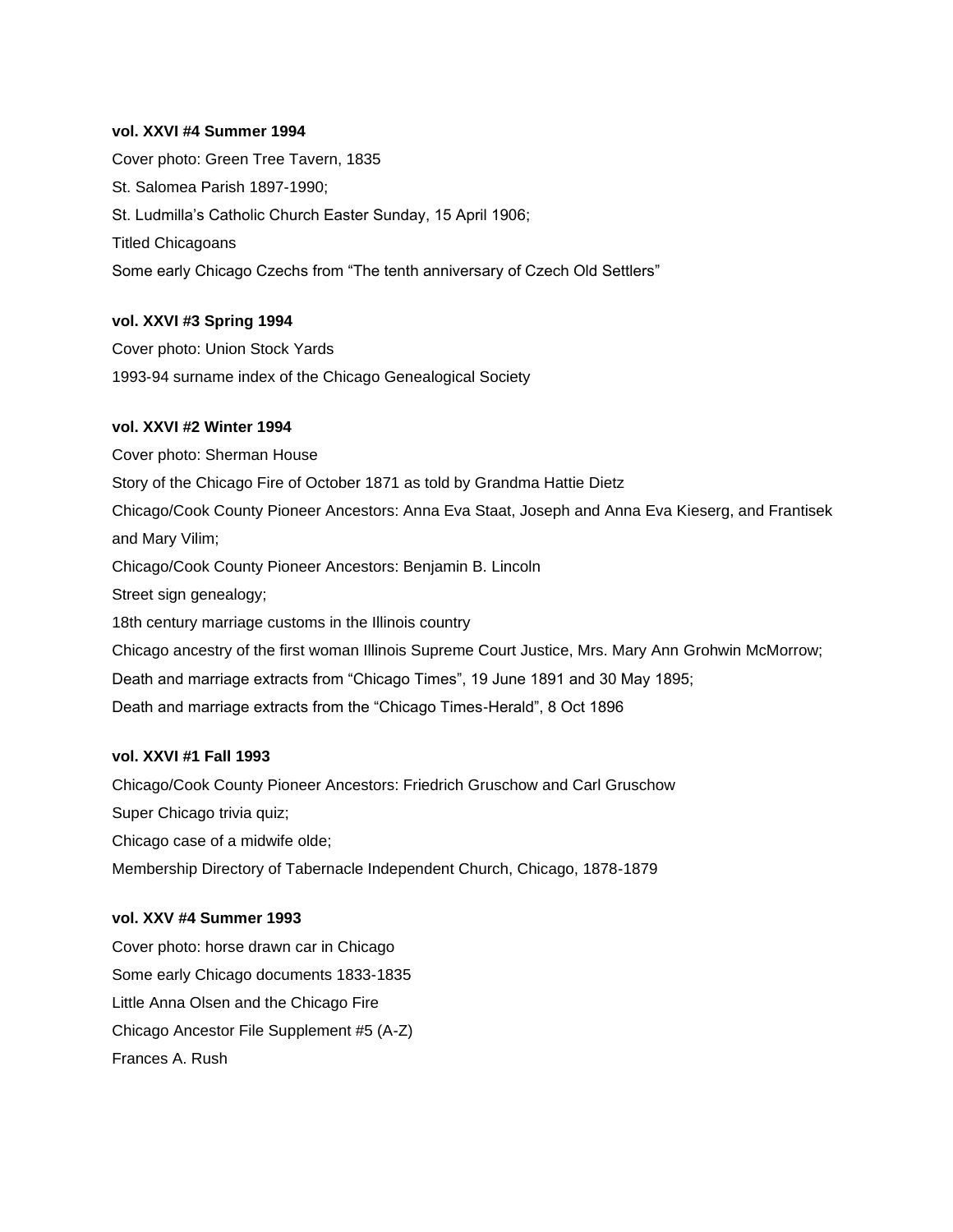**vol. XXVI #4 Summer 1994**

Cover photo: Green Tree Tavern, 1835

St. Salomea Parish 1897-1990;

St. Ludmilla's Catholic Church Easter Sunday, 15 April 1906;

Titled Chicagoans

Some early Chicago Czechs from "The tenth anniversary of Czech Old Settlers"

**vol. XXVI #3 Spring 1994**

Cover photo: Union Stock Yards

1993-94 surname index of the Chicago Genealogical Society

**vol. XXVI #2 Winter 1994**

Cover photo: Sherman House

Story of the Chicago Fire of October 1871 as told by Grandma Hattie Dietz

Chicago/Cook County Pioneer Ancestors: Anna Eva Staat, Joseph and Anna Eva Kieserg, and Frantisek and Mary Vilim;

Chicago/Cook County Pioneer Ancestors: Benjamin B. Lincoln

Street sign genealogy;

18th century marriage customs in the Illinois country

Chicago ancestry of the first woman Illinois Supreme Court Justice, Mrs. Mary Ann Grohwin McMorrow;

Death and marriage extracts from "Chicago Times", 19 June 1891 and 30 May 1895;

Death and marriage extracts from the "Chicago Times-Herald", 8 Oct 1896

**vol. XXVI #1 Fall 1993**

Chicago/Cook County Pioneer Ancestors: Friedrich Gruschow and Carl Gruschow

Super Chicago trivia quiz;

Chicago case of a midwife olde;

Membership Directory of Tabernacle Independent Church, Chicago, 1878-1879

**vol. XXV #4 Summer 1993**

Cover photo: horse drawn car in Chicago

Some early Chicago documents 1833-1835

Little Anna Olsen and the Chicago Fire

Chicago Ancestor File Supplement #5 (A-Z)

Frances A. Rush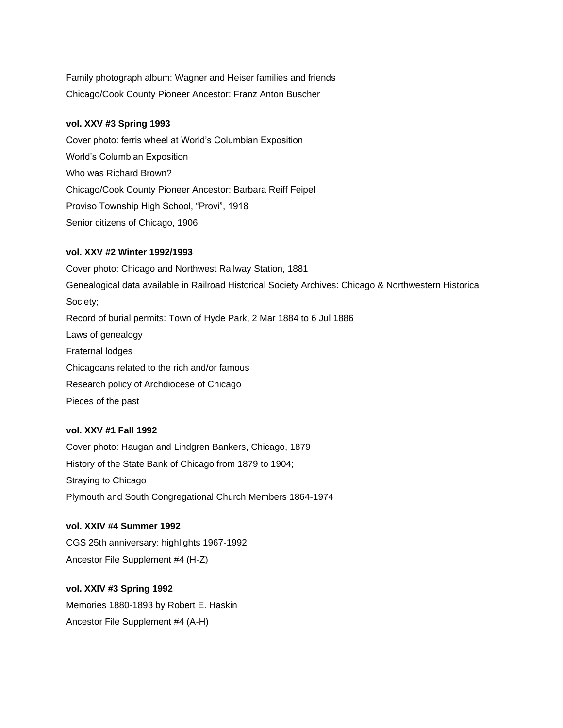Family photograph album: Wagner and Heiser families and friends

Chicago/Cook County Pioneer Ancestor: Franz Anton Buscher

**vol. XXV #3 Spring 1993**

Cover photo: ferris wheel at World's Columbian Exposition

World's Columbian Exposition

Who was Richard Brown?

Chicago/Cook County Pioneer Ancestor: Barbara Reiff Feipel

Proviso Township High School, "Provi", 1918

Senior citizens of Chicago, 1906

**vol. XXV #2 Winter 1992/1993**

Cover photo: Chicago and Northwest Railway Station, 1881

Genealogical data available in Railroad Historical Society Archives: Chicago & Northwestern Historical Society;

Record of burial permits: Town of Hyde Park, 2 Mar 1884 to 6 Jul 1886

Laws of genealogy

Fraternal lodges

Chicagoans related to the rich and/or famous

Research policy of Archdiocese of Chicago

Pieces of the past

**vol. XXV #1 Fall 1992**

Cover photo: Haugan and Lindgren Bankers, Chicago, 1879

History of the State Bank of Chicago from 1879 to 1904;

Straying to Chicago

Plymouth and South Congregational Church Members 1864-1974

**vol. XXIV #4 Summer 1992**

CGS 25th anniversary: highlights 1967-1992

Ancestor File Supplement #4 (H-Z)

**vol. XXIV #3 Spring 1992**

Memories 1880-1893 by Robert E. Haskin

Ancestor File Supplement #4 (A-H)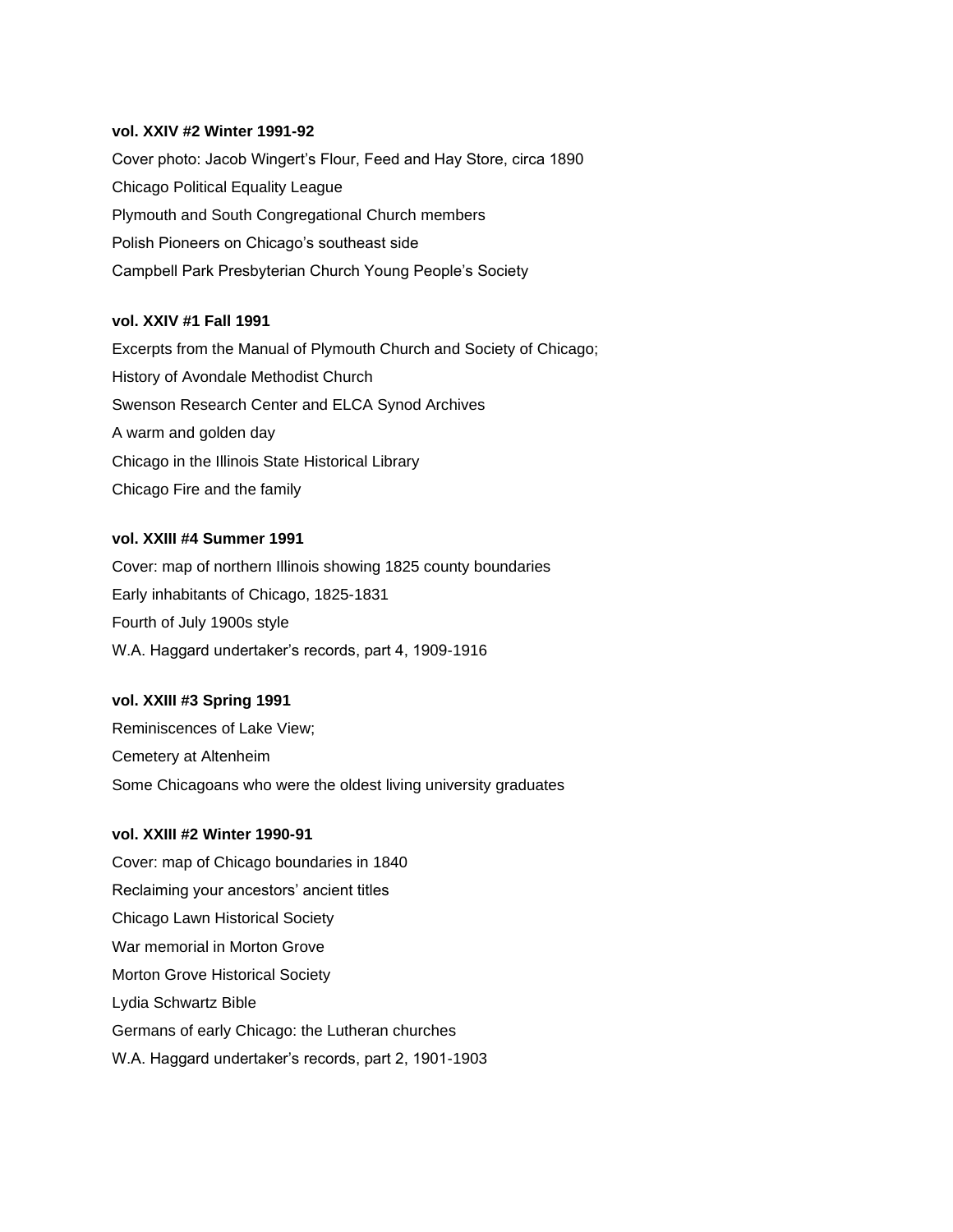**vol. XXIV #2 Winter 1991-92**

Cover photo: Jacob Wingert's Flour, Feed and Hay Store, circa 1890

Chicago Political Equality League

Plymouth and South Congregational Church members

Polish Pioneers on Chicago's southeast side

Campbell Park Presbyterian Church Young People's Society

**vol. XXIV #1 Fall 1991**

Excerpts from the Manual of Plymouth Church and Society of Chicago;

History of Avondale Methodist Church

Swenson Research Center and ELCA Synod Archives

A warm and golden day

Chicago in the Illinois State Historical Library

Chicago Fire and the family

**vol. XXIII #4 Summer 1991**

Cover: map of northern Illinois showing 1825 county boundaries

Early inhabitants of Chicago, 1825-1831

Fourth of July 1900s style

W.A. Haggard undertaker's records, part 4, 1909-1916

**vol. XXIII #3 Spring 1991**

Reminiscences of Lake View;

Cemetery at Altenheim

Some Chicagoans who were the oldest living university graduates

**vol. XXIII #2 Winter 1990-91**

Cover: map of Chicago boundaries in 1840

Reclaiming your ancestors' ancient titles

Chicago Lawn Historical Society

War memorial in Morton Grove

Morton Grove Historical Society

Lydia Schwartz Bible

Germans of early Chicago: the Lutheran churches

W.A. Haggard undertaker's records, part 2, 1901-1903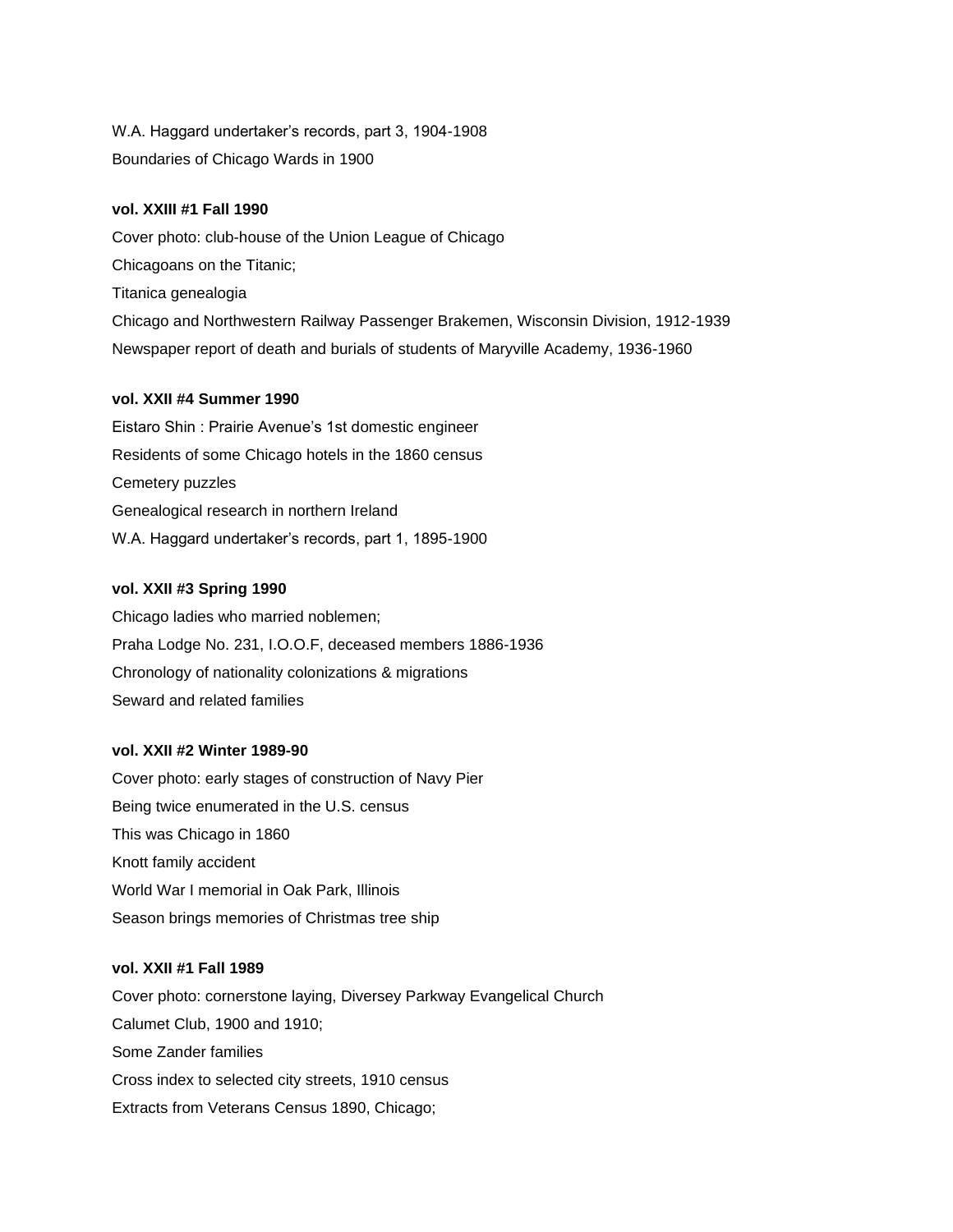W.A. Haggard undertaker's records, part 3, 1904-1908

Boundaries of Chicago Wards in 1900

**vol. XXIII #1 Fall 1990**

Cover photo: club-house of the Union League of Chicago

Chicagoans on the Titanic;

Titanica genealogia

Chicago and Northwestern Railway Passenger Brakemen, Wisconsin Division, 1912-1939

Newspaper report of death and burials of students of Maryville Academy, 1936-1960

**vol. XXII #4 Summer 1990**

Eistaro Shin : Prairie Avenue's 1st domestic engineer

Residents of some Chicago hotels in the 1860 census

Cemetery puzzles

Genealogical research in northern Ireland

W.A. Haggard undertaker's records, part 1, 1895-1900

**vol. XXII #3 Spring 1990**

Chicago ladies who married noblemen;

Praha Lodge No. 231, I.O.O.F, deceased members 1886-1936

Chronology of nationality colonizations & migrations

Seward and related families

**vol. XXII #2 Winter 1989-90**

Cover photo: early stages of construction of Navy Pier

Being twice enumerated in the U.S. census

This was Chicago in 1860

Knott family accident

World War I memorial in Oak Park, Illinois

Season brings memories of Christmas tree ship

**vol. XXII #1 Fall 1989**

Cover photo: cornerstone laying, Diversey Parkway Evangelical Church

Calumet Club, 1900 and 1910;

Some Zander families

Cross index to selected city streets, 1910 census

Extracts from Veterans Census 1890, Chicago;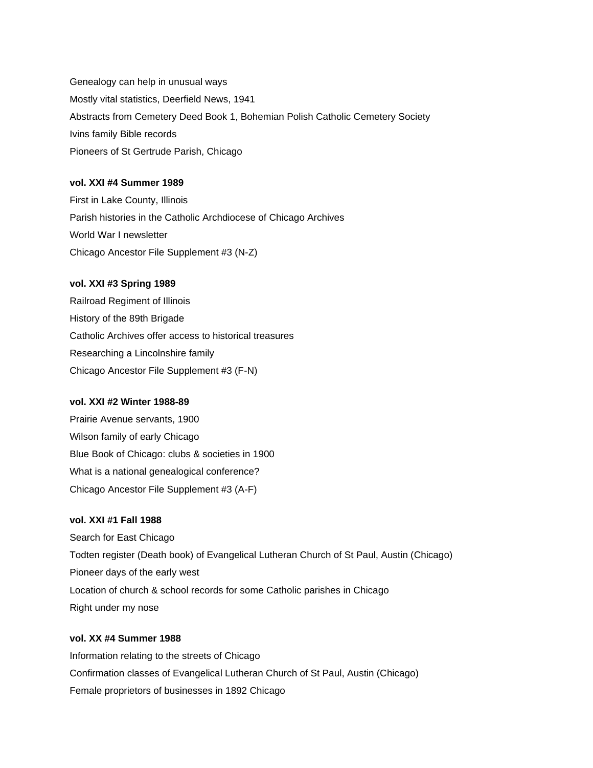Genealogy can help in unusual ways

Mostly vital statistics, Deerfield News, 1941

Abstracts from Cemetery Deed Book 1, Bohemian Polish Catholic Cemetery Society

Ivins family Bible records

Pioneers of St Gertrude Parish, Chicago

**vol. XXI #4 Summer 1989**

First in Lake County, Illinois

Parish histories in the Catholic Archdiocese of Chicago Archives

World War I newsletter

Chicago Ancestor File Supplement #3 (N-Z)

**vol. XXI #3 Spring 1989**

Railroad Regiment of Illinois

History of the 89th Brigade

Catholic Archives offer access to historical treasures

Researching a Lincolnshire family

Chicago Ancestor File Supplement #3 (F-N)

**vol. XXI #2 Winter 1988-89**

Prairie Avenue servants, 1900

Wilson family of early Chicago

Blue Book of Chicago: clubs & societies in 1900

What is a national genealogical conference?

Chicago Ancestor File Supplement #3 (A-F)

**vol. XXI #1 Fall 1988**

Search for East Chicago

Todten register (Death book) of Evangelical Lutheran Church of St Paul, Austin (Chicago)

Pioneer days of the early west

Location of church & school records for some Catholic parishes in Chicago

Right under my nose

**vol. XX #4 Summer 1988**

Information relating to the streets of Chicago

Confirmation classes of Evangelical Lutheran Church of St Paul, Austin (Chicago)

Female proprietors of businesses in 1892 Chicago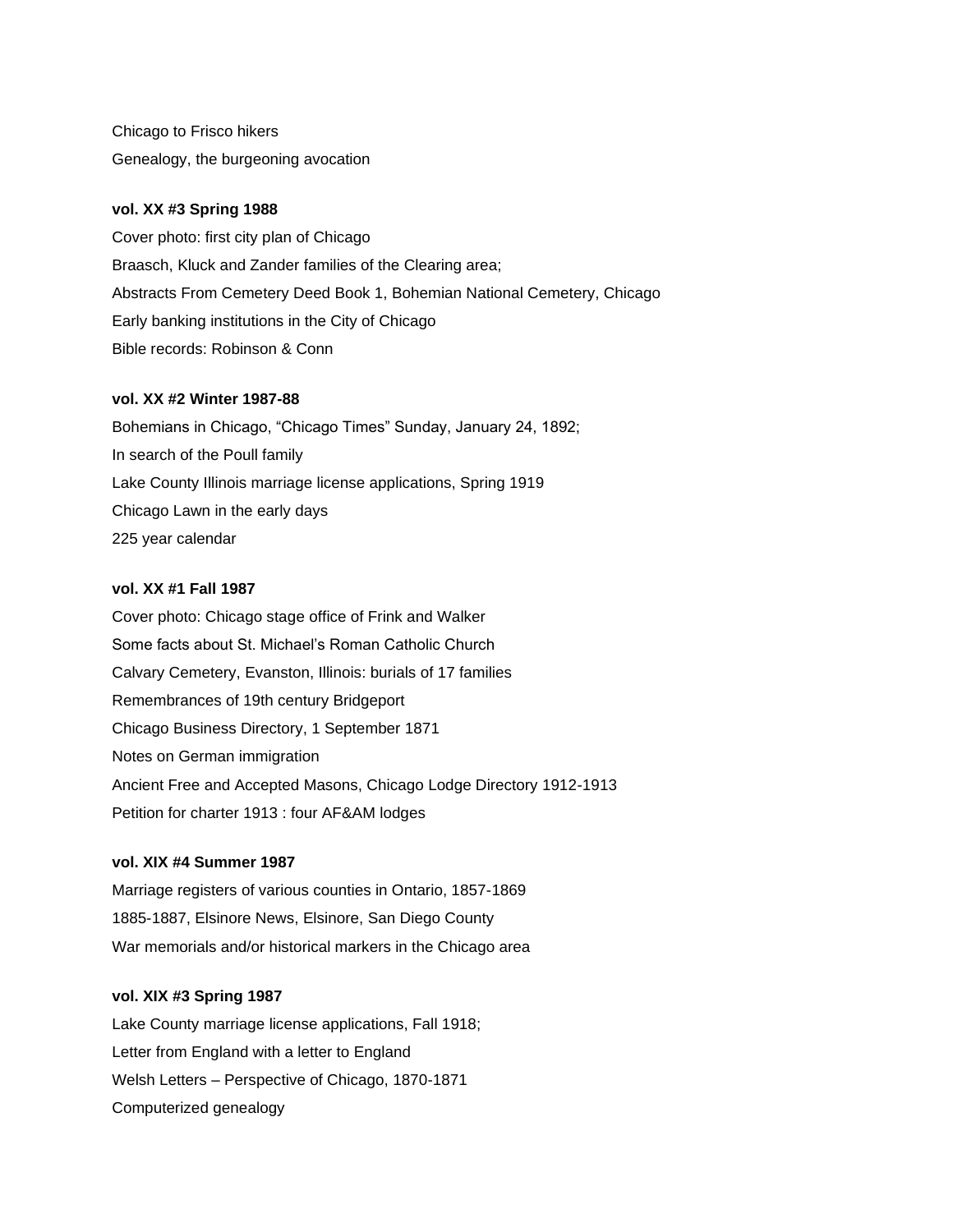Chicago to Frisco hikers

Genealogy, the burgeoning avocation

**vol. XX #3 Spring 1988**

Cover photo: first city plan of Chicago

Braasch, Kluck and Zander families of the Clearing area;

Abstracts From Cemetery Deed Book 1, Bohemian National Cemetery, Chicago

Early banking institutions in the City of Chicago

Bible records: Robinson & Conn

**vol. XX #2 Winter 1987-88**

Bohemians in Chicago, "Chicago Times" Sunday, January 24, 1892;

In search of the Poull family

Lake County Illinois marriage license applications, Spring 1919

Chicago Lawn in the early days

225 year calendar

**vol. XX #1 Fall 1987**

Cover photo: Chicago stage office of Frink and Walker

Some facts about St. Michael's Roman Catholic Church

Calvary Cemetery, Evanston, Illinois: burials of 17 families

Remembrances of 19th century Bridgeport

Chicago Business Directory, 1 September 1871

Notes on German immigration

Ancient Free and Accepted Masons, Chicago Lodge Directory 1912-1913

Petition for charter 1913 : four AF&AM lodges

**vol. XIX #4 Summer 1987**

Marriage registers of various counties in Ontario, 1857-1869

1885-1887, Elsinore News, Elsinore, San Diego County

War memorials and/or historical markers in the Chicago area

**vol. XIX #3 Spring 1987**

Lake County marriage license applications, Fall 1918;

Letter from England with a letter to England

Welsh Letters – Perspective of Chicago, 1870-1871

Computerized genealogy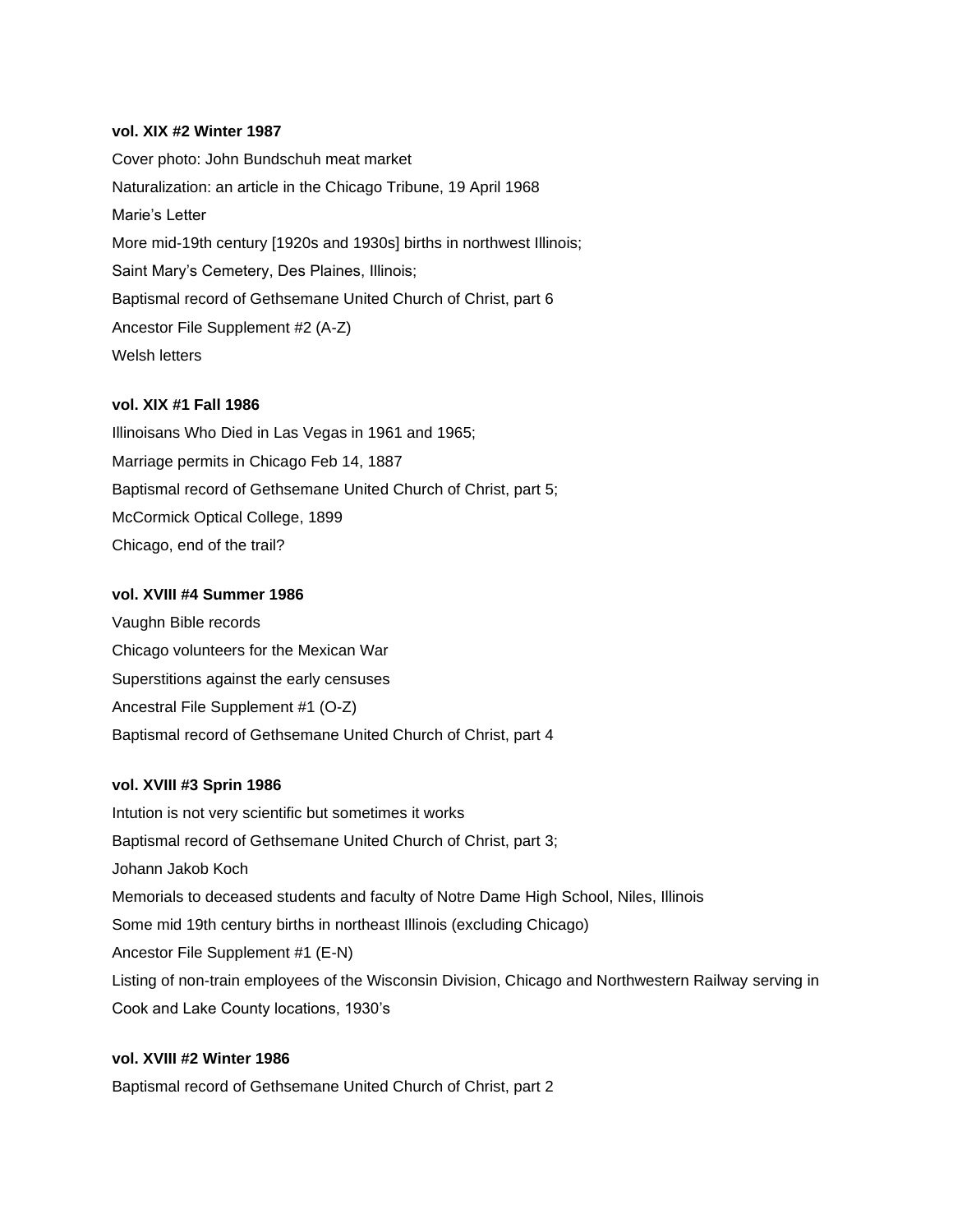**vol. XIX #2 Winter 1987**

Cover photo: John Bundschuh meat market

Naturalization: an article in the Chicago Tribune, 19 April 1968

Marie's Letter

More mid-19th century [1920s and 1930s] births in northwest Illinois;

Saint Mary's Cemetery, Des Plaines, Illinois;

Baptismal record of Gethsemane United Church of Christ, part 6

Ancestor File Supplement #2 (A-Z)

Welsh letters

**vol. XIX #1 Fall 1986**

Illinoisans Who Died in Las Vegas in 1961 and 1965;

Marriage permits in Chicago Feb 14, 1887

Baptismal record of Gethsemane United Church of Christ, part 5;

McCormick Optical College, 1899

Chicago, end of the trail?

**vol. XVIII #4 Summer 1986**

Vaughn Bible records

Chicago volunteers for the Mexican War

Superstitions against the early censuses

Ancestral File Supplement #1 (O-Z)

Baptismal record of Gethsemane United Church of Christ, part 4

**vol. XVIII #3 Sprin 1986**

Intution is not very scientific but sometimes it works

Baptismal record of Gethsemane United Church of Christ, part 3;

Johann Jakob Koch

Memorials to deceased students and faculty of Notre Dame High School, Niles, Illinois

Some mid 19th century births in northeast Illinois (excluding Chicago)

Ancestor File Supplement #1 (E-N)

Listing of non-train employees of the Wisconsin Division, Chicago and Northwestern Railway serving in Cook and Lake County locations, 1930's

**vol. XVIII #2 Winter 1986**

Baptismal record of Gethsemane United Church of Christ, part 2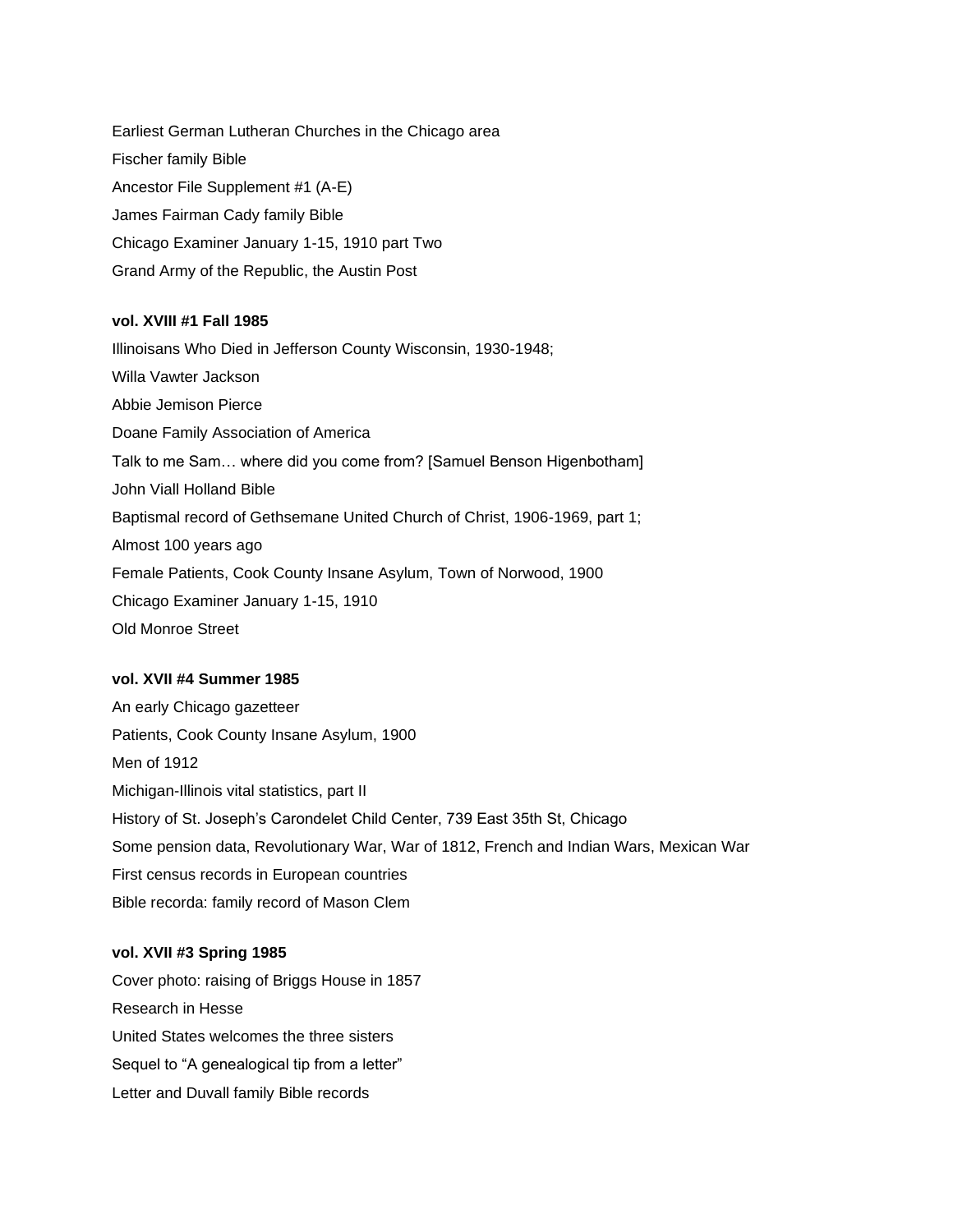Earliest German Lutheran Churches in the Chicago area

Fischer family Bible

Ancestor File Supplement #1 (A-E)

James Fairman Cady family Bible

Chicago Examiner January 1-15, 1910 part Two

Grand Army of the Republic, the Austin Post

**vol. XVIII #1 Fall 1985**

Illinoisans Who Died in Jefferson County Wisconsin, 1930-1948;

Willa Vawter Jackson

Abbie Jemison Pierce

Doane Family Association of America

Talk to me Sam… where did you come from? [Samuel Benson Higenbotham]

John Viall Holland Bible

Baptismal record of Gethsemane United Church of Christ, 1906-1969, part 1;

Almost 100 years ago

Female Patients, Cook County Insane Asylum, Town of Norwood, 1900

Chicago Examiner January 1-15, 1910

Old Monroe Street

**vol. XVII #4 Summer 1985**

An early Chicago gazetteer

Patients, Cook County Insane Asylum, 1900

Men of 1912

Michigan-Illinois vital statistics, part II

History of St. Joseph's Carondelet Child Center, 739 East 35th St, Chicago

Some pension data, Revolutionary War, War of 1812, French and Indian Wars, Mexican War

First census records in European countries

Bible recorda: family record of Mason Clem

**vol. XVII #3 Spring 1985**

Cover photo: raising of Briggs House in 1857

Research in Hesse

United States welcomes the three sisters

Sequel to "A genealogical tip from a letter"

Letter and Duvall family Bible records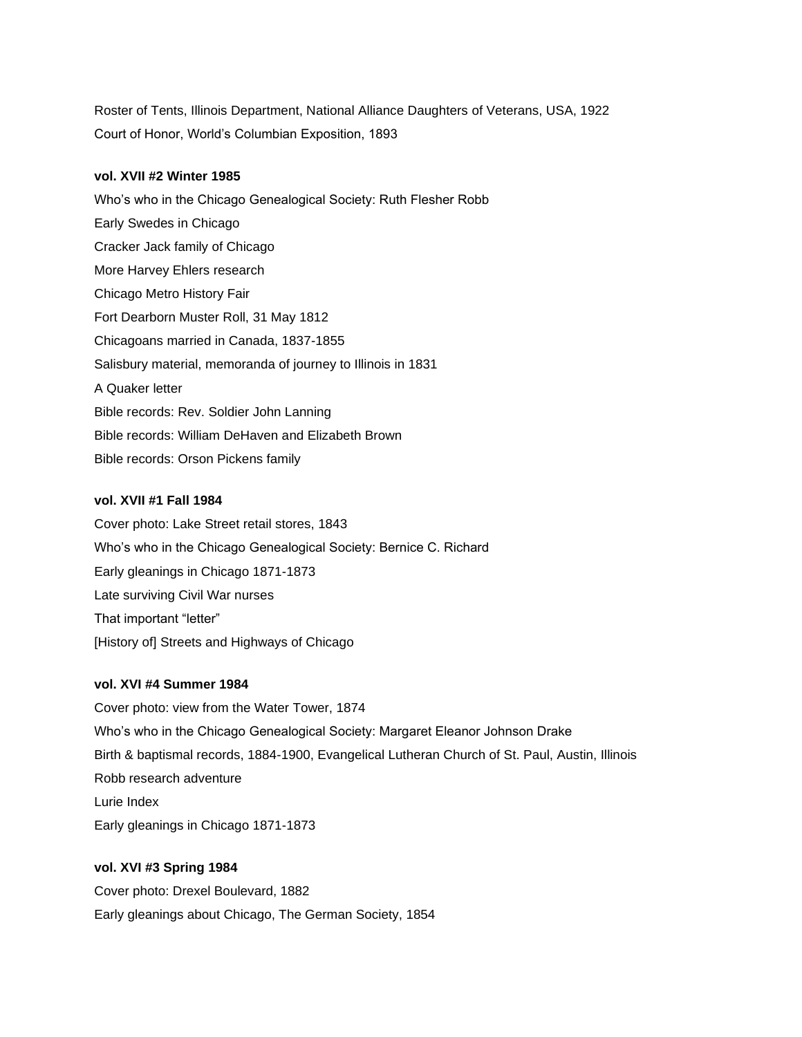Roster of Tents, Illinois Department, National Alliance Daughters of Veterans, USA, 1922

Court of Honor, World's Columbian Exposition, 1893

**vol. XVII #2 Winter 1985**

Who's who in the Chicago Genealogical Society: Ruth Flesher Robb

Early Swedes in Chicago

Cracker Jack family of Chicago

More Harvey Ehlers research

Chicago Metro History Fair

Fort Dearborn Muster Roll, 31 May 1812

Chicagoans married in Canada, 1837-1855

Salisbury material, memoranda of journey to Illinois in 1831

A Quaker letter

Bible records: Rev. Soldier John Lanning

Bible records: William DeHaven and Elizabeth Brown

Bible records: Orson Pickens family

**vol. XVII #1 Fall 1984**

Cover photo: Lake Street retail stores, 1843

Who's who in the Chicago Genealogical Society: Bernice C. Richard

Early gleanings in Chicago 1871-1873

Late surviving Civil War nurses

That important "letter"

[History of] Streets and Highways of Chicago

**vol. XVI #4 Summer 1984**

Cover photo: view from the Water Tower, 1874

Who's who in the Chicago Genealogical Society: Margaret Eleanor Johnson Drake

Birth & baptismal records, 1884-1900, Evangelical Lutheran Church of St. Paul, Austin, Illinois

Robb research adventure

Lurie Index

Early gleanings in Chicago 1871-1873

**vol. XVI #3 Spring 1984**

Cover photo: Drexel Boulevard, 1882

Early gleanings about Chicago, The German Society, 1854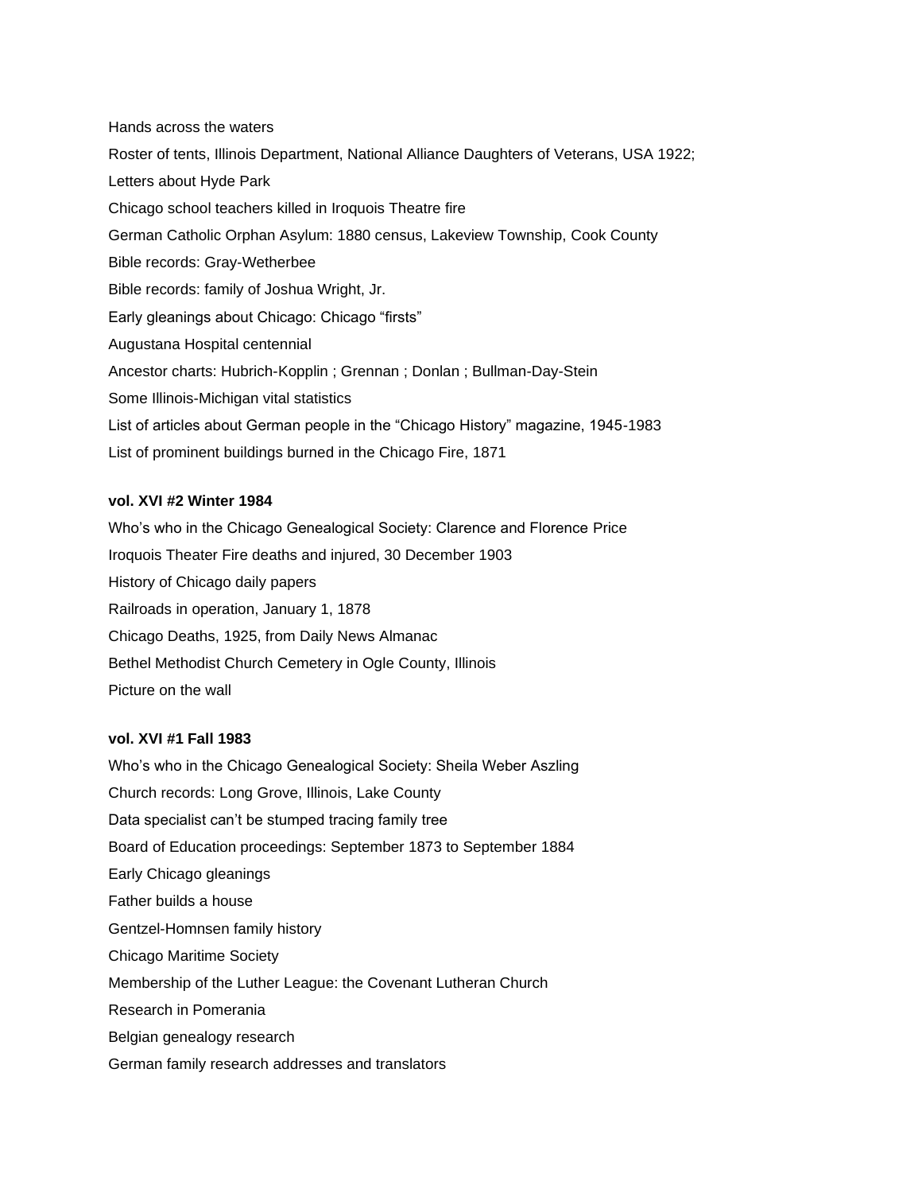Hands across the waters

Roster of tents, Illinois Department, National Alliance Daughters of Veterans, USA 1922;

Letters about Hyde Park

Chicago school teachers killed in Iroquois Theatre fire

German Catholic Orphan Asylum: 1880 census, Lakeview Township, Cook County

Bible records: Gray-Wetherbee

Bible records: family of Joshua Wright, Jr.

Early gleanings about Chicago: Chicago “firsts”

Augustana Hospital centennial

Ancestor charts: Hubrich-Kopplin ; Grennan ; Donlan ; Bullman-Day-Stein

Some Illinois-Michigan vital statistics

List of articles about German people in the “Chicago History” magazine, 1945-1983

List of prominent buildings burned in the Chicago Fire, 1871

**vol. XVI #2 Winter 1984**

Who’s who in the Chicago Genealogical Society: Clarence and Florence Price

Iroquois Theater Fire deaths and injured, 30 December 1903

History of Chicago daily papers

Railroads in operation, January 1, 1878

Chicago Deaths, 1925, from Daily News Almanac

Bethel Methodist Church Cemetery in Ogle County, Illinois

Picture on the wall

**vol. XVI #1 Fall 1983**

Who’s who in the Chicago Genealogical Society: Sheila Weber Aszling

Church records: Long Grove, Illinois, Lake County

Data specialist can’t be stumped tracing family tree

Board of Education proceedings: September 1873 to September 1884

Early Chicago gleanings

Father builds a house

Gentzel-Homnsen family history

Chicago Maritime Society

Membership of the Luther League: the Covenant Lutheran Church

Research in Pomerania

Belgian genealogy research

German family research addresses and translators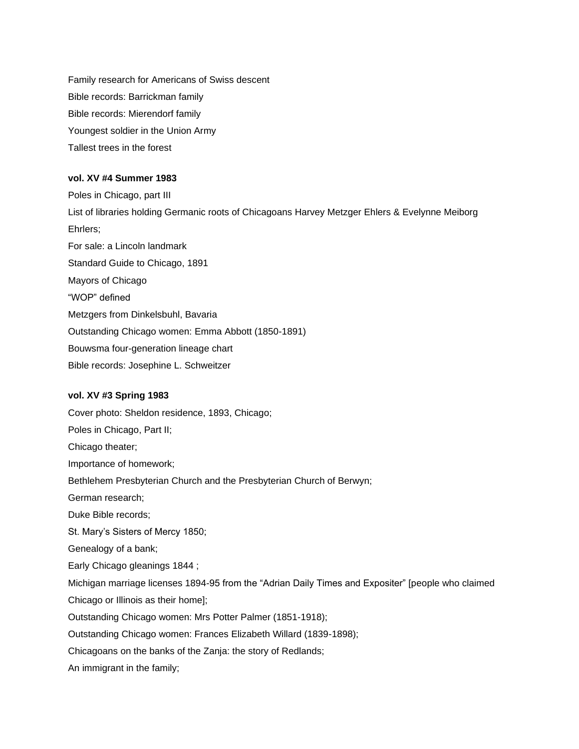Family research for Americans of Swiss descent

Bible records: Barrickman family

Bible records: Mierendorf family

Youngest soldier in the Union Army

Tallest trees in the forest

**vol. XV #4 Summer 1983**

Poles in Chicago, part III

List of libraries holding Germanic roots of Chicagoans Harvey Metzger Ehlers & Evelynne Meiborg Ehrlers;

For sale: a Lincoln landmark

Standard Guide to Chicago, 1891

Mayors of Chicago

"WOP" defined

Metzgers from Dinkelsbuhl, Bavaria

Outstanding Chicago women: Emma Abbott (1850-1891)

Bouwsma four-generation lineage chart

Bible records: Josephine L. Schweitzer

**vol. XV #3 Spring 1983**

Cover photo: Sheldon residence, 1893, Chicago;

Poles in Chicago, Part II;

Chicago theater;

Importance of homework;

Bethlehem Presbyterian Church and the Presbyterian Church of Berwyn;

German research;

Duke Bible records;

St. Mary's Sisters of Mercy 1850;

Genealogy of a bank;

Early Chicago gleanings 1844 ;

Michigan marriage licenses 1894-95 from the "Adrian Daily Times and Expositer" [people who claimed Chicago or Illinois as their home];

Outstanding Chicago women: Mrs Potter Palmer (1851-1918);

Outstanding Chicago women: Frances Elizabeth Willard (1839-1898);

Chicagoans on the banks of the Zanja: the story of Redlands;

An immigrant in the family;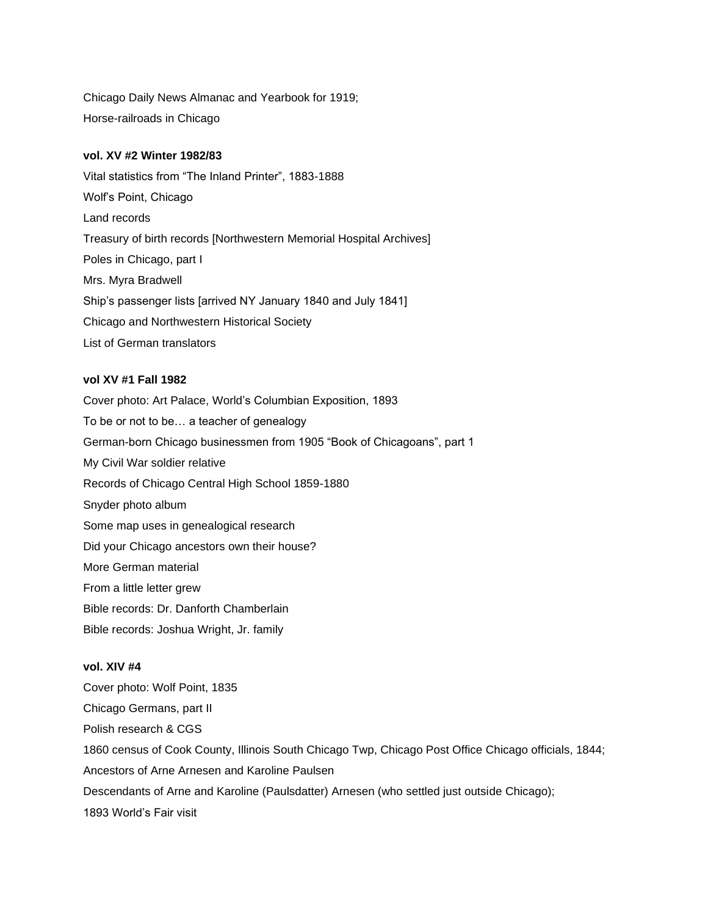Chicago Daily News Almanac and Yearbook for 1919;

Horse-railroads in Chicago

**vol. XV #2 Winter 1982/83**

Vital statistics from "The Inland Printer", 1883-1888

Wolf's Point, Chicago

Land records

Treasury of birth records [Northwestern Memorial Hospital Archives]

Poles in Chicago, part I

Mrs. Myra Bradwell

Ship's passenger lists [arrived NY January 1840 and July 1841]

Chicago and Northwestern Historical Society

List of German translators

**vol XV #1 Fall 1982**

Cover photo: Art Palace, World's Columbian Exposition, 1893

To be or not to be… a teacher of genealogy

German-born Chicago businessmen from 1905 "Book of Chicagoans", part 1

My Civil War soldier relative

Records of Chicago Central High School 1859-1880

Snyder photo album

Some map uses in genealogical research

Did your Chicago ancestors own their house?

More German material

From a little letter grew

Bible records: Dr. Danforth Chamberlain

Bible records: Joshua Wright, Jr. family

**vol. XIV #4**

Cover photo: Wolf Point, 1835

Chicago Germans, part II

Polish research & CGS

1860 census of Cook County, Illinois South Chicago Twp, Chicago Post Office Chicago officials, 1844;

Ancestors of Arne Arnesen and Karoline Paulsen

Descendants of Arne and Karoline (Paulsdatter) Arnesen (who settled just outside Chicago);

1893 World's Fair visit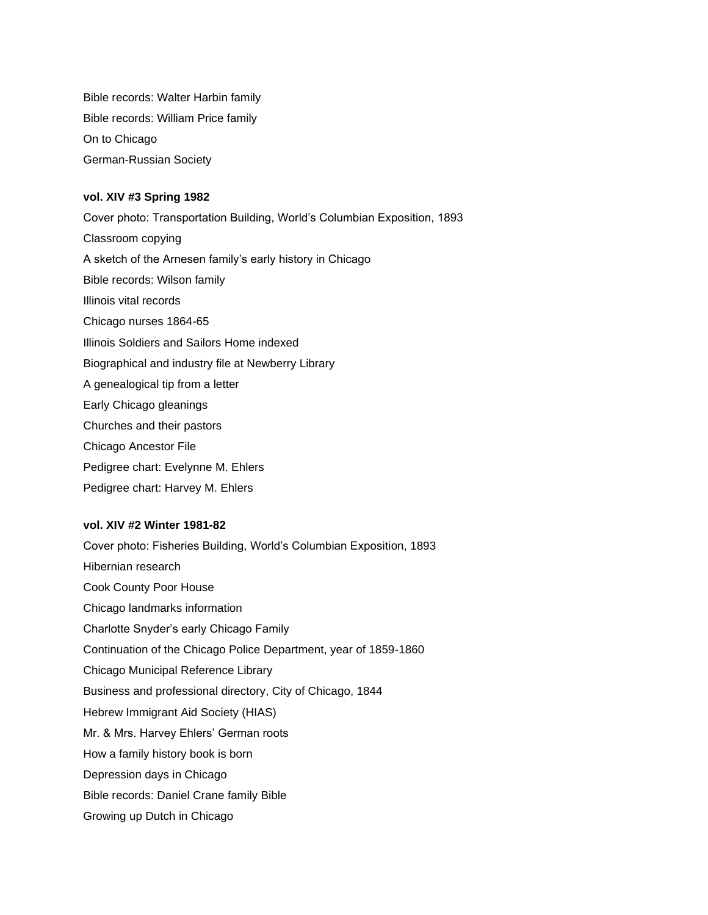Bible records: Walter Harbin family

Bible records: William Price family

On to Chicago

German-Russian Society

**vol. XIV #3 Spring 1982**

Cover photo: Transportation Building, World's Columbian Exposition, 1893

Classroom copying

A sketch of the Arnesen family's early history in Chicago

Bible records: Wilson family

Illinois vital records

Chicago nurses 1864-65

Illinois Soldiers and Sailors Home indexed

Biographical and industry file at Newberry Library

A genealogical tip from a letter

Early Chicago gleanings

Churches and their pastors

Chicago Ancestor File

Pedigree chart: Evelynne M. Ehlers

Pedigree chart: Harvey M. Ehlers

**vol. XIV #2 Winter 1981-82**

Cover photo: Fisheries Building, World's Columbian Exposition, 1893

Hibernian research

Cook County Poor House

Chicago landmarks information

Charlotte Snyder's early Chicago Family

Continuation of the Chicago Police Department, year of 1859-1860

Chicago Municipal Reference Library

Business and professional directory, City of Chicago, 1844

Hebrew Immigrant Aid Society (HIAS)

Mr. & Mrs. Harvey Ehlers' German roots

How a family history book is born

Depression days in Chicago

Bible records: Daniel Crane family Bible

Growing up Dutch in Chicago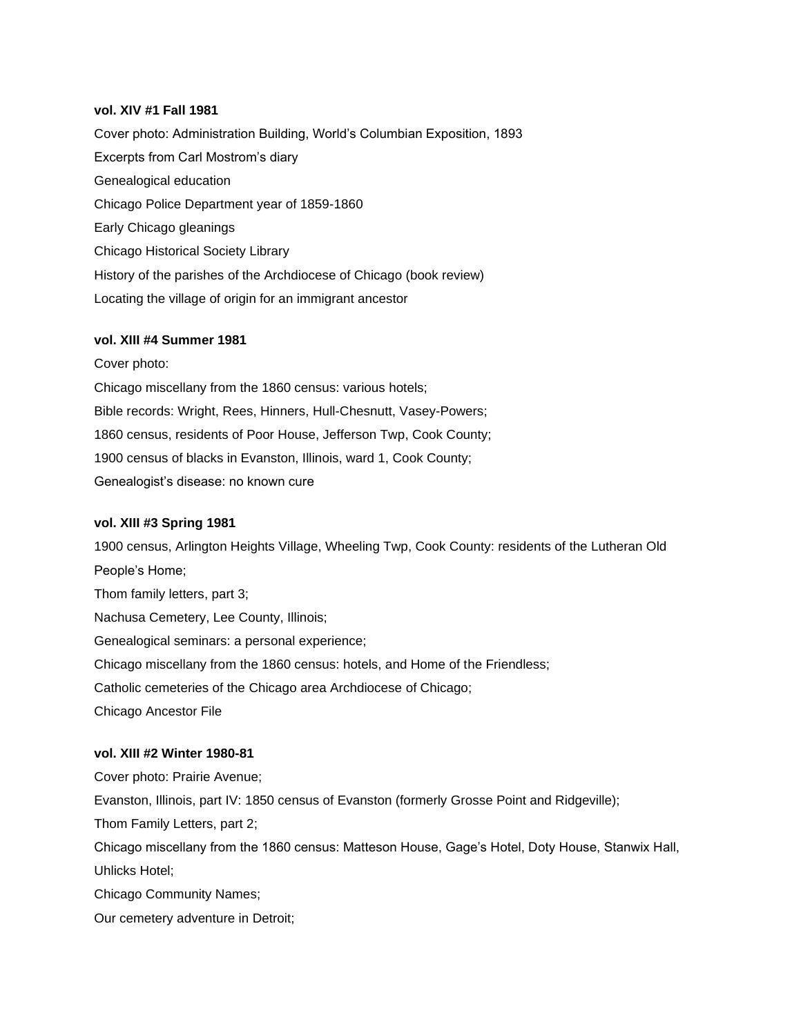**vol. XIV #1 Fall 1981**

Cover photo: Administration Building, World's Columbian Exposition, 1893

Excerpts from Carl Mostrom's diary

Genealogical education

Chicago Police Department year of 1859-1860

Early Chicago gleanings

Chicago Historical Society Library

History of the parishes of the Archdiocese of Chicago (book review)

Locating the village of origin for an immigrant ancestor

**vol. XIII #4 Summer 1981**

Cover photo:

Chicago miscellany from the 1860 census: various hotels;

Bible records: Wright, Rees, Hinners, Hull-Chesnutt, Vasey-Powers;

1860 census, residents of Poor House, Jefferson Twp, Cook County;

1900 census of blacks in Evanston, Illinois, ward 1, Cook County;

Genealogist's disease: no known cure

**vol. XIII #3 Spring 1981**

1900 census, Arlington Heights Village, Wheeling Twp, Cook County: residents of the Lutheran Old People's Home;

Thom family letters, part 3;

Nachusa Cemetery, Lee County, Illinois;

Genealogical seminars: a personal experience;

Chicago miscellany from the 1860 census: hotels, and Home of the Friendless;

Catholic cemeteries of the Chicago area Archdiocese of Chicago;

Chicago Ancestor File

**vol. XIII #2 Winter 1980-81**

Cover photo: Prairie Avenue;

Evanston, Illinois, part IV: 1850 census of Evanston (formerly Grosse Point and Ridgeville);

Thom Family Letters, part 2;

Chicago miscellany from the 1860 census: Matteson House, Gage's Hotel, Doty House, Stanwix Hall, Uhlicks Hotel;

Chicago Community Names;

Our cemetery adventure in Detroit;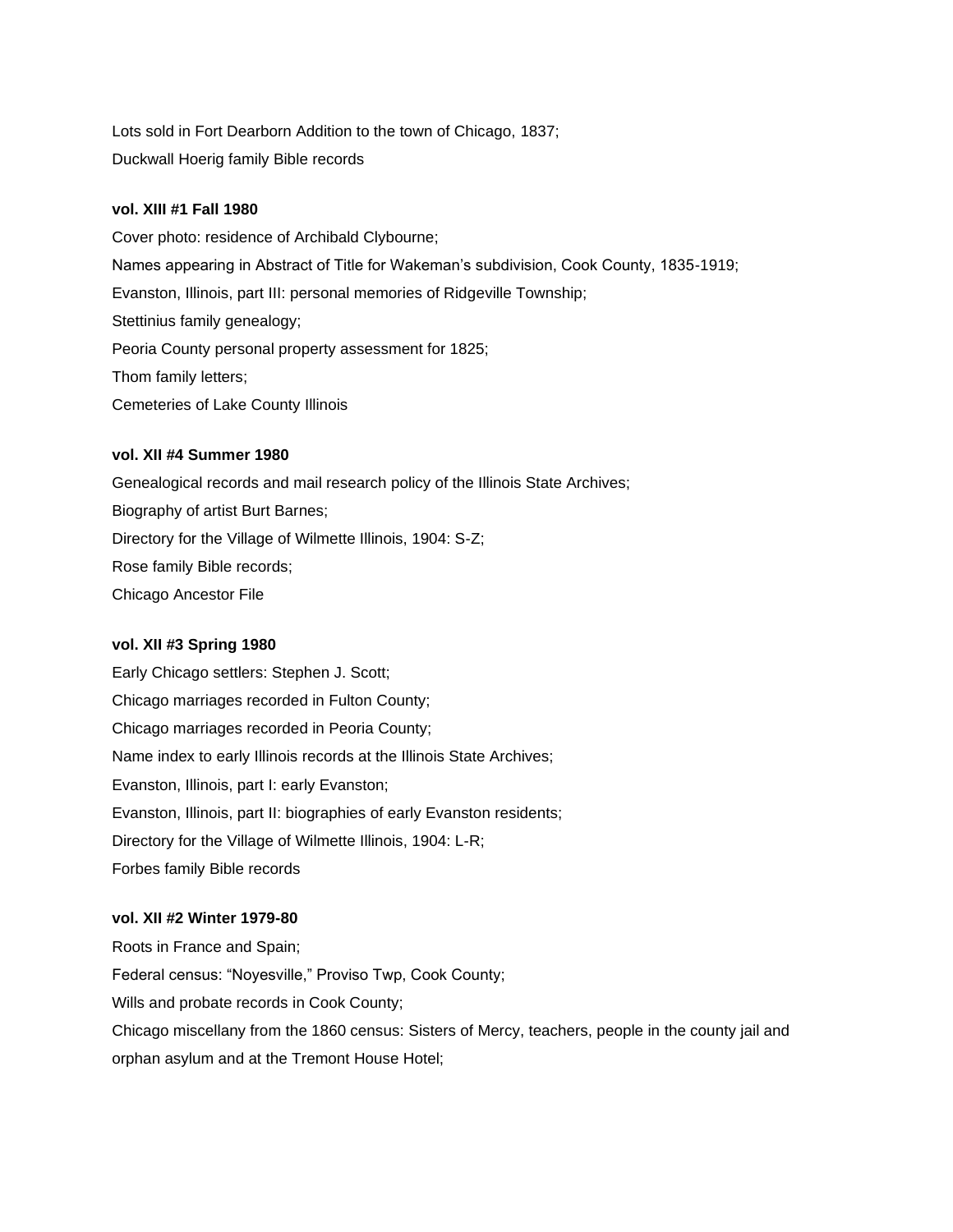Lots sold in Fort Dearborn Addition to the town of Chicago, 1837;

Duckwall Hoerig family Bible records

**vol. XIII #1 Fall 1980**

Cover photo: residence of Archibald Clybourne;

Names appearing in Abstract of Title for Wakeman's subdivision, Cook County, 1835-1919;

Evanston, Illinois, part III: personal memories of Ridgeville Township;

Stettinius family genealogy;

Peoria County personal property assessment for 1825;

Thom family letters;

Cemeteries of Lake County Illinois

**vol. XII #4 Summer 1980**

Genealogical records and mail research policy of the Illinois State Archives;

Biography of artist Burt Barnes;

Directory for the Village of Wilmette Illinois, 1904: S-Z;

Rose family Bible records;

Chicago Ancestor File

**vol. XII #3 Spring 1980**

Early Chicago settlers: Stephen J. Scott;

Chicago marriages recorded in Fulton County;

Chicago marriages recorded in Peoria County;

Name index to early Illinois records at the Illinois State Archives;

Evanston, Illinois, part I: early Evanston;

Evanston, Illinois, part II: biographies of early Evanston residents;

Directory for the Village of Wilmette Illinois, 1904: L-R;

Forbes family Bible records

**vol. XII #2 Winter 1979-80**

Roots in France and Spain;

Federal census: "Noyesville," Proviso Twp, Cook County;

Wills and probate records in Cook County;

Chicago miscellany from the 1860 census: Sisters of Mercy, teachers, people in the county jail and orphan asylum and at the Tremont House Hotel;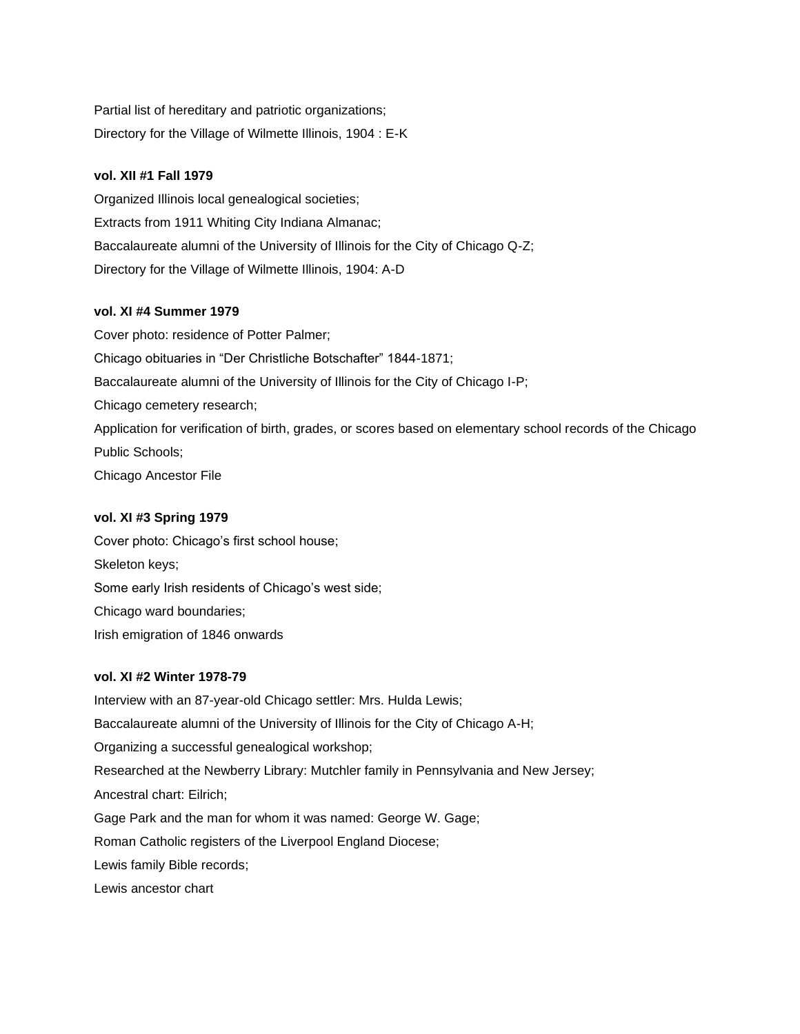Partial list of hereditary and patriotic organizations;

Directory for the Village of Wilmette Illinois, 1904 : E-K

**vol. XII #1 Fall 1979**

Organized Illinois local genealogical societies;

Extracts from 1911 Whiting City Indiana Almanac;

Baccalaureate alumni of the University of Illinois for the City of Chicago Q-Z;

Directory for the Village of Wilmette Illinois, 1904: A-D

**vol. XI #4 Summer 1979**

Cover photo: residence of Potter Palmer;

Chicago obituaries in “Der Christliche Botschafter” 1844-1871;

Baccalaureate alumni of the University of Illinois for the City of Chicago I-P;

Chicago cemetery research;

Application for verification of birth, grades, or scores based on elementary school records of the Chicago Public Schools;

Chicago Ancestor File

**vol. XI #3 Spring 1979**

Cover photo: Chicago’s first school house;

Skeleton keys;

Some early Irish residents of Chicago’s west side;

Chicago ward boundaries;

Irish emigration of 1846 onwards

**vol. XI #2 Winter 1978-79**

Interview with an 87-year-old Chicago settler: Mrs. Hulda Lewis;

Baccalaureate alumni of the University of Illinois for the City of Chicago A-H;

Organizing a successful genealogical workshop;

Researched at the Newberry Library: Mutchler family in Pennsylvania and New Jersey;

Ancestral chart: Eilrich;

Gage Park and the man for whom it was named: George W. Gage;

Roman Catholic registers of the Liverpool England Diocese;

Lewis family Bible records;

Lewis ancestor chart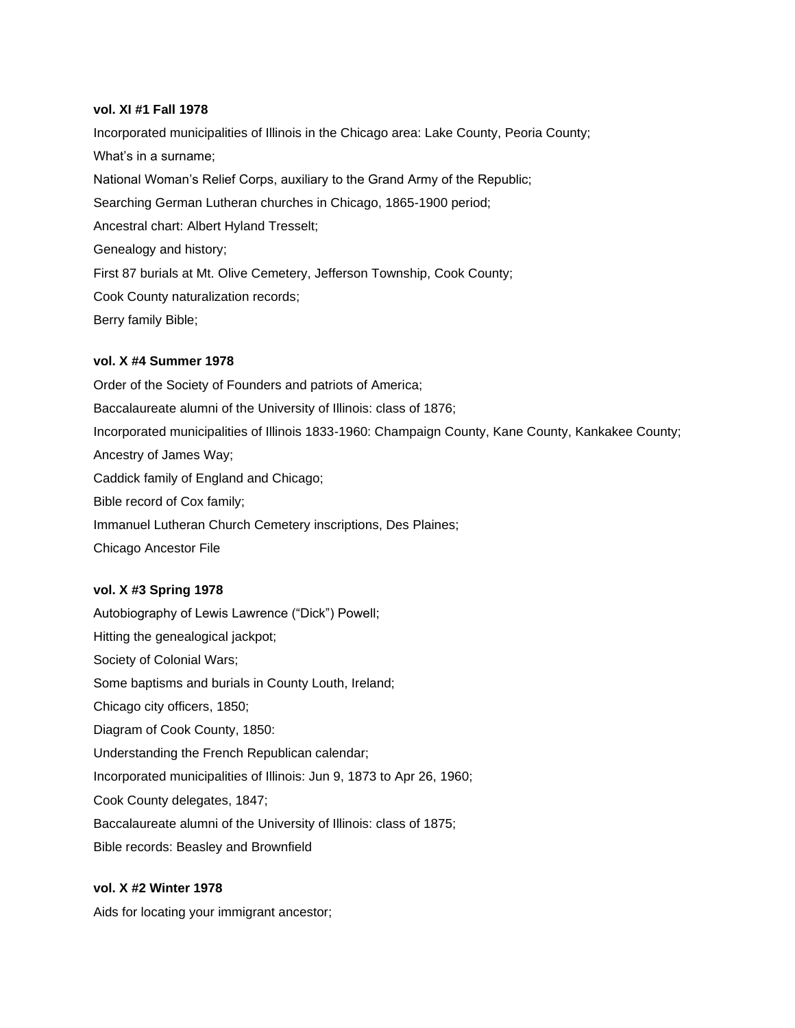**vol. XI #1 Fall 1978**

Incorporated municipalities of Illinois in the Chicago area: Lake County, Peoria County;

What's in a surname;

National Woman's Relief Corps, auxiliary to the Grand Army of the Republic;

Searching German Lutheran churches in Chicago, 1865-1900 period;

Ancestral chart: Albert Hyland Tresselt;

Genealogy and history;

First 87 burials at Mt. Olive Cemetery, Jefferson Township, Cook County;

Cook County naturalization records;

Berry family Bible;

**vol. X #4 Summer 1978**

Order of the Society of Founders and patriots of America;

Baccalaureate alumni of the University of Illinois: class of 1876;

Incorporated municipalities of Illinois 1833-1960: Champaign County, Kane County, Kankakee County;

Ancestry of James Way;

Caddick family of England and Chicago;

Bible record of Cox family;

Immanuel Lutheran Church Cemetery inscriptions, Des Plaines;

Chicago Ancestor File

**vol. X #3 Spring 1978**

Autobiography of Lewis Lawrence ("Dick") Powell;

Hitting the genealogical jackpot;

Society of Colonial Wars;

Some baptisms and burials in County Louth, Ireland;

Chicago city officers, 1850;

Diagram of Cook County, 1850:

Understanding the French Republican calendar;

Incorporated municipalities of Illinois: Jun 9, 1873 to Apr 26, 1960;

Cook County delegates, 1847;

Baccalaureate alumni of the University of Illinois: class of 1875;

Bible records: Beasley and Brownfield

**vol. X #2 Winter 1978**

Aids for locating your immigrant ancestor;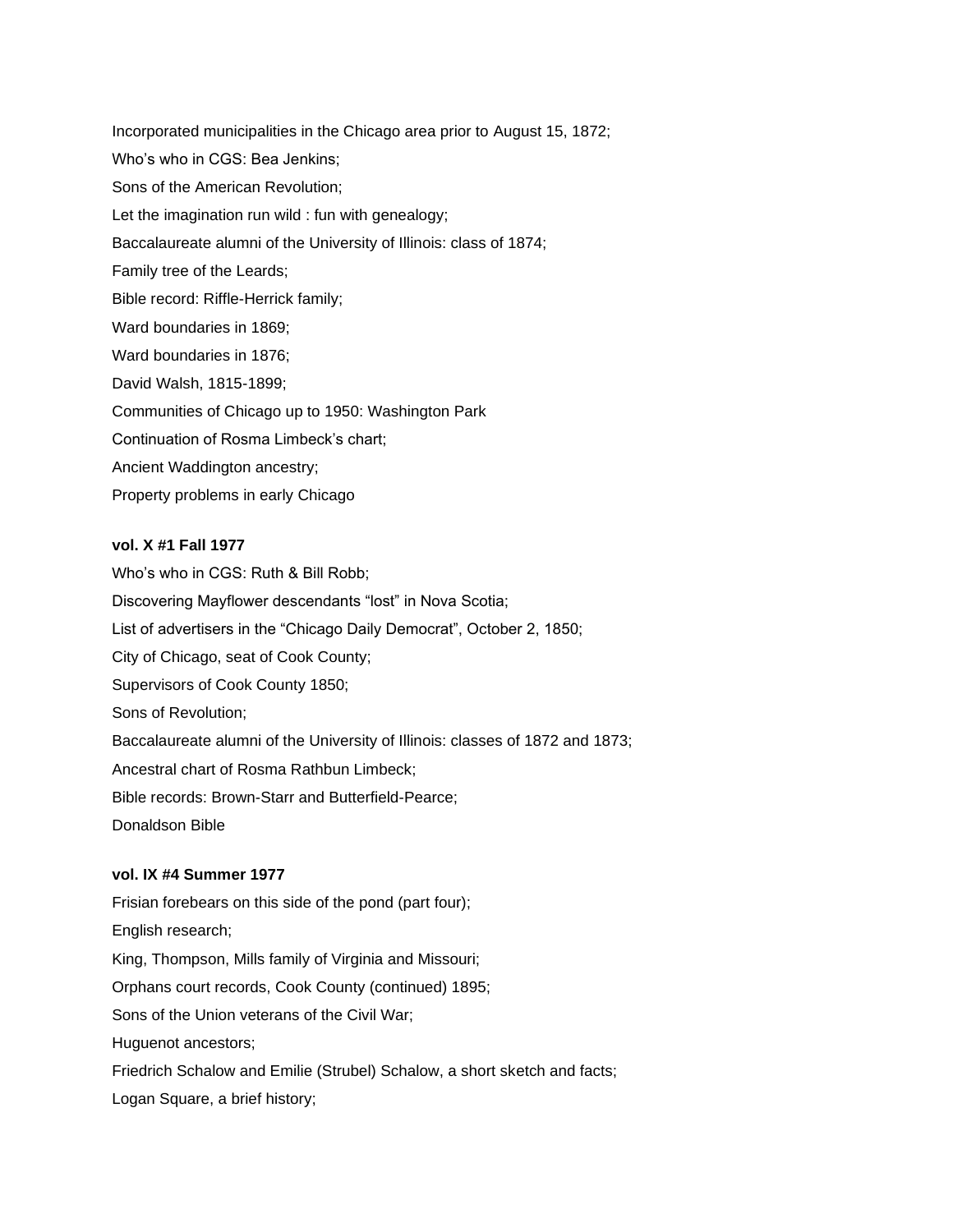Incorporated municipalities in the Chicago area prior to August 15, 1872;

Who's who in CGS: Bea Jenkins;

Sons of the American Revolution;

Let the imagination run wild : fun with genealogy;

Baccalaureate alumni of the University of Illinois: class of 1874;

Family tree of the Leards;

Bible record: Riffle-Herrick family;

Ward boundaries in 1869;

Ward boundaries in 1876;

David Walsh, 1815-1899;

Communities of Chicago up to 1950: Washington Park

Continuation of Rosma Limbeck's chart;

Ancient Waddington ancestry;

Property problems in early Chicago

**vol. X #1 Fall 1977**

Who's who in CGS: Ruth & Bill Robb;

Discovering Mayflower descendants "lost" in Nova Scotia;

List of advertisers in the "Chicago Daily Democrat", October 2, 1850;

City of Chicago, seat of Cook County;

Supervisors of Cook County 1850;

Sons of Revolution;

Baccalaureate alumni of the University of Illinois: classes of 1872 and 1873;

Ancestral chart of Rosma Rathbun Limbeck;

Bible records: Brown-Starr and Butterfield-Pearce;

Donaldson Bible

**vol. IX #4 Summer 1977**

Frisian forebears on this side of the pond (part four);

English research;

King, Thompson, Mills family of Virginia and Missouri;

Orphans court records, Cook County (continued) 1895;

Sons of the Union veterans of the Civil War;

Huguenot ancestors;

Friedrich Schalow and Emilie (Strubel) Schalow, a short sketch and facts;

Logan Square, a brief history;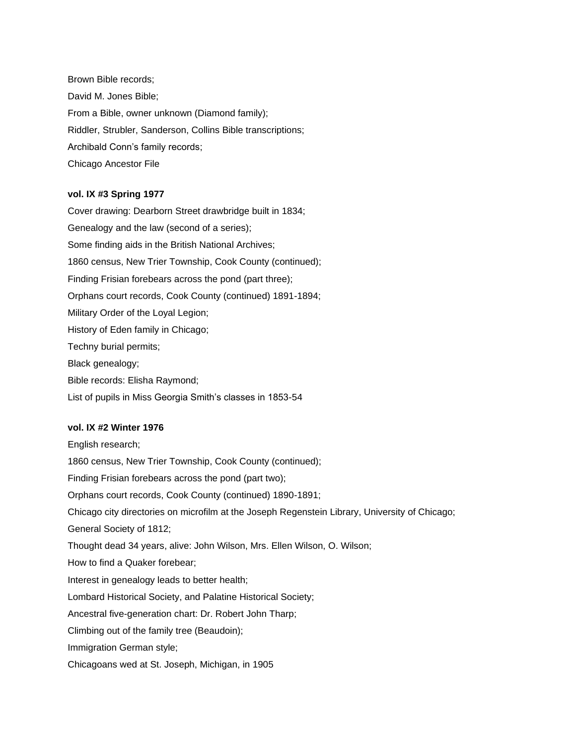Brown Bible records;

David M. Jones Bible;

From a Bible, owner unknown (Diamond family);

Riddler, Strubler, Sanderson, Collins Bible transcriptions;

Archibald Conn's family records;

Chicago Ancestor File

**vol. IX #3 Spring 1977**

Cover drawing: Dearborn Street drawbridge built in 1834;

Genealogy and the law (second of a series);

Some finding aids in the British National Archives;

1860 census, New Trier Township, Cook County (continued);

Finding Frisian forebears across the pond (part three);

Orphans court records, Cook County (continued) 1891-1894;

Military Order of the Loyal Legion;

History of Eden family in Chicago;

Techny burial permits;

Black genealogy;

Bible records: Elisha Raymond;

List of pupils in Miss Georgia Smith's classes in 1853-54

**vol. IX #2 Winter 1976**

English research;

1860 census, New Trier Township, Cook County (continued);

Finding Frisian forebears across the pond (part two);

Orphans court records, Cook County (continued) 1890-1891;

Chicago city directories on microfilm at the Joseph Regenstein Library, University of Chicago;

General Society of 1812;

Thought dead 34 years, alive: John Wilson, Mrs. Ellen Wilson, O. Wilson;

How to find a Quaker forebear;

Interest in genealogy leads to better health;

Lombard Historical Society, and Palatine Historical Society;

Ancestral five-generation chart: Dr. Robert John Tharp;

Climbing out of the family tree (Beaudoin);

Immigration German style;

Chicagoans wed at St. Joseph, Michigan, in 1905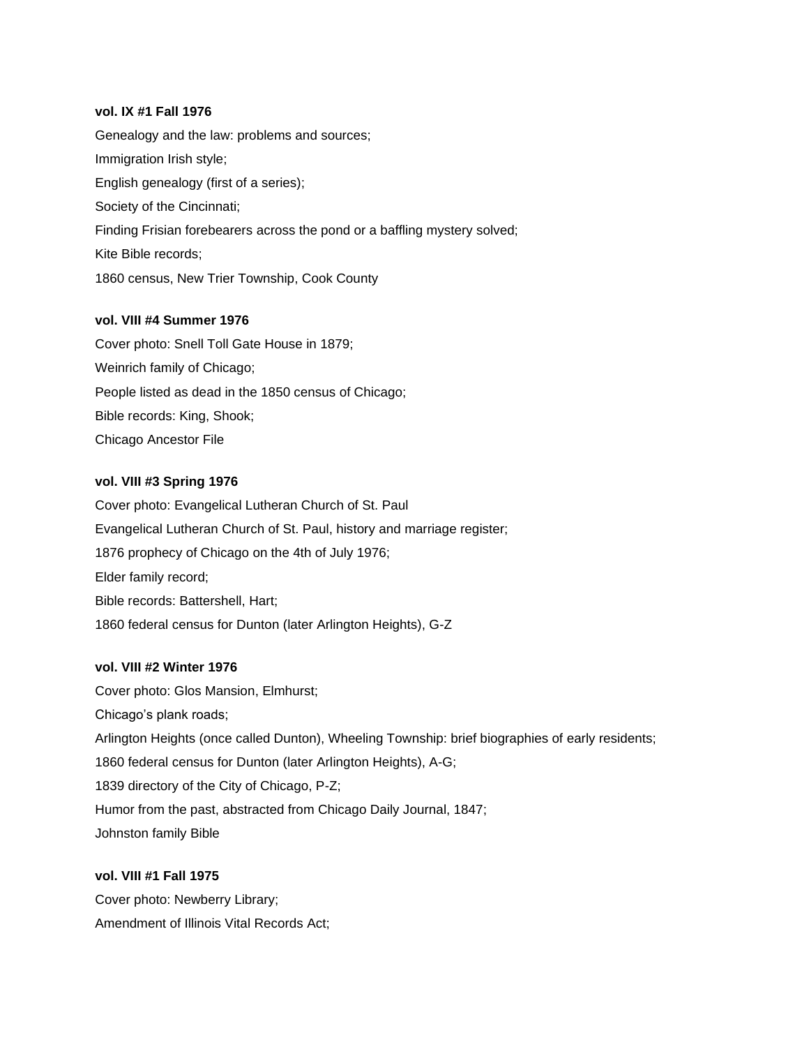**vol. IX #1 Fall 1976**

Genealogy and the law: problems and sources;

Immigration Irish style;

English genealogy (first of a series);

Society of the Cincinnati;

Finding Frisian forebearers across the pond or a baffling mystery solved;

Kite Bible records;

1860 census, New Trier Township, Cook County

**vol. VIII #4 Summer 1976**

Cover photo: Snell Toll Gate House in 1879;

Weinrich family of Chicago;

People listed as dead in the 1850 census of Chicago;

Bible records: King, Shook;

Chicago Ancestor File

**vol. VIII #3 Spring 1976**

Cover photo: Evangelical Lutheran Church of St. Paul

Evangelical Lutheran Church of St. Paul, history and marriage register;

1876 prophecy of Chicago on the 4th of July 1976;

Elder family record;

Bible records: Battershell, Hart;

1860 federal census for Dunton (later Arlington Heights), G-Z

**vol. VIII #2 Winter 1976**

Cover photo: Glos Mansion, Elmhurst;

Chicago's plank roads;

Arlington Heights (once called Dunton), Wheeling Township: brief biographies of early residents;

1860 federal census for Dunton (later Arlington Heights), A-G;

1839 directory of the City of Chicago, P-Z;

Humor from the past, abstracted from Chicago Daily Journal, 1847;

Johnston family Bible

**vol. VIII #1 Fall 1975**

Cover photo: Newberry Library;

Amendment of Illinois Vital Records Act;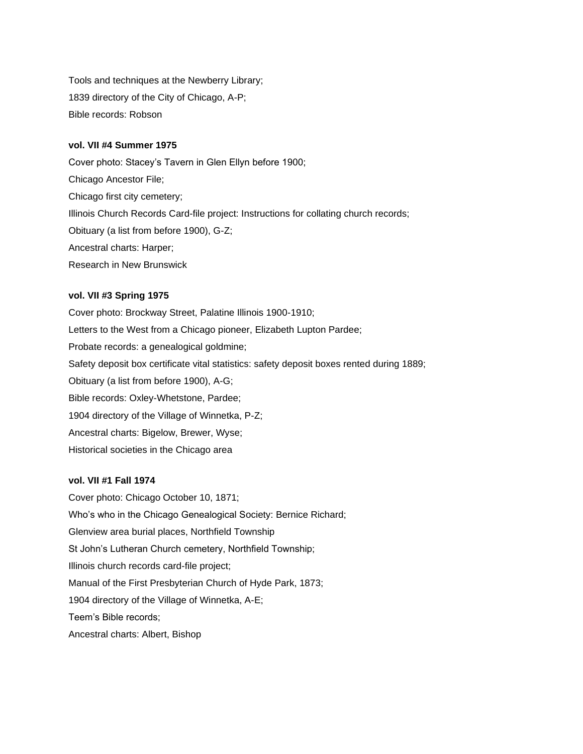Tools and techniques at the Newberry Library;

1839 directory of the City of Chicago, A-P;

Bible records: Robson

**vol. VII #4 Summer 1975**

Cover photo: Stacey's Tavern in Glen Ellyn before 1900;

Chicago Ancestor File;

Chicago first city cemetery;

Illinois Church Records Card-file project: Instructions for collating church records;

Obituary (a list from before 1900), G-Z;

Ancestral charts: Harper;

Research in New Brunswick

**vol. VII #3 Spring 1975**

Cover photo: Brockway Street, Palatine Illinois 1900-1910;

Letters to the West from a Chicago pioneer, Elizabeth Lupton Pardee;

Probate records: a genealogical goldmine;

Safety deposit box certificate vital statistics: safety deposit boxes rented during 1889;

Obituary (a list from before 1900), A-G;

Bible records: Oxley-Whetstone, Pardee;

1904 directory of the Village of Winnetka, P-Z;

Ancestral charts: Bigelow, Brewer, Wyse;

Historical societies in the Chicago area

**vol. VII #1 Fall 1974**

Cover photo: Chicago October 10, 1871;

Who's who in the Chicago Genealogical Society: Bernice Richard;

Glenview area burial places, Northfield Township

St John's Lutheran Church cemetery, Northfield Township;

Illinois church records card-file project;

Manual of the First Presbyterian Church of Hyde Park, 1873;

1904 directory of the Village of Winnetka, A-E;

Teem's Bible records;

Ancestral charts: Albert, Bishop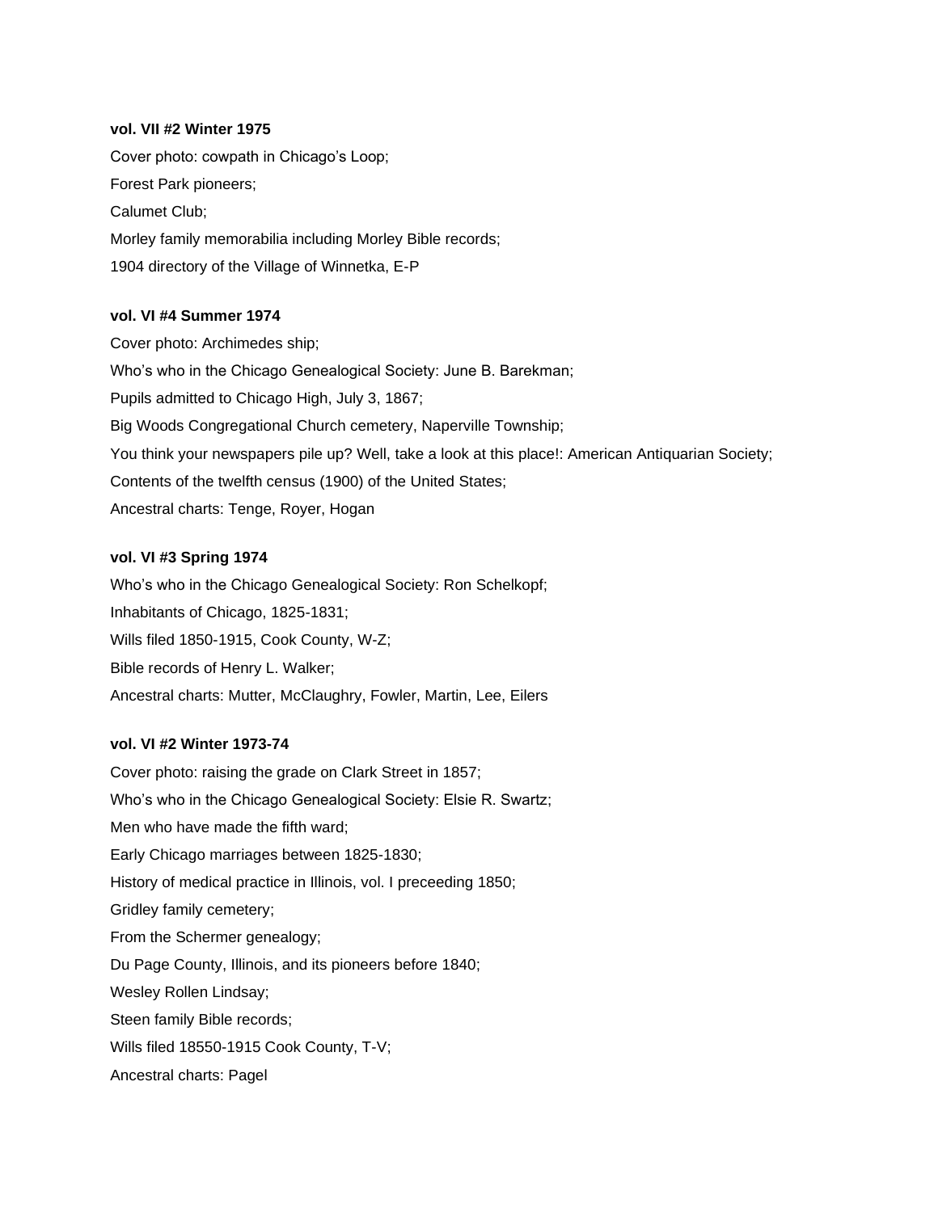**vol. VII #2 Winter 1975**

Cover photo: cowpath in Chicago's Loop;

Forest Park pioneers;

Calumet Club;

Morley family memorabilia including Morley Bible records;

1904 directory of the Village of Winnetka, E-P

**vol. VI #4 Summer 1974**

Cover photo: Archimedes ship;

Who's who in the Chicago Genealogical Society: June B. Barekman;

Pupils admitted to Chicago High, July 3, 1867;

Big Woods Congregational Church cemetery, Naperville Township;

You think your newspapers pile up? Well, take a look at this place!: American Antiquarian Society;

Contents of the twelfth census (1900) of the United States;

Ancestral charts: Tenge, Royer, Hogan

**vol. VI #3 Spring 1974**

Who's who in the Chicago Genealogical Society: Ron Schelkopf;

Inhabitants of Chicago, 1825-1831;

Wills filed 1850-1915, Cook County, W-Z;

Bible records of Henry L. Walker;

Ancestral charts: Mutter, McClaughry, Fowler, Martin, Lee, Eilers

**vol. VI #2 Winter 1973-74**

Cover photo: raising the grade on Clark Street in 1857;

Who's who in the Chicago Genealogical Society: Elsie R. Swartz;

Men who have made the fifth ward;

Early Chicago marriages between 1825-1830;

History of medical practice in Illinois, vol. I preceeding 1850;

Gridley family cemetery;

From the Schermer genealogy;

Du Page County, Illinois, and its pioneers before 1840;

Wesley Rollen Lindsay;

Steen family Bible records;

Wills filed 18550-1915 Cook County, T-V;

Ancestral charts: Pagel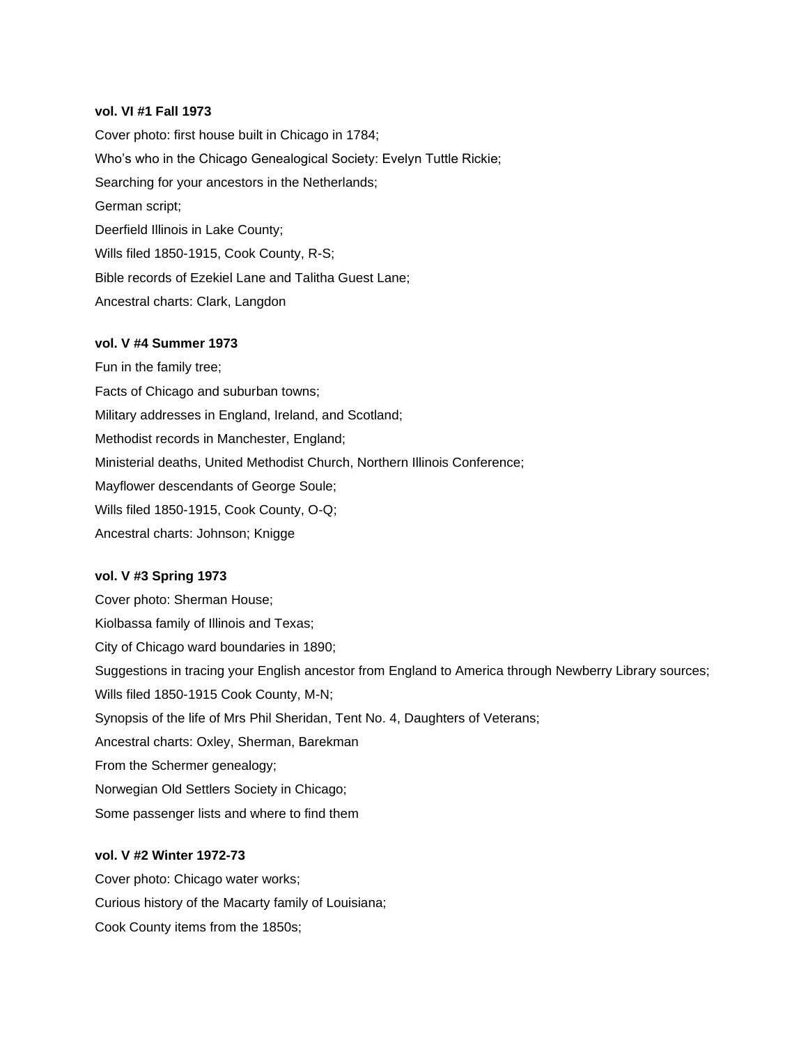**vol. VI #1 Fall 1973**

Cover photo: first house built in Chicago in 1784;

Who's who in the Chicago Genealogical Society: Evelyn Tuttle Rickie;

Searching for your ancestors in the Netherlands;

German script;

Deerfield Illinois in Lake County;

Wills filed 1850-1915, Cook County, R-S;

Bible records of Ezekiel Lane and Talitha Guest Lane;

Ancestral charts: Clark, Langdon

**vol. V #4 Summer 1973**

Fun in the family tree;

Facts of Chicago and suburban towns;

Military addresses in England, Ireland, and Scotland;

Methodist records in Manchester, England;

Ministerial deaths, United Methodist Church, Northern Illinois Conference;

Mayflower descendants of George Soule;

Wills filed 1850-1915, Cook County, O-Q;

Ancestral charts: Johnson; Knigge

**vol. V #3 Spring 1973**

Cover photo: Sherman House;

Kiolbassa family of Illinois and Texas;

City of Chicago ward boundaries in 1890;

Suggestions in tracing your English ancestor from England to America through Newberry Library sources;

Wills filed 1850-1915 Cook County, M-N;

Synopsis of the life of Mrs Phil Sheridan, Tent No. 4, Daughters of Veterans;

Ancestral charts: Oxley, Sherman, Barekman

From the Schermer genealogy;

Norwegian Old Settlers Society in Chicago;

Some passenger lists and where to find them

**vol. V #2 Winter 1972-73**

Cover photo: Chicago water works;

Curious history of the Macarty family of Louisiana;

Cook County items from the 1850s;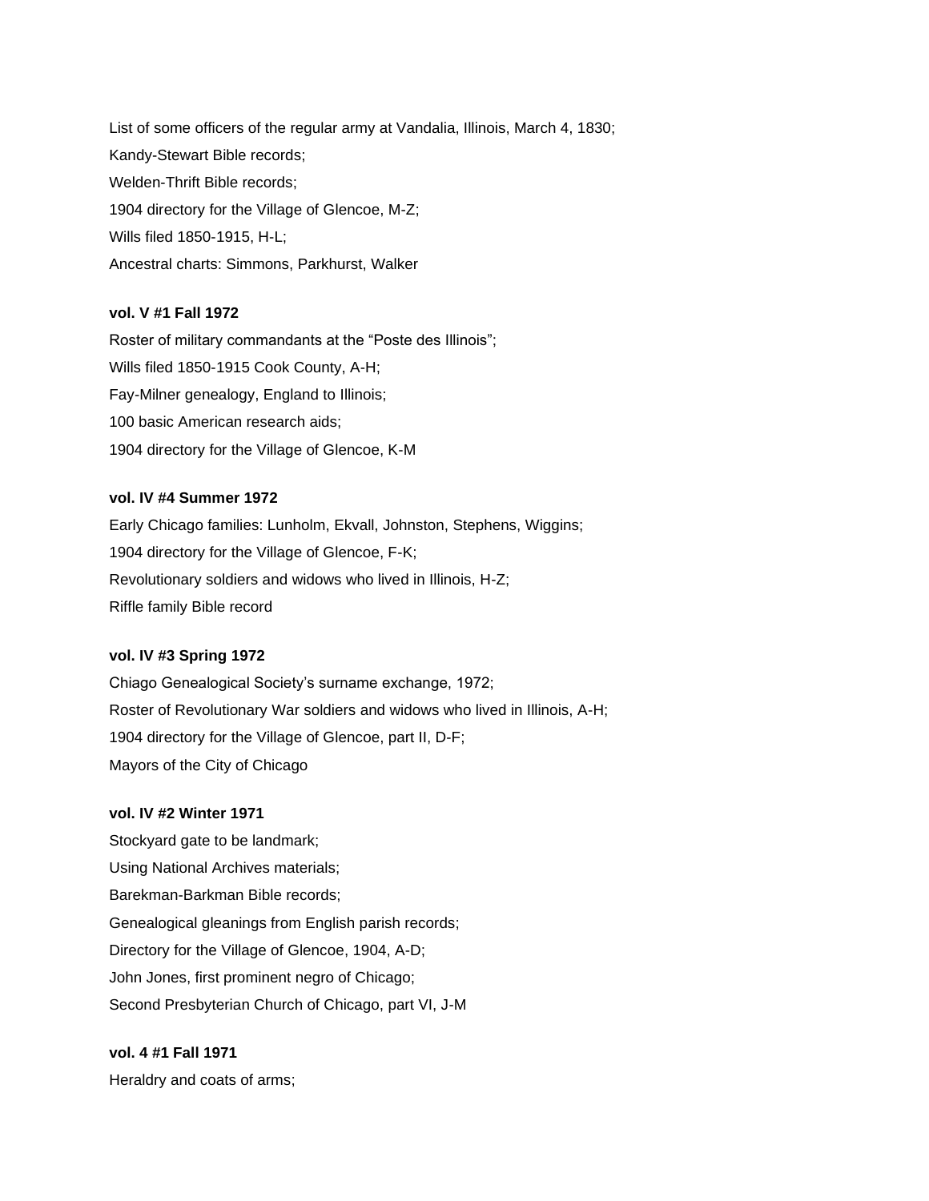List of some officers of the regular army at Vandalia, Illinois, March 4, 1830;

Kandy-Stewart Bible records;

Welden-Thrift Bible records;

1904 directory for the Village of Glencoe, M-Z;

Wills filed 1850-1915, H-L;

Ancestral charts: Simmons, Parkhurst, Walker

**vol. V #1 Fall 1972**

Roster of military commandants at the "Poste des Illinois";

Wills filed 1850-1915 Cook County, A-H;

Fay-Milner genealogy, England to Illinois;

100 basic American research aids;

1904 directory for the Village of Glencoe, K-M

**vol. IV #4 Summer 1972**

Early Chicago families: Lunholm, Ekvall, Johnston, Stephens, Wiggins;

1904 directory for the Village of Glencoe, F-K;

Revolutionary soldiers and widows who lived in Illinois, H-Z;

Riffle family Bible record

**vol. IV #3 Spring 1972**

Chiago Genealogical Society's surname exchange, 1972;

Roster of Revolutionary War soldiers and widows who lived in Illinois, A-H;

1904 directory for the Village of Glencoe, part II, D-F;

Mayors of the City of Chicago

**vol. IV #2 Winter 1971**

Stockyard gate to be landmark;

Using National Archives materials;

Barekman-Barkman Bible records;

Genealogical gleanings from English parish records;

Directory for the Village of Glencoe, 1904, A-D;

John Jones, first prominent negro of Chicago;

Second Presbyterian Church of Chicago, part VI, J-M

**vol. 4 #1 Fall 1971**

Heraldry and coats of arms;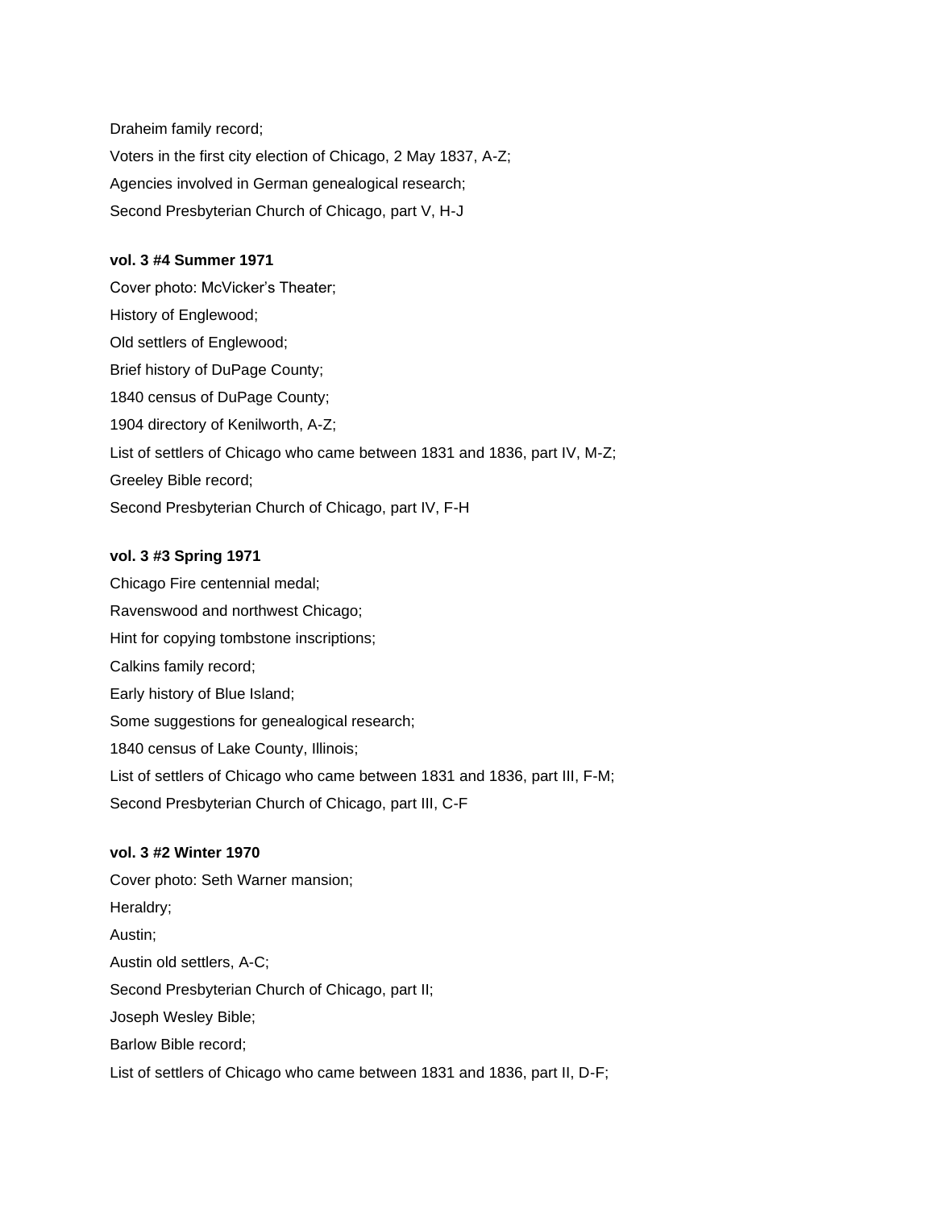Draheim family record;

Voters in the first city election of Chicago, 2 May 1837, A-Z;

Agencies involved in German genealogical research;

Second Presbyterian Church of Chicago, part V, H-J

**vol. 3 #4 Summer 1971**

Cover photo: McVicker's Theater;

History of Englewood;

Old settlers of Englewood;

Brief history of DuPage County;

1840 census of DuPage County;

1904 directory of Kenilworth, A-Z;

List of settlers of Chicago who came between 1831 and 1836, part IV, M-Z;

Greeley Bible record;

Second Presbyterian Church of Chicago, part IV, F-H

**vol. 3 #3 Spring 1971**

Chicago Fire centennial medal;

Ravenswood and northwest Chicago;

Hint for copying tombstone inscriptions;

Calkins family record;

Early history of Blue Island;

Some suggestions for genealogical research;

1840 census of Lake County, Illinois;

List of settlers of Chicago who came between 1831 and 1836, part III, F-M;

Second Presbyterian Church of Chicago, part III, C-F

**vol. 3 #2 Winter 1970**

Cover photo: Seth Warner mansion;

Heraldry;

Austin;

Austin old settlers, A-C;

Second Presbyterian Church of Chicago, part II;

Joseph Wesley Bible;

Barlow Bible record;

List of settlers of Chicago who came between 1831 and 1836, part II, D-F;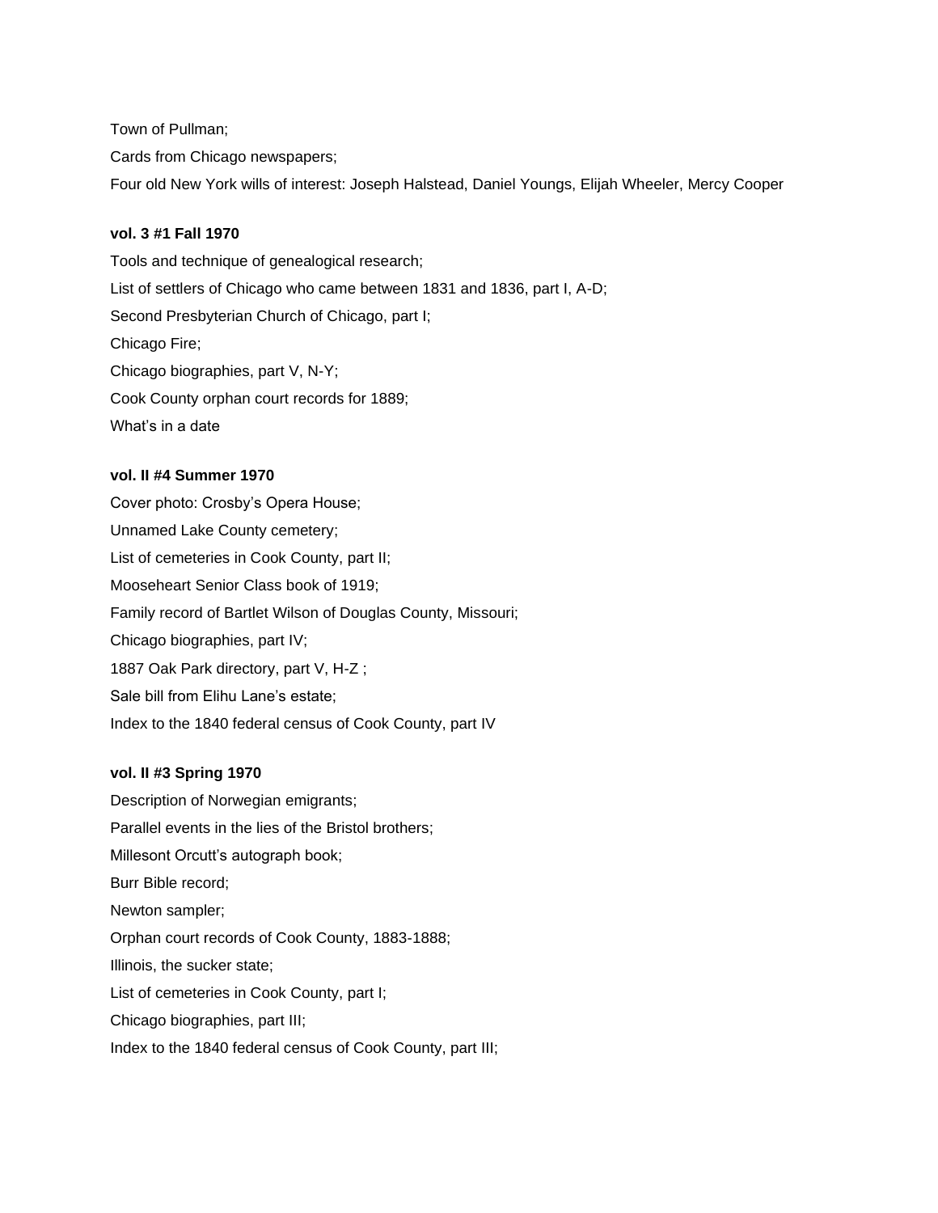Town of Pullman;

Cards from Chicago newspapers;

Four old New York wills of interest: Joseph Halstead, Daniel Youngs, Elijah Wheeler, Mercy Cooper

**vol. 3 #1 Fall 1970**

Tools and technique of genealogical research;

List of settlers of Chicago who came between 1831 and 1836, part I, A-D;

Second Presbyterian Church of Chicago, part I;

Chicago Fire;

Chicago biographies, part V, N-Y;

Cook County orphan court records for 1889;

What's in a date

**vol. II #4 Summer 1970**

Cover photo: Crosby's Opera House;

Unnamed Lake County cemetery;

List of cemeteries in Cook County, part II;

Mooseheart Senior Class book of 1919;

Family record of Bartlet Wilson of Douglas County, Missouri;

Chicago biographies, part IV;

1887 Oak Park directory, part V, H-Z ;

Sale bill from Elihu Lane's estate;

Index to the 1840 federal census of Cook County, part IV

**vol. II #3 Spring 1970**

Description of Norwegian emigrants;

Parallel events in the lies of the Bristol brothers;

Millesont Orcutt's autograph book;

Burr Bible record;

Newton sampler;

Orphan court records of Cook County, 1883-1888;

Illinois, the sucker state;

List of cemeteries in Cook County, part I;

Chicago biographies, part III;

Index to the 1840 federal census of Cook County, part III;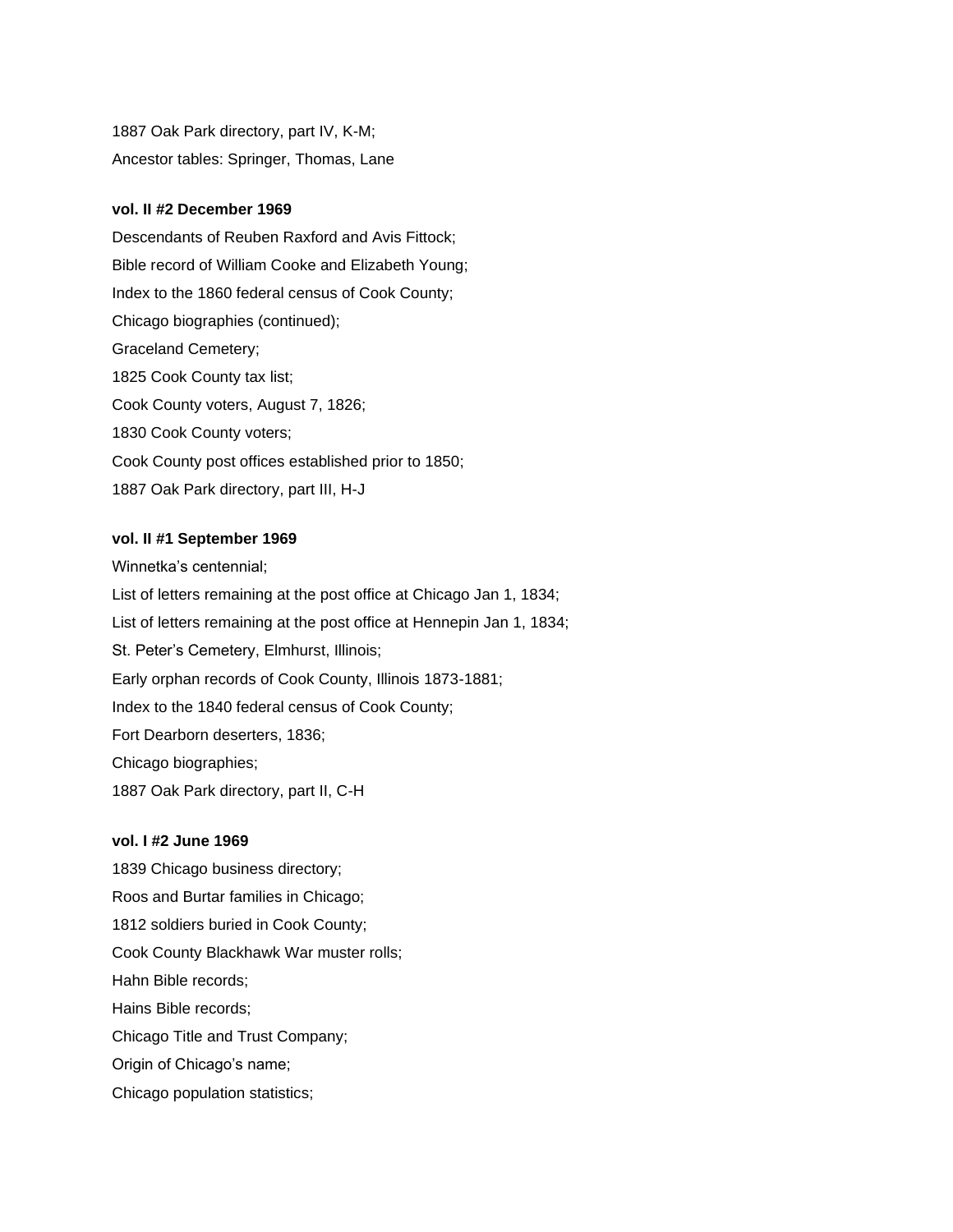1887 Oak Park directory, part IV, K-M;

Ancestor tables: Springer, Thomas, Lane

**vol. II #2 December 1969**

Descendants of Reuben Raxford and Avis Fittock;

Bible record of William Cooke and Elizabeth Young;

Index to the 1860 federal census of Cook County;

Chicago biographies (continued);

Graceland Cemetery;

1825 Cook County tax list;

Cook County voters, August 7, 1826;

1830 Cook County voters;

Cook County post offices established prior to 1850;

1887 Oak Park directory, part III, H-J

**vol. II #1 September 1969**

Winnetka's centennial;

List of letters remaining at the post office at Chicago Jan 1, 1834;

List of letters remaining at the post office at Hennepin Jan 1, 1834;

St. Peter's Cemetery, Elmhurst, Illinois;

Early orphan records of Cook County, Illinois 1873-1881;

Index to the 1840 federal census of Cook County;

Fort Dearborn deserters, 1836;

Chicago biographies;

1887 Oak Park directory, part II, C-H

**vol. I #2 June 1969**

1839 Chicago business directory;

Roos and Burtar families in Chicago;

1812 soldiers buried in Cook County;

Cook County Blackhawk War muster rolls;

Hahn Bible records;

Hains Bible records;

Chicago Title and Trust Company;

Origin of Chicago's name;

Chicago population statistics;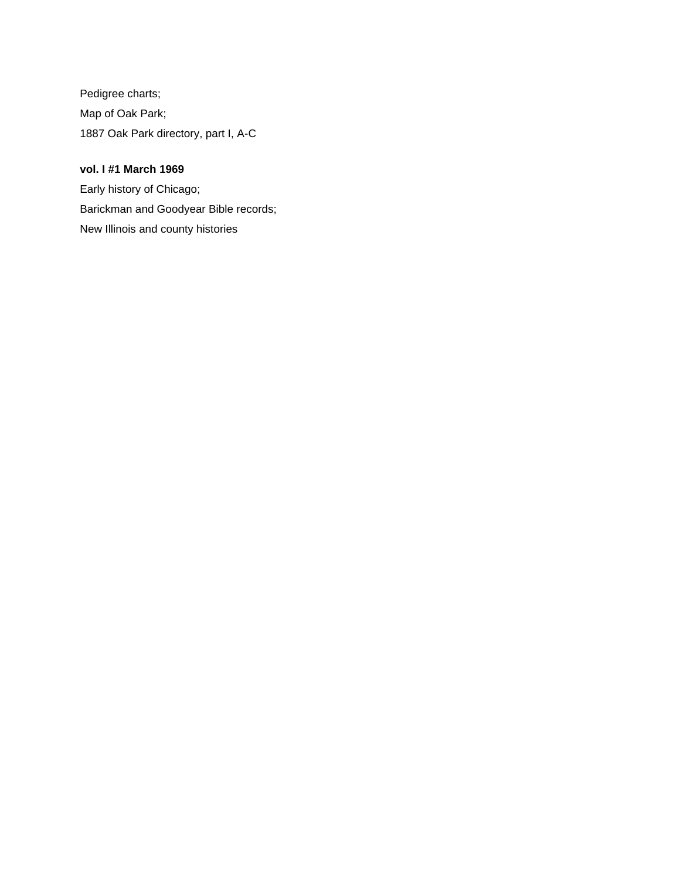Pedigree charts;

Map of Oak Park;

1887 Oak Park directory, part I, A-C

**vol. I #1 March 1969**

Early history of Chicago;

Barickman and Goodyear Bible records;

New Illinois and county histories